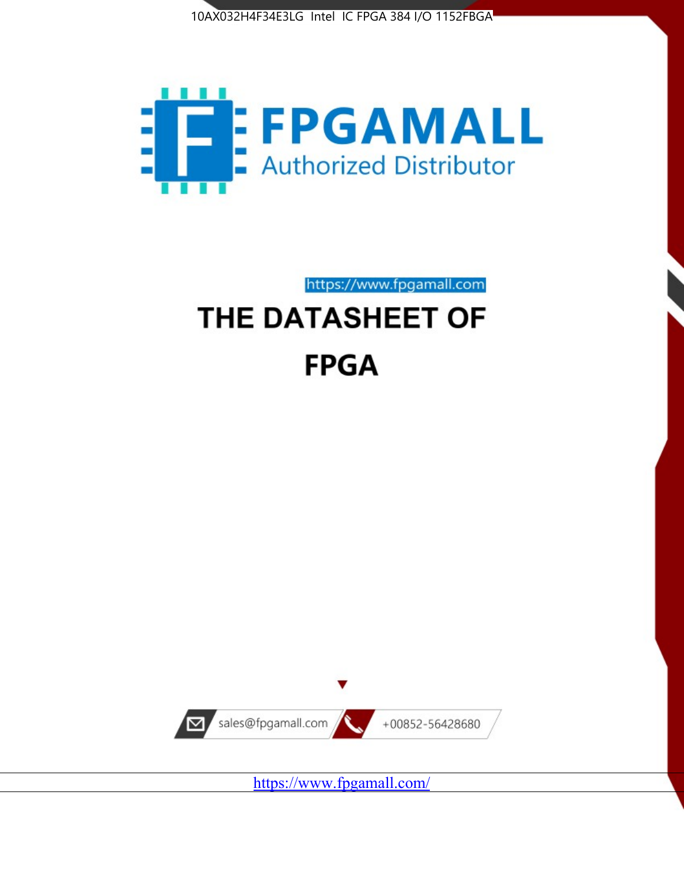10AX032H4F34E3LG Intel IC FPGA 384 I/O 1152FBGA

FPGAMALL

Authorized Distributor

https://www.fpgamall.com

# THE DATASHEET OF

# FPGA

sales@fpgamall.com

+00852-56428680

https://www.fpgamall.com/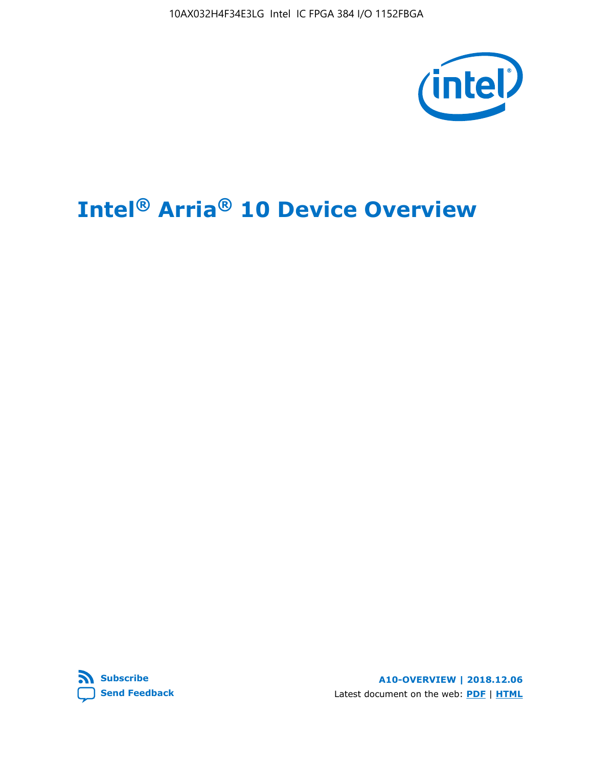# Intel® Arria® 10 Device Overview

**A10-OVERVIEW | 2018.12.06**

Latest document on the web: **PDF** | **HTML**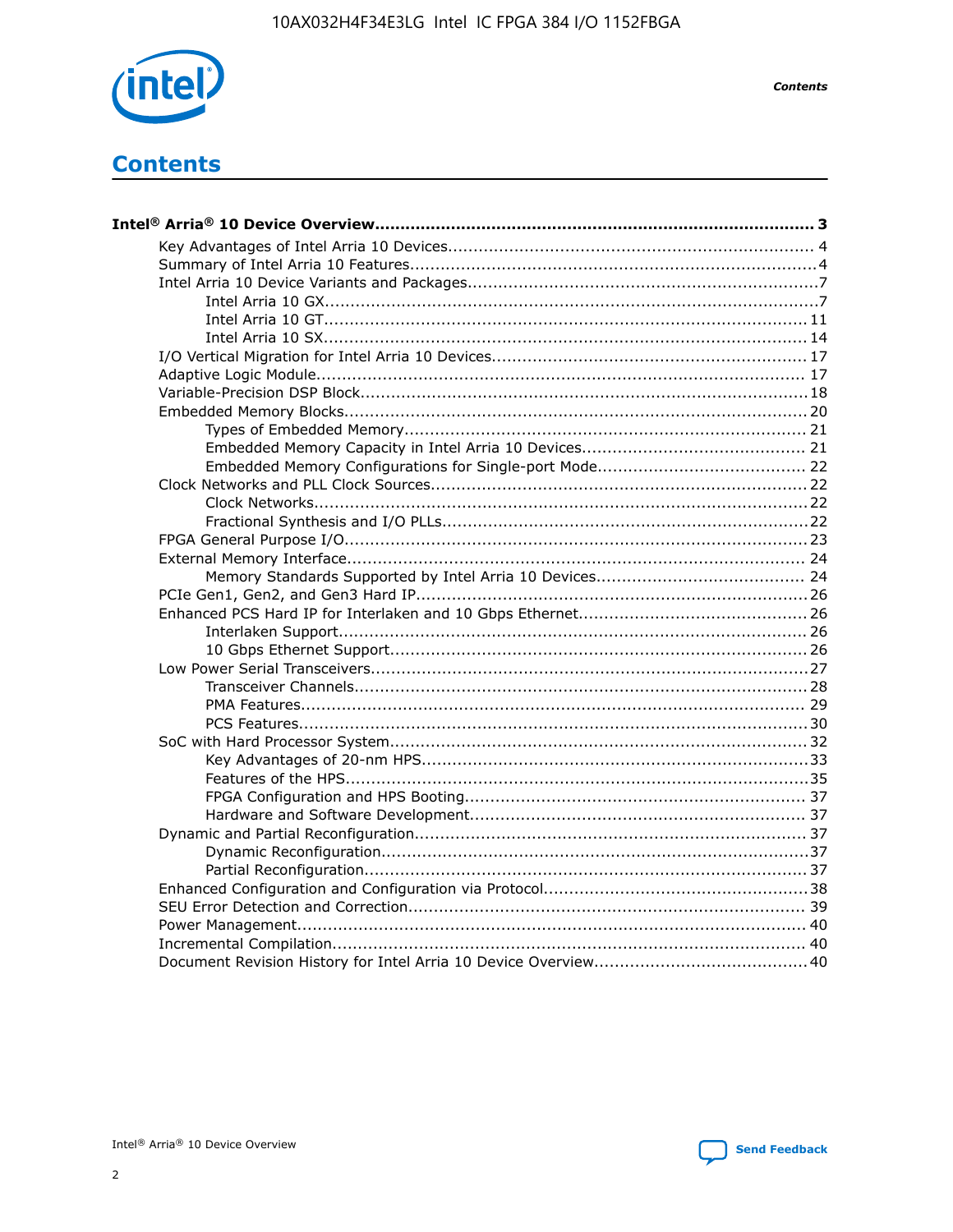# Contents

**Intel® Arria® 10 Device Overview....................................................................................... 3**

- Key Advantages of Intel Arria 10 Devices........................................................................ 4
- Summary of Intel Arria 10 Features................................................................................4
- Intel Arria 10 Device Variants and Packages.....................................................................7
  - Intel Arria 10 GX................................................................................................7
  - Intel Arria 10 GT.............................................................................................. 11
  - Intel Arria 10 SX.............................................................................................. 14
- I/O Vertical Migration for Intel Arria 10 Devices.............................................................. 17
- Adaptive Logic Module................................................................................................ 17
- Variable-Precision DSP Block........................................................................................18
- Embedded Memory Blocks........................................................................................... 20
  - Types of Embedded Memory............................................................................... 21
  - Embedded Memory Capacity in Intel Arria 10 Devices............................................ 21
  - Embedded Memory Configurations for Single-port Mode......................................... 22
- Clock Networks and PLL Clock Sources.......................................................................... 22
  - Clock Networks.................................................................................................22
  - Fractional Synthesis and I/O PLLs........................................................................22
- FPGA General Purpose I/O.......................................................................................... 23
- External Memory Interface.......................................................................................... 24
  - Memory Standards Supported by Intel Arria 10 Devices......................................... 24
- PCIe Gen1, Gen2, and Gen3 Hard IP............................................................................ 26
- Enhanced PCS Hard IP for Interlaken and 10 Gbps Ethernet............................................. 26
  - Interlaken Support............................................................................................ 26
  - 10 Gbps Ethernet Support.................................................................................. 26
- Low Power Serial Transceivers..................................................................................... 27
  - Transceiver Channels......................................................................................... 28
  - PMA Features................................................................................................... 29
  - PCS Features................................................................................................... 30
- SoC with Hard Processor System.................................................................................. 32
  - Key Advantages of 20-nm HPS........................................................................... 33
  - Features of the HPS.......................................................................................... 35
  - FPGA Configuration and HPS Booting................................................................... 37
  - Hardware and Software Development.................................................................. 37
- Dynamic and Partial Reconfiguration............................................................................ 37
  - Dynamic Reconfiguration................................................................................... 37
  - Partial Reconfiguration...................................................................................... 37
- Enhanced Configuration and Configuration via Protocol.................................................... 38
- SEU Error Detection and Correction.............................................................................. 39
- Power Management.................................................................................................... 40
- Incremental Compilation............................................................................................. 40
- Document Revision History for Intel Arria 10 Device Overview.......................................... 40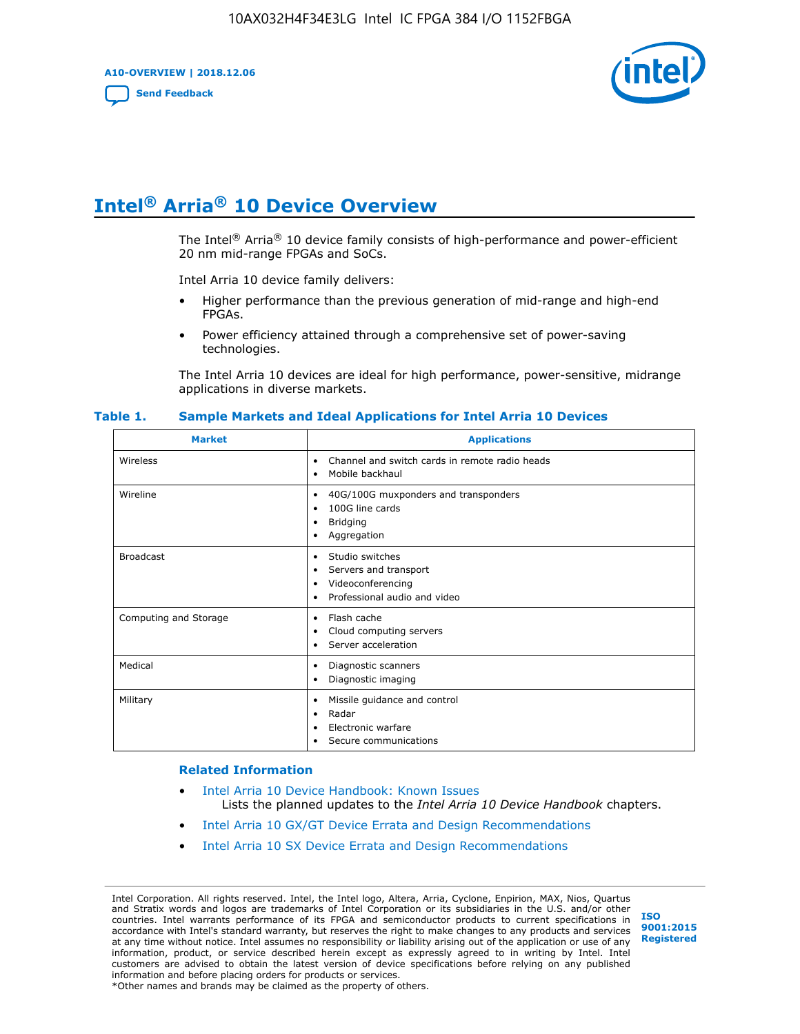# Intel® Arria® 10 Device Overview

The Intel® Arria® 10 device family consists of high-performance and power-efficient 20 nm mid-range FPGAs and SoCs.

Intel Arria 10 device family delivers:

- Higher performance than the previous generation of mid-range and high-end FPGAs.
- Power efficiency attained through a comprehensive set of power-saving technologies.

The Intel Arria 10 devices are ideal for high performance, power-sensitive, midrange applications in diverse markets.

**Table 1. Sample Markets and Ideal Applications for Intel Arria 10 Devices**

| Market | Applications |
|---|---|
| Wireless | • Channel and switch cards in remote radio heads<br>• Mobile backhaul |
| Wireline | • 40G/100G muxponders and transponders<br>• 100G line cards<br>• Bridging<br>• Aggregation |
| Broadcast | • Studio switches<br>• Servers and transport<br>• Videoconferencing<br>• Professional audio and video |
| Computing and Storage | • Flash cache<br>• Cloud computing servers<br>• Server acceleration |
| Medical | • Diagnostic scanners<br>• Diagnostic imaging |
| Military | • Missile guidance and control<br>• Radar<br>• Electronic warfare<br>• Secure communications |

### Related Information

- Intel Arria 10 Device Handbook: Known Issues
  Lists the planned updates to the *Intel Arria 10 Device Handbook* chapters.
- Intel Arria 10 GX/GT Device Errata and Design Recommendations
- Intel Arria 10 SX Device Errata and Design Recommendations

Intel Corporation. All rights reserved. Intel, the Intel logo, Altera, Arria, Cyclone, Enpirion, MAX, Nios, Quartus and Stratix words and logos are trademarks of Intel Corporation or its subsidiaries in the U.S. and/or other countries. Intel warrants performance of its FPGA and semiconductor products to current specifications in accordance with Intel's standard warranty, but reserves the right to make changes to any products and services at any time without notice. Intel assumes no responsibility or liability arising out of the application or use of any information, product, or service described herein except as expressly agreed to in writing by Intel. Intel customers are advised to obtain the latest version of device specifications before relying on any published information and before placing orders for products or services.
*Other names and brands may be claimed as the property of others.

ISO 9001:2015 Registered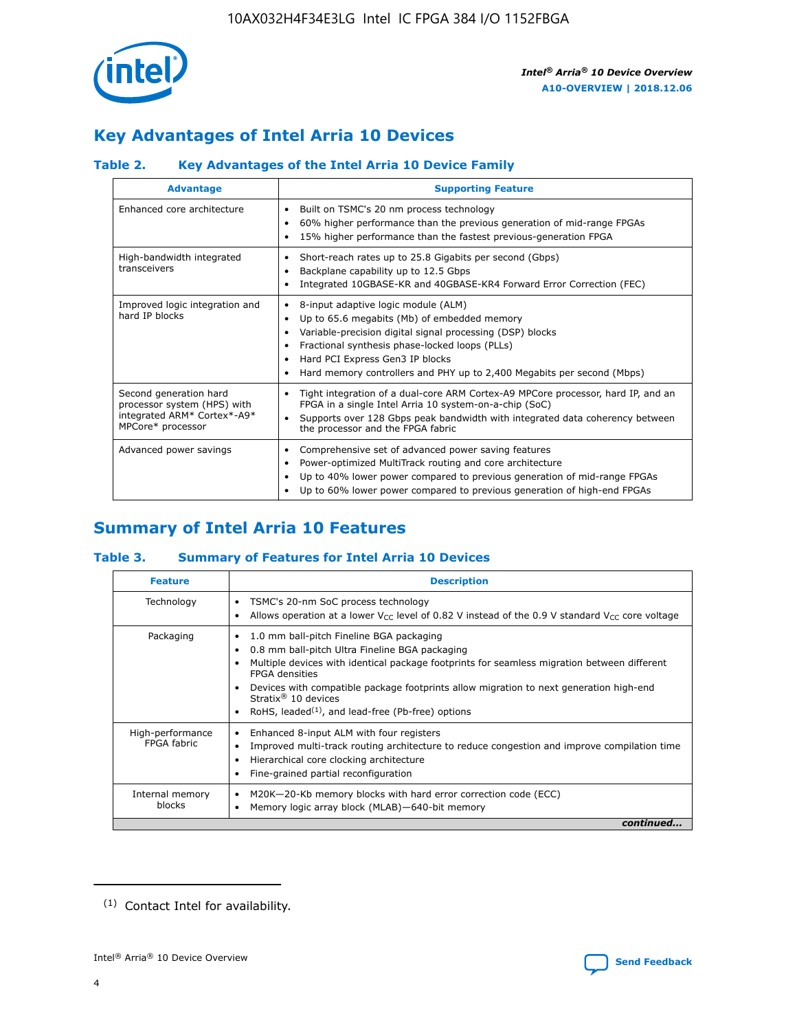# Key Advantages of Intel Arria 10 Devices

### Table 2. Key Advantages of the Intel Arria 10 Device Family

| Advantage | Supporting Feature |
|---|---|
| Enhanced core architecture | • Built on TSMC's 20 nm process technology<br>• 60% higher performance than the previous generation of mid-range FPGAs<br>• 15% higher performance than the fastest previous-generation FPGA |
| High-bandwidth integrated transceivers | • Short-reach rates up to 25.8 Gigabits per second (Gbps)<br>• Backplane capability up to 12.5 Gbps<br>• Integrated 10GBASE-KR and 40GBASE-KR4 Forward Error Correction (FEC) |
| Improved logic integration and hard IP blocks | • 8-input adaptive logic module (ALM)<br>• Up to 65.6 megabits (Mb) of embedded memory<br>• Variable-precision digital signal processing (DSP) blocks<br>• Fractional synthesis phase-locked loops (PLLs)<br>• Hard PCI Express Gen3 IP blocks<br>• Hard memory controllers and PHY up to 2,400 Megabits per second (Mbps) |
| Second generation hard processor system (HPS) with integrated ARM* Cortex*-A9* MPCore* processor | • Tight integration of a dual-core ARM Cortex-A9 MPCore processor, hard IP, and an FPGA in a single Intel Arria 10 system-on-a-chip (SoC)<br>• Supports over 128 Gbps peak bandwidth with integrated data coherency between the processor and the FPGA fabric |
| Advanced power savings | • Comprehensive set of advanced power saving features<br>• Power-optimized MultiTrack routing and core architecture<br>• Up to 40% lower power compared to previous generation of mid-range FPGAs<br>• Up to 60% lower power compared to previous generation of high-end FPGAs |

# Summary of Intel Arria 10 Features

### Table 3. Summary of Features for Intel Arria 10 Devices

| Feature | Description |
|---|---|
| Technology | • TSMC's 20-nm SoC process technology<br>• Allows operation at a lower $V_{CC}$ level of 0.82 V instead of the 0.9 V standard $V_{CC}$ core voltage |
| Packaging | • 1.0 mm ball-pitch Fineline BGA packaging<br>• 0.8 mm ball-pitch Ultra Fineline BGA packaging<br>• Multiple devices with identical package footprints for seamless migration between different FPGA densities<br>• Devices with compatible package footprints allow migration to next generation high-end Stratix® 10 devices<br>• RoHS, leaded[1], and lead-free (Pb-free) options |
| High-performance FPGA fabric | • Enhanced 8-input ALM with four registers<br>• Improved multi-track routing architecture to reduce congestion and improve compilation time<br>• Hierarchical core clocking architecture<br>• Fine-grained partial reconfiguration |
| Internal memory blocks | • M20K—20-Kb memory blocks with hard error correction code (ECC)<br>• Memory logic array block (MLAB)—640-bit memory |

*continued...*

(1) Contact Intel for availability.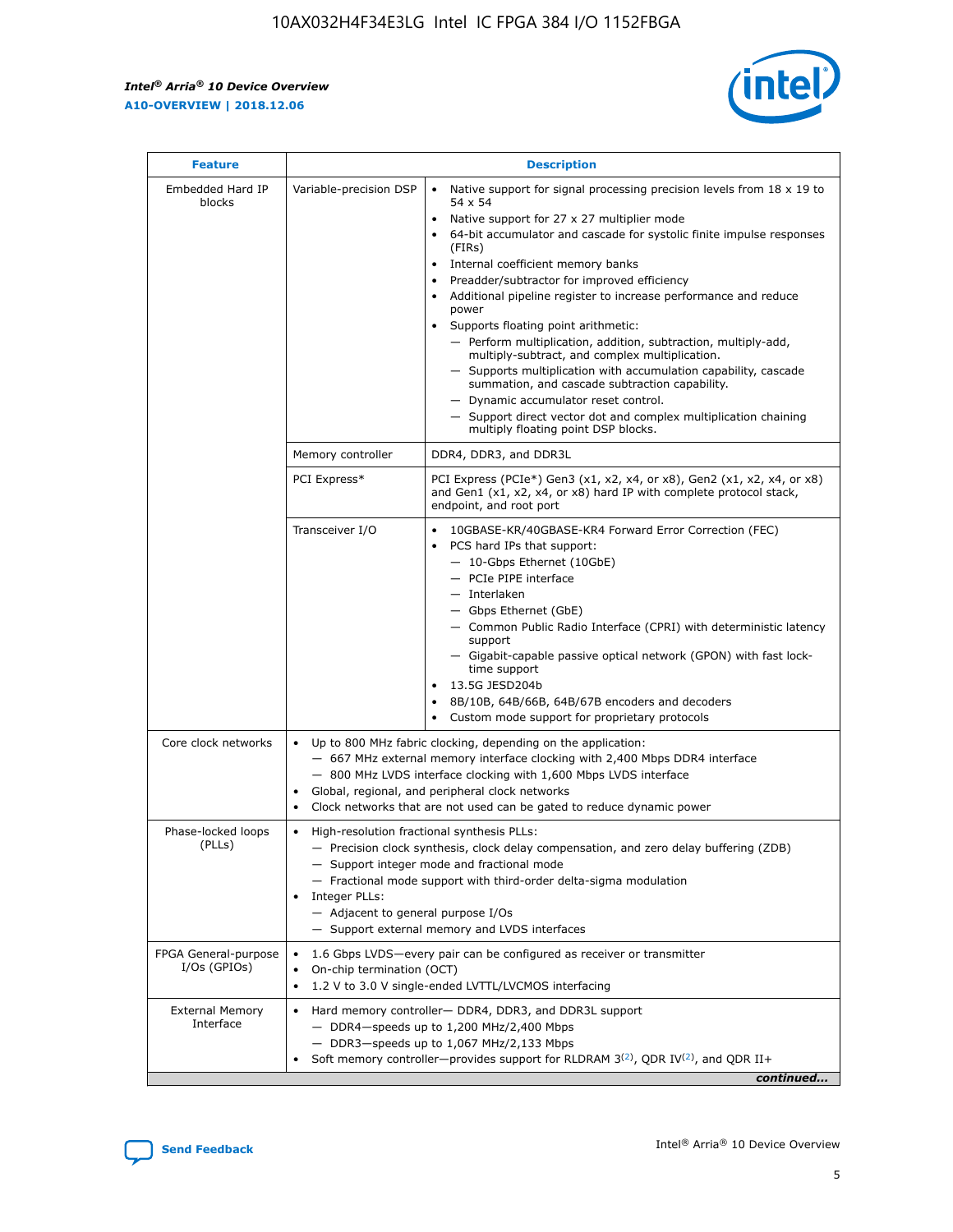| Feature | Description | |
|---|---|---|
| Embedded Hard IP blocks | Variable-precision DSP | • Native support for signal processing precision levels from 18 x 19 to 54 x 54<br>• Native support for 27 x 27 multiplier mode<br>• 64-bit accumulator and cascade for systolic finite impulse responses (FIRs)<br>• Internal coefficient memory banks<br>• Preadder/subtractor for improved efficiency<br>• Additional pipeline register to increase performance and reduce power<br>• Supports floating point arithmetic:<br>— Perform multiplication, addition, subtraction, multiply-add, multiply-subtract, and complex multiplication.<br>— Supports multiplication with accumulation capability, cascade summation, and cascade subtraction capability.<br>— Dynamic accumulator reset control.<br>— Support direct vector dot and complex multiplication chaining multiply floating point DSP blocks. |
| | Memory controller | DDR4, DDR3, and DDR3L |
| | PCI Express* | PCI Express (PCIe*) Gen3 (x1, x2, x4, or x8), Gen2 (x1, x2, x4, or x8) and Gen1 (x1, x2, x4, or x8) hard IP with complete protocol stack, endpoint, and root port |
| | Transceiver I/O | • 10GBASE-KR/40GBASE-KR4 Forward Error Correction (FEC)<br>• PCS hard IPs that support:<br>— 10-Gbps Ethernet (10GbE)<br>— PCIe PIPE interface<br>— Interlaken<br>— Gbps Ethernet (GbE)<br>— Common Public Radio Interface (CPRI) with deterministic latency support<br>— Gigabit-capable passive optical network (GPON) with fast lock-time support<br>• 13.5G JESD204b<br>• 8B/10B, 64B/66B, 64B/67B encoders and decoders<br>• Custom mode support for proprietary protocols |
| Core clock networks | • Up to 800 MHz fabric clocking, depending on the application:<br>— 667 MHz external memory interface clocking with 2,400 Mbps DDR4 interface<br>— 800 MHz LVDS interface clocking with 1,600 Mbps LVDS interface<br>• Global, regional, and peripheral clock networks<br>• Clock networks that are not used can be gated to reduce dynamic power | |
| Phase-locked loops (PLLs) | • High-resolution fractional synthesis PLLs:<br>— Precision clock synthesis, clock delay compensation, and zero delay buffering (ZDB)<br>— Support integer mode and fractional mode<br>— Fractional mode support with third-order delta-sigma modulation<br>• Integer PLLs:<br>— Adjacent to general purpose I/Os<br>— Support external memory and LVDS interfaces | |
| FPGA General-purpose I/Os (GPIOs) | • 1.6 Gbps LVDS—every pair can be configured as receiver or transmitter<br>• On-chip termination (OCT)<br>• 1.2 V to 3.0 V single-ended LVTTL/LVCMOS interfacing | |
| External Memory Interface | • Hard memory controller— DDR4, DDR3, and DDR3L support<br>— DDR4—speeds up to 1,200 MHz/2,400 Mbps<br>— DDR3—speeds up to 1,067 MHz/2,133 Mbps<br>• Soft memory controller—provides support for RLDRAM 3[(2)], QDR IV[(2)], and QDR II+ | |

*continued...*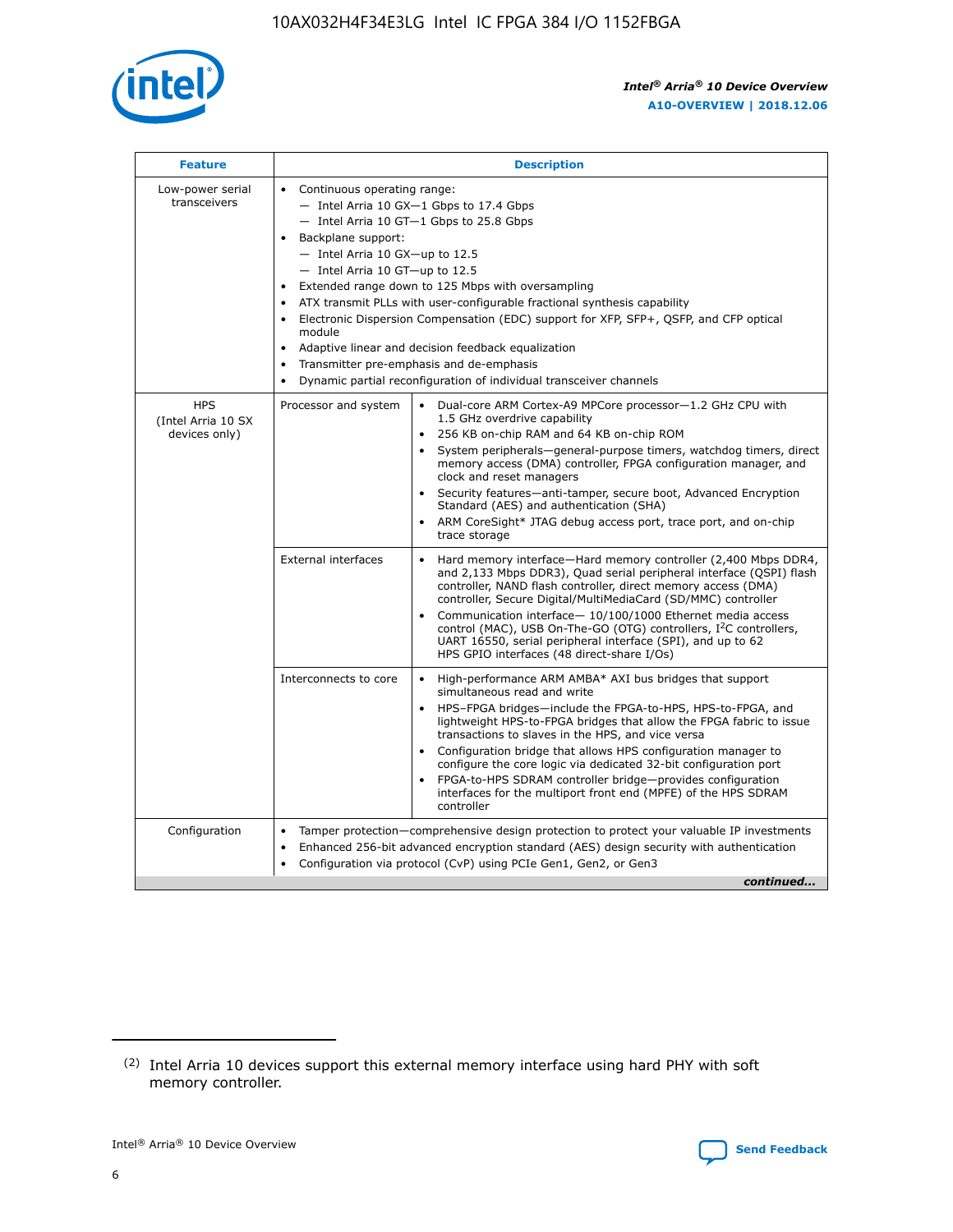| Feature | Description | |
|---|---|---|
| Low-power serial transceivers | • Continuous operating range:<br>— Intel Arria 10 GX—1 Gbps to 17.4 Gbps<br>— Intel Arria 10 GT—1 Gbps to 25.8 Gbps<br>• Backplane support:<br>— Intel Arria 10 GX—up to 12.5<br>— Intel Arria 10 GT—up to 12.5<br>• Extended range down to 125 Mbps with oversampling<br>• ATX transmit PLLs with user-configurable fractional synthesis capability<br>• Electronic Dispersion Compensation (EDC) support for XFP, SFP+, QSFP, and CFP optical module<br>• Adaptive linear and decision feedback equalization<br>• Transmitter pre-emphasis and de-emphasis<br>• Dynamic partial reconfiguration of individual transceiver channels | |
| HPS (Intel Arria 10 SX devices only) | Processor and system | • Dual-core ARM Cortex-A9 MPCore processor—1.2 GHz CPU with 1.5 GHz overdrive capability<br>• 256 KB on-chip RAM and 64 KB on-chip ROM<br>• System peripherals—general-purpose timers, watchdog timers, direct memory access (DMA) controller, FPGA configuration manager, and clock and reset managers<br>• Security features—anti-tamper, secure boot, Advanced Encryption Standard (AES) and authentication (SHA)<br>• ARM CoreSight* JTAG debug access port, trace port, and on-chip trace storage |
| | External interfaces | • Hard memory interface—Hard memory controller (2,400 Mbps DDR4, and 2,133 Mbps DDR3), Quad serial peripheral interface (QSPI) flash controller, NAND flash controller, direct memory access (DMA) controller, Secure Digital/MultiMediaCard (SD/MMC) controller<br>• Communication interface— 10/100/1000 Ethernet media access control (MAC), USB On-The-GO (OTG) controllers, I²C controllers, UART 16550, serial peripheral interface (SPI), and up to 62 HPS GPIO interfaces (48 direct-share I/Os) |
| | Interconnects to core | • High-performance ARM AMBA* AXI bus bridges that support simultaneous read and write<br>• HPS–FPGA bridges—include the FPGA-to-HPS, HPS-to-FPGA, and lightweight HPS-to-FPGA bridges that allow the FPGA fabric to issue transactions to slaves in the HPS, and vice versa<br>• Configuration bridge that allows HPS configuration manager to configure the core logic via dedicated 32-bit configuration port<br>• FPGA-to-HPS SDRAM controller bridge—provides configuration interfaces for the multiport front end (MPFE) of the HPS SDRAM controller |
| Configuration | • Tamper protection—comprehensive design protection to protect your valuable IP investments<br>• Enhanced 256-bit advanced encryption standard (AES) design security with authentication<br>• Configuration via protocol (CvP) using PCIe Gen1, Gen2, or Gen3 | |

*continued...*

(2) Intel Arria 10 devices support this external memory interface using hard PHY with soft memory controller.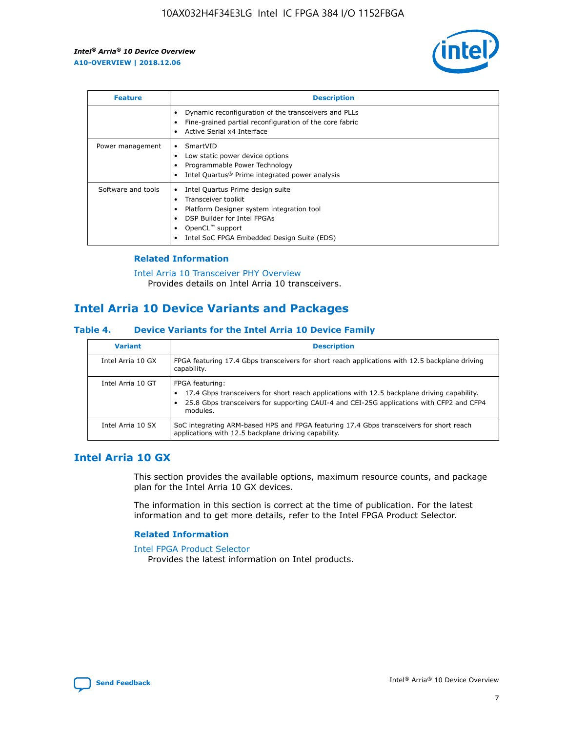| Feature | Description |
| --- | --- |
| | • Dynamic reconfiguration of the transceivers and PLLs<br>• Fine-grained partial reconfiguration of the core fabric<br>• Active Serial x4 Interface |
| Power management | • SmartVID<br>• Low static power device options<br>• Programmable Power Technology<br>• Intel Quartus® Prime integrated power analysis |
| Software and tools | • Intel Quartus Prime design suite<br>• Transceiver toolkit<br>• Platform Designer system integration tool<br>• DSP Builder for Intel FPGAs<br>• OpenCL™ support<br>• Intel SoC FPGA Embedded Design Suite (EDS) |

### Related Information

Intel Arria 10 Transceiver PHY Overview
Provides details on Intel Arria 10 transceivers.

## Intel Arria 10 Device Variants and Packages

### Table 4. Device Variants for the Intel Arria 10 Device Family

| Variant | Description |
| --- | --- |
| Intel Arria 10 GX | FPGA featuring 17.4 Gbps transceivers for short reach applications with 12.5 backplane driving capability. |
| Intel Arria 10 GT | FPGA featuring:<br>• 17.4 Gbps transceivers for short reach applications with 12.5 backplane driving capability.<br>• 25.8 Gbps transceivers for supporting CAUI-4 and CEI-25G applications with CFP2 and CFP4 modules. |
| Intel Arria 10 SX | SoC integrating ARM-based HPS and FPGA featuring 17.4 Gbps transceivers for short reach applications with 12.5 backplane driving capability. |

## Intel Arria 10 GX

This section provides the available options, maximum resource counts, and package plan for the Intel Arria 10 GX devices.

The information in this section is correct at the time of publication. For the latest information and to get more details, refer to the Intel FPGA Product Selector.

### Related Information

Intel FPGA Product Selector
Provides the latest information on Intel products.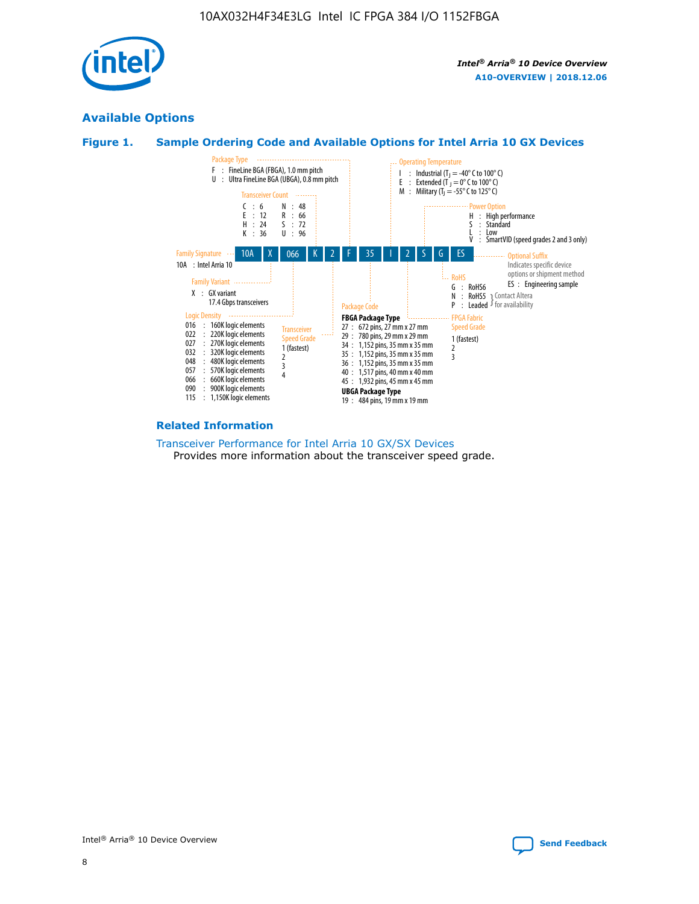## Available Options

### Figure 1. Sample Ordering Code and Available Options for Intel Arria 10 GX Devices

Sample ordering code: 10A X 066 K 2 F 35 I 2 S G ES

**Family Signature**
- 10A : Intel Arria 10

**Family Variant**
- X : GX variant 17.4 Gbps transceivers

**Logic Density**
- 016 : 160K logic elements
- 022 : 220K logic elements
- 027 : 270K logic elements
- 032 : 320K logic elements
- 048 : 480K logic elements
- 057 : 570K logic elements
- 066 : 660K logic elements
- 090 : 900K logic elements
- 115 : 1,150K logic elements

**Transceiver Count**
- C : 6
- E : 12
- H : 24
- K : 36
- N : 48
- R : 66
- S : 72
- U : 96

**Transceiver Speed Grade**
- 1 (fastest)
- 2
- 3
- 4

**Package Type**
- F : FineLine BGA (FBGA), 1.0 mm pitch
- U : Ultra FineLine BGA (UBGA), 0.8 mm pitch

**Package Code**

FBGA Package Type
- 27 : 672 pins, 27 mm x 27 mm
- 29 : 780 pins, 29 mm x 29 mm
- 34 : 1,152 pins, 35 mm x 35 mm
- 35 : 1,152 pins, 35 mm x 35 mm
- 36 : 1,152 pins, 35 mm x 35 mm
- 40 : 1,517 pins, 40 mm x 40 mm
- 45 : 1,932 pins, 45 mm x 45 mm

UBGA Package Type
- 19 : 484 pins, 19 mm x 19 mm

**Operating Temperature**
- I : Industrial ($T_J$ = -40° C to 100° C)
- E : Extended ($T_J$ = 0° C to 100° C)
- M : Military ($T_J$ = -55° C to 125° C)

**FPGA Fabric Speed Grade**
- 1 (fastest)
- 2
- 3

**Power Option**
- H : High performance
- S : Standard
- L : Low
- V : SmartVID (speed grades 2 and 3 only)

**RoHS**
- G : RoHS6
- N : RoHS5 (Contact Altera for availability)
- P : Leaded (Contact Altera for availability)

**Optional Suffix**

Indicates specific device options or shipment method
- ES : Engineering sample

### Related Information

Transceiver Performance for Intel Arria 10 GX/SX Devices
Provides more information about the transceiver speed grade.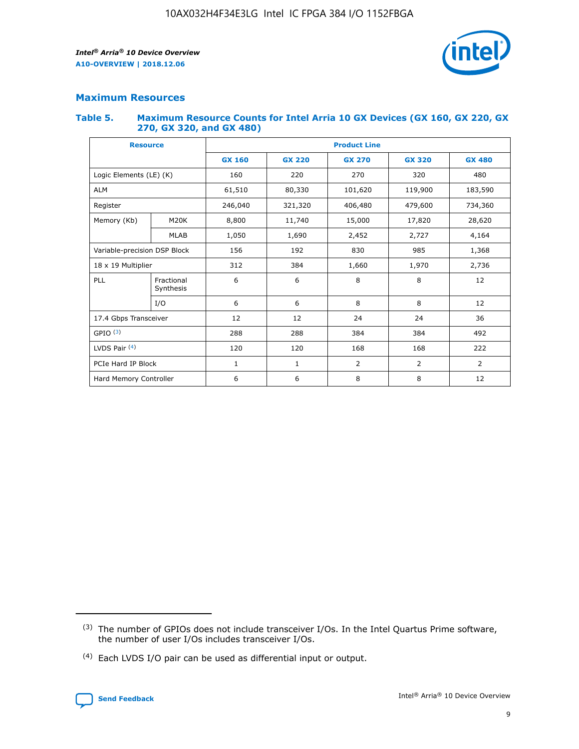## Maximum Resources

**Table 5. Maximum Resource Counts for Intel Arria 10 GX Devices (GX 160, GX 220, GX 270, GX 320, and GX 480)**

| Resource | | Product Line | | | | |
|---|---|---|---|---|---|---|
| | | GX 160 | GX 220 | GX 270 | GX 320 | GX 480 |
| Logic Elements (LE) (K) | | 160 | 220 | 270 | 320 | 480 |
| ALM | | 61,510 | 80,330 | 101,620 | 119,900 | 183,590 |
| Register | | 246,040 | 321,320 | 406,480 | 479,600 | 734,360 |
| Memory (Kb) | M20K | 8,800 | 11,740 | 15,000 | 17,820 | 28,620 |
| | MLAB | 1,050 | 1,690 | 2,452 | 2,727 | 4,164 |
| Variable-precision DSP Block | | 156 | 192 | 830 | 985 | 1,368 |
| 18 x 19 Multiplier | | 312 | 384 | 1,660 | 1,970 | 2,736 |
| PLL | Fractional Synthesis | 6 | 6 | 8 | 8 | 12 |
| | I/O | 6 | 6 | 8 | 8 | 12 |
| 17.4 Gbps Transceiver | | 12 | 12 | 24 | 24 | 36 |
| GPIO [(3)] | | 288 | 288 | 384 | 384 | 492 |
| LVDS Pair [(4)] | | 120 | 120 | 168 | 168 | 222 |
| PCIe Hard IP Block | | 1 | 1 | 2 | 2 | 2 |
| Hard Memory Controller | | 6 | 6 | 8 | 8 | 12 |

(3) The number of GPIOs does not include transceiver I/Os. In the Intel Quartus Prime software, the number of user I/Os includes transceiver I/Os.

(4) Each LVDS I/O pair can be used as differential input or output.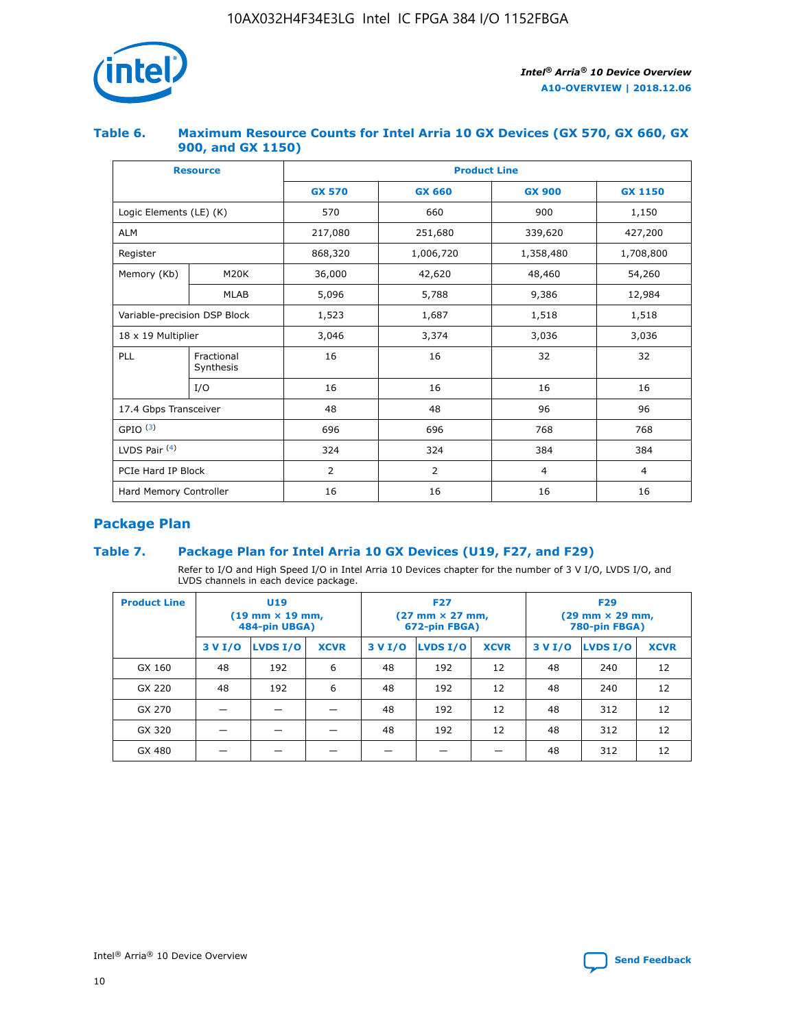### Table 6. Maximum Resource Counts for Intel Arria 10 GX Devices (GX 570, GX 660, GX 900, and GX 1150)

| Resource | | Product Line | | | |
|---|---|---|---|---|---|
| | | GX 570 | GX 660 | GX 900 | GX 1150 |
| Logic Elements (LE) (K) | | 570 | 660 | 900 | 1,150 |
| ALM | | 217,080 | 251,680 | 339,620 | 427,200 |
| Register | | 868,320 | 1,006,720 | 1,358,480 | 1,708,800 |
| Memory (Kb) | M20K | 36,000 | 42,620 | 48,460 | 54,260 |
| | MLAB | 5,096 | 5,788 | 9,386 | 12,984 |
| Variable-precision DSP Block | | 1,523 | 1,687 | 1,518 | 1,518 |
| 18 x 19 Multiplier | | 3,046 | 3,374 | 3,036 | 3,036 |
| PLL | Fractional Synthesis | 16 | 16 | 32 | 32 |
| | I/O | 16 | 16 | 16 | 16 |
| 17.4 Gbps Transceiver | | 48 | 48 | 96 | 96 |
| GPIO [(3)] | | 696 | 696 | 768 | 768 |
| LVDS Pair [(4)] | | 324 | 324 | 384 | 384 |
| PCIe Hard IP Block | | 2 | 2 | 4 | 4 |
| Hard Memory Controller | | 16 | 16 | 16 | 16 |

## Package Plan

### Table 7. Package Plan for Intel Arria 10 GX Devices (U19, F27, and F29)

Refer to I/O and High Speed I/O in Intel Arria 10 Devices chapter for the number of 3 V I/O, LVDS I/O, and LVDS channels in each device package.

| Product Line | U19 (19 mm × 19 mm, 484-pin UBGA) | | | F27 (27 mm × 27 mm, 672-pin FBGA) | | | F29 (29 mm × 29 mm, 780-pin FBGA) | | |
|---|---|---|---|---|---|---|---|---|---|
| | 3 V I/O | LVDS I/O | XCVR | 3 V I/O | LVDS I/O | XCVR | 3 V I/O | LVDS I/O | XCVR |
| GX 160 | 48 | 192 | 6 | 48 | 192 | 12 | 48 | 240 | 12 |
| GX 220 | 48 | 192 | 6 | 48 | 192 | 12 | 48 | 240 | 12 |
| GX 270 | — | — | — | 48 | 192 | 12 | 48 | 312 | 12 |
| GX 320 | — | — | — | 48 | 192 | 12 | 48 | 312 | 12 |
| GX 480 | — | — | — | — | — | — | 48 | 312 | 12 |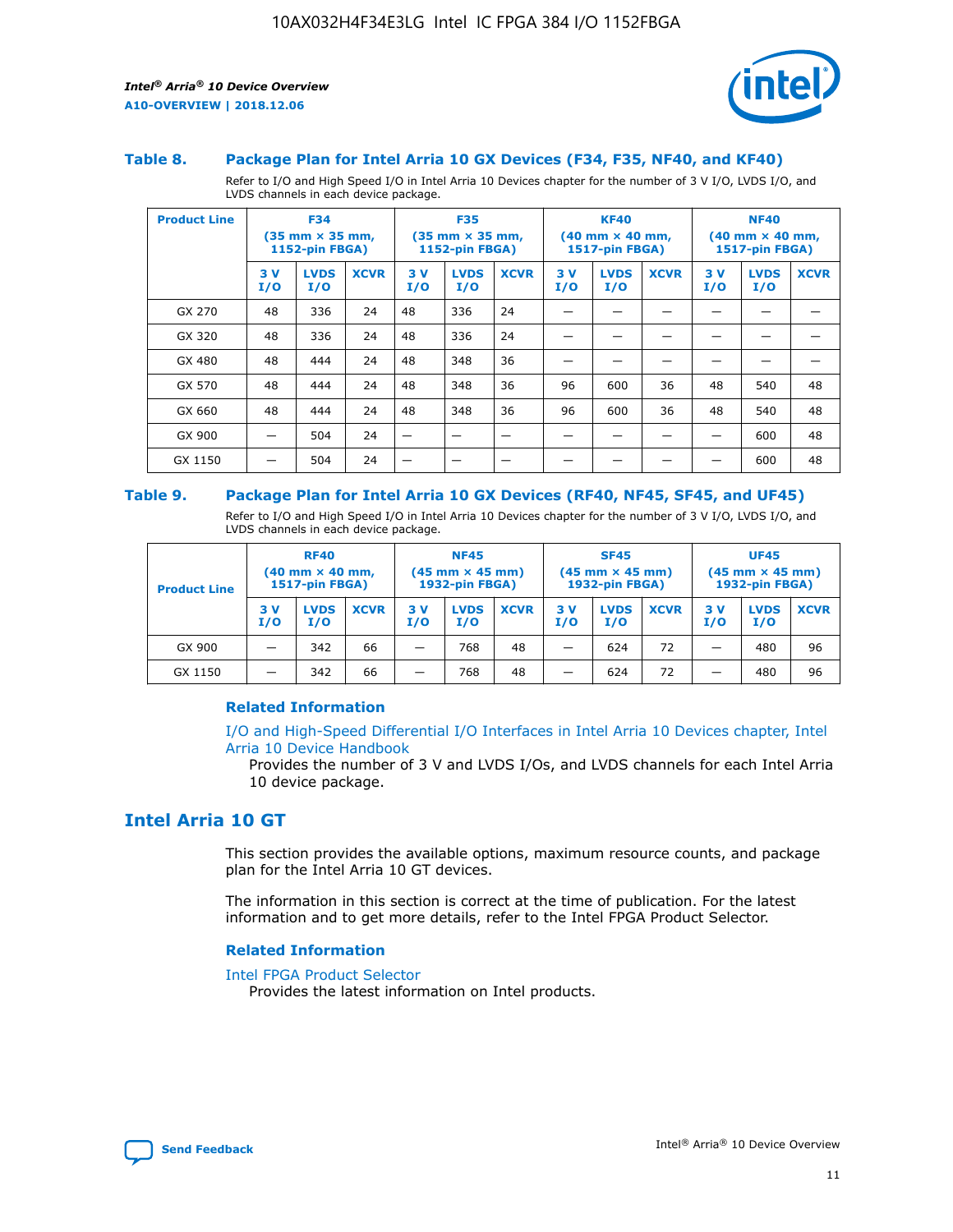### Table 8. Package Plan for Intel Arria 10 GX Devices (F34, F35, NF40, and KF40)

Refer to I/O and High Speed I/O in Intel Arria 10 Devices chapter for the number of 3 V I/O, LVDS I/O, and LVDS channels in each device package.

| Product Line | F34 (35 mm × 35 mm, 1152-pin FBGA) | | | F35 (35 mm × 35 mm, 1152-pin FBGA) | | | KF40 (40 mm × 40 mm, 1517-pin FBGA) | | | NF40 (40 mm × 40 mm, 1517-pin FBGA) | | |
|---|---|---|---|---|---|---|---|---|---|---|---|---|
| | 3 V I/O | LVDS I/O | XCVR | 3 V I/O | LVDS I/O | XCVR | 3 V I/O | LVDS I/O | XCVR | 3 V I/O | LVDS I/O | XCVR |
| GX 270 | 48 | 336 | 24 | 48 | 336 | 24 | — | — | — | — | — | — |
| GX 320 | 48 | 336 | 24 | 48 | 336 | 24 | — | — | — | — | — | — |
| GX 480 | 48 | 444 | 24 | 48 | 348 | 36 | — | — | — | — | — | — |
| GX 570 | 48 | 444 | 24 | 48 | 348 | 36 | 96 | 600 | 36 | 48 | 540 | 48 |
| GX 660 | 48 | 444 | 24 | 48 | 348 | 36 | 96 | 600 | 36 | 48 | 540 | 48 |
| GX 900 | — | 504 | 24 | — | — | — | — | — | — | — | 600 | 48 |
| GX 1150 | — | 504 | 24 | — | — | — | — | — | — | — | 600 | 48 |

### Table 9. Package Plan for Intel Arria 10 GX Devices (RF40, NF45, SF45, and UF45)

Refer to I/O and High Speed I/O in Intel Arria 10 Devices chapter for the number of 3 V I/O, LVDS I/O, and LVDS channels in each device package.

| Product Line | RF40 (40 mm × 40 mm, 1517-pin FBGA) | | | NF45 (45 mm × 45 mm) 1932-pin FBGA) | | | SF45 (45 mm × 45 mm) 1932-pin FBGA) | | | UF45 (45 mm × 45 mm) 1932-pin FBGA) | | |
|---|---|---|---|---|---|---|---|---|---|---|---|---|
| | 3 V I/O | LVDS I/O | XCVR | 3 V I/O | LVDS I/O | XCVR | 3 V I/O | LVDS I/O | XCVR | 3 V I/O | LVDS I/O | XCVR |
| GX 900 | — | 342 | 66 | — | 768 | 48 | — | 624 | 72 | — | 480 | 96 |
| GX 1150 | — | 342 | 66 | — | 768 | 48 | — | 624 | 72 | — | 480 | 96 |

#### Related Information

I/O and High-Speed Differential I/O Interfaces in Intel Arria 10 Devices chapter, Intel Arria 10 Device Handbook

Provides the number of 3 V and LVDS I/Os, and LVDS channels for each Intel Arria 10 device package.

## Intel Arria 10 GT

This section provides the available options, maximum resource counts, and package plan for the Intel Arria 10 GT devices.

The information in this section is correct at the time of publication. For the latest information and to get more details, refer to the Intel FPGA Product Selector.

#### Related Information

Intel FPGA Product Selector

Provides the latest information on Intel products.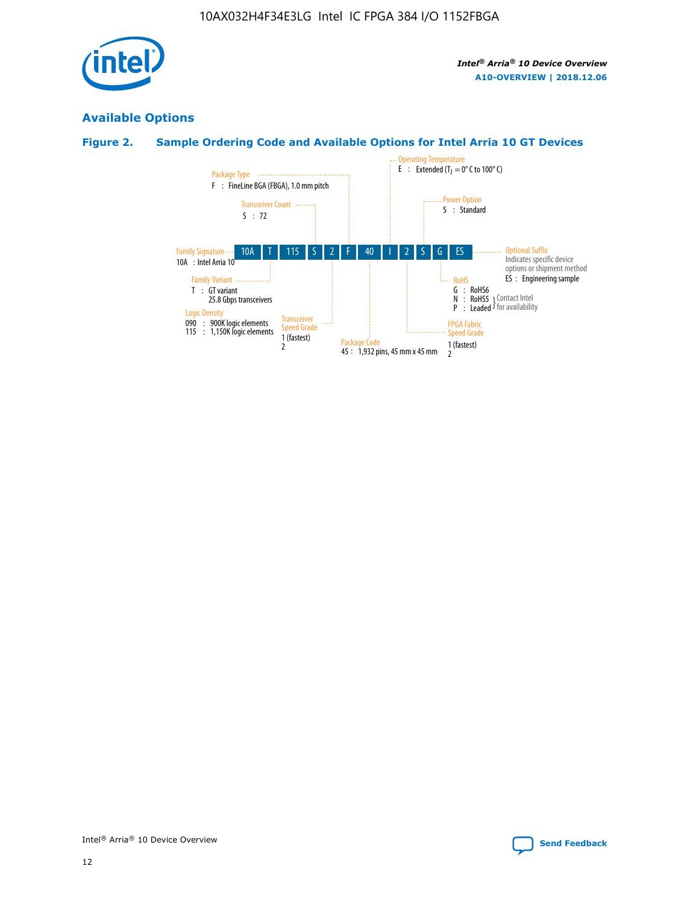## Available Options

### Figure 2. Sample Ordering Code and Available Options for Intel Arria 10 GT Devices

10A | T | 115 | S | 2 | F | 40 | I | 2 | S | G | ES

**Family Signature**
10A : Intel Arria 10

**Family Variant**
T : GT variant
25.8 Gbps transceivers

**Logic Density**
090 : 900K logic elements
115 : 1,150K logic elements

**Transceiver Count**
S : 72

**Transceiver Speed Grade**
1 (fastest)
2

**Package Type**
F : FineLine BGA (FBGA), 1.0 mm pitch

**Package Code**
45 : 1,932 pins, 45 mm x 45 mm

**Operating Temperature**
E : Extended ($T_J$ = 0° C to 100° C)

**FPGA Fabric Speed Grade**
1 (fastest)
2

**Power Option**
S : Standard

**RoHS**
G : RoHS6
N : RoHS5 (Contact Intel for availability)
P : Leaded (Contact Intel for availability)

**Optional Suffix**
Indicates specific device options or shipment method
ES : Engineering sample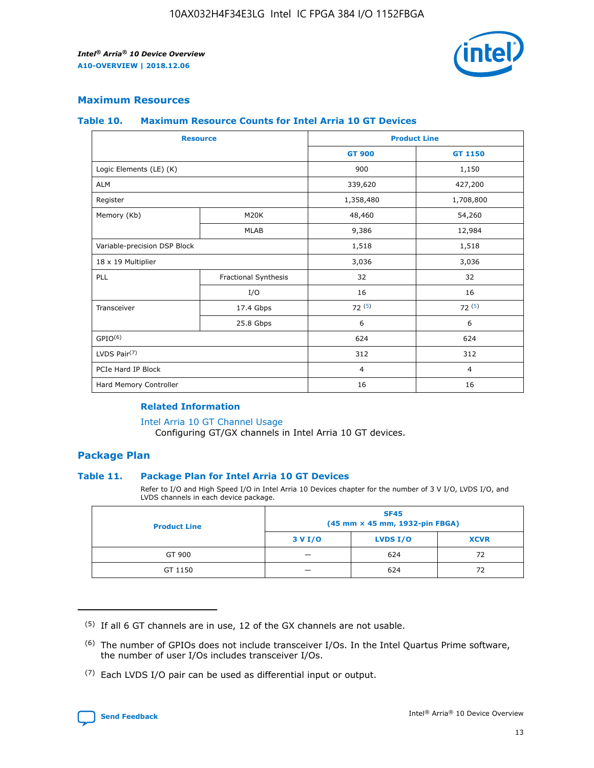## Maximum Resources

### Table 10. Maximum Resource Counts for Intel Arria 10 GT Devices

| Resource | | Product Line | |
|---|---|---|---|
| | | GT 900 | GT 1150 |
| Logic Elements (LE) (K) | | 900 | 1,150 |
| ALM | | 339,620 | 427,200 |
| Register | | 1,358,480 | 1,708,800 |
| Memory (Kb) | M20K | 48,460 | 54,260 |
| | MLAB | 9,386 | 12,984 |
| Variable-precision DSP Block | | 1,518 | 1,518 |
| 18 x 19 Multiplier | | 3,036 | 3,036 |
| PLL | Fractional Synthesis | 32 | 32 |
| | I/O | 16 | 16 |
| Transceiver | 17.4 Gbps | 72 (5) | 72 (5) |
| | 25.8 Gbps | 6 | 6 |
| GPIO(6) | | 624 | 624 |
| LVDS Pair(7) | | 312 | 312 |
| PCIe Hard IP Block | | 4 | 4 |
| Hard Memory Controller | | 16 | 16 |

**Related Information**

Intel Arria 10 GT Channel Usage
Configuring GT/GX channels in Intel Arria 10 GT devices.

## Package Plan

### Table 11. Package Plan for Intel Arria 10 GT Devices

Refer to I/O and High Speed I/O in Intel Arria 10 Devices chapter for the number of 3 V I/O, LVDS I/O, and LVDS channels in each device package.

| Product Line | SF45 (45 mm × 45 mm, 1932-pin FBGA) | | |
|---|---|---|---|
| | 3 V I/O | LVDS I/O | XCVR |
| GT 900 | — | 624 | 72 |
| GT 1150 | — | 624 | 72 |

(5) If all 6 GT channels are in use, 12 of the GX channels are not usable.

(6) The number of GPIOs does not include transceiver I/Os. In the Intel Quartus Prime software, the number of user I/Os includes transceiver I/Os.

(7) Each LVDS I/O pair can be used as differential input or output.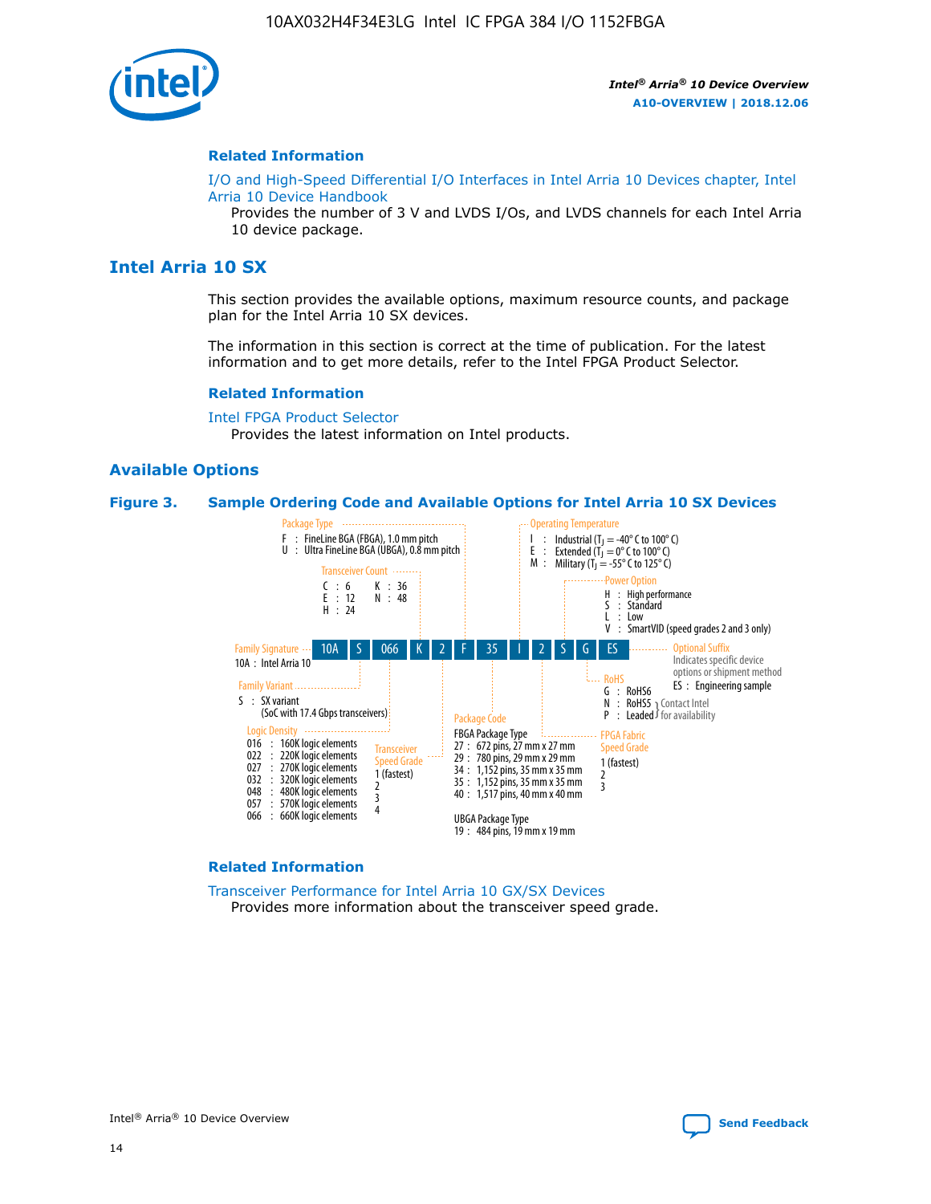## Related Information

I/O and High-Speed Differential I/O Interfaces in Intel Arria 10 Devices chapter, Intel Arria 10 Device Handbook

Provides the number of 3 V and LVDS I/Os, and LVDS channels for each Intel Arria 10 device package.

# Intel Arria 10 SX

This section provides the available options, maximum resource counts, and package plan for the Intel Arria 10 SX devices.

The information in this section is correct at the time of publication. For the latest information and to get more details, refer to the Intel FPGA Product Selector.

## Related Information

Intel FPGA Product Selector

Provides the latest information on Intel products.

## Available Options

**Figure 3. Sample Ordering Code and Available Options for Intel Arria 10 SX Devices**

Sample ordering code: 10A S 066 K 2 F 35 I 2 S G ES

- **Family Signature**
  - 10A : Intel Arria 10
- **Family Variant**
  - S : SX variant (SoC with 17.4 Gbps transceivers)
- **Logic Density**
  - 016 : 160K logic elements
  - 022 : 220K logic elements
  - 027 : 270K logic elements
  - 032 : 320K logic elements
  - 048 : 480K logic elements
  - 057 : 570K logic elements
  - 066 : 660K logic elements
- **Transceiver Count**
  - C : 6
  - E : 12
  - H : 24
  - K : 36
  - N : 48
- **Transceiver Speed Grade**
  - 1 (fastest)
  - 2
  - 3
  - 4
- **Package Type**
  - F : FineLine BGA (FBGA), 1.0 mm pitch
  - U : Ultra FineLine BGA (UBGA), 0.8 mm pitch
- **Package Code**
  - FBGA Package Type
    - 27 : 672 pins, 27 mm x 27 mm
    - 29 : 780 pins, 29 mm x 29 mm
    - 34 : 1,152 pins, 35 mm x 35 mm
    - 35 : 1,152 pins, 35 mm x 35 mm
    - 40 : 1,517 pins, 40 mm x 40 mm
  - UBGA Package Type
    - 19 : 484 pins, 19 mm x 19 mm
- **Operating Temperature**
  - I : Industrial ($T_J$ = -40° C to 100° C)
  - E : Extended ($T_J$ = 0° C to 100° C)
  - M : Military ($T_J$ = -55° C to 125° C)
- **FPGA Fabric Speed Grade**
  - 1 (fastest)
  - 2
  - 3
- **Power Option**
  - H : High performance
  - S : Standard
  - L : Low
  - V : SmartVID (speed grades 2 and 3 only)
- **RoHS**
  - G : RoHS6
  - N : RoHS5 (Contact Intel for availability)
  - P : Leaded (Contact Intel for availability)
- **Optional Suffix**
  - Indicates specific device options or shipment method
  - ES : Engineering sample

## Related Information

Transceiver Performance for Intel Arria 10 GX/SX Devices

Provides more information about the transceiver speed grade.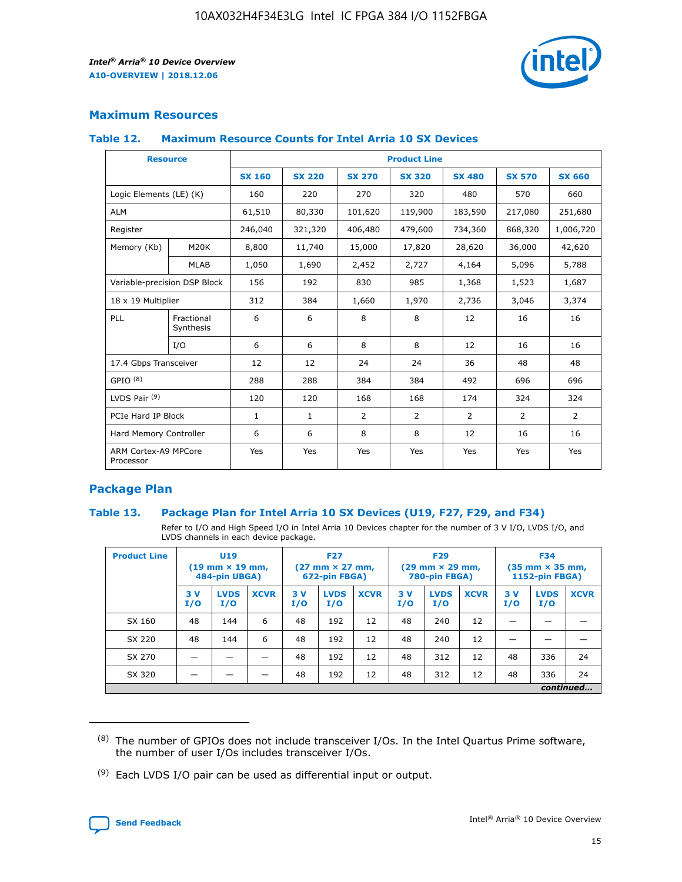## Maximum Resources

### Table 12. Maximum Resource Counts for Intel Arria 10 SX Devices

| Resource | | Product Line | | | | | | |
|---|---|---|---|---|---|---|---|---|
| | | SX 160 | SX 220 | SX 270 | SX 320 | SX 480 | SX 570 | SX 660 |
| Logic Elements (LE) (K) | | 160 | 220 | 270 | 320 | 480 | 570 | 660 |
| ALM | | 61,510 | 80,330 | 101,620 | 119,900 | 183,590 | 217,080 | 251,680 |
| Register | | 246,040 | 321,320 | 406,480 | 479,600 | 734,360 | 868,320 | 1,006,720 |
| Memory (Kb) | M20K | 8,800 | 11,740 | 15,000 | 17,820 | 28,620 | 36,000 | 42,620 |
| | MLAB | 1,050 | 1,690 | 2,452 | 2,727 | 4,164 | 5,096 | 5,788 |
| Variable-precision DSP Block | | 156 | 192 | 830 | 985 | 1,368 | 1,523 | 1,687 |
| 18 x 19 Multiplier | | 312 | 384 | 1,660 | 1,970 | 2,736 | 3,046 | 3,374 |
| PLL | Fractional Synthesis | 6 | 6 | 8 | 8 | 12 | 16 | 16 |
| | I/O | 6 | 6 | 8 | 8 | 12 | 16 | 16 |
| 17.4 Gbps Transceiver | | 12 | 12 | 24 | 24 | 36 | 48 | 48 |
| GPIO [8] | | 288 | 288 | 384 | 384 | 492 | 696 | 696 |
| LVDS Pair [9] | | 120 | 120 | 168 | 168 | 174 | 324 | 324 |
| PCIe Hard IP Block | | 1 | 1 | 2 | 2 | 2 | 2 | 2 |
| Hard Memory Controller | | 6 | 6 | 8 | 8 | 12 | 16 | 16 |
| ARM Cortex-A9 MPCore Processor | | Yes | Yes | Yes | Yes | Yes | Yes | Yes |

## Package Plan

### Table 13. Package Plan for Intel Arria 10 SX Devices (U19, F27, F29, and F34)

Refer to I/O and High Speed I/O in Intel Arria 10 Devices chapter for the number of 3 V I/O, LVDS I/O, and LVDS channels in each device package.

| Product Line | U19 (19 mm × 19 mm, 484-pin UBGA) | | | F27 (27 mm × 27 mm, 672-pin FBGA) | | | F29 (29 mm × 29 mm, 780-pin FBGA) | | | F34 (35 mm × 35 mm, 1152-pin FBGA) | | |
|---|---|---|---|---|---|---|---|---|---|---|---|---|
| | 3 V I/O | LVDS I/O | XCVR | 3 V I/O | LVDS I/O | XCVR | 3 V I/O | LVDS I/O | XCVR | 3 V I/O | LVDS I/O | XCVR |
| SX 160 | 48 | 144 | 6 | 48 | 192 | 12 | 48 | 240 | 12 | — | — | — |
| SX 220 | 48 | 144 | 6 | 48 | 192 | 12 | 48 | 240 | 12 | — | — | — |
| SX 270 | — | — | — | 48 | 192 | 12 | 48 | 312 | 12 | 48 | 336 | 24 |
| SX 320 | — | — | — | 48 | 192 | 12 | 48 | 312 | 12 | 48 | 336 | 24 |

*continued...*

(8) The number of GPIOs does not include transceiver I/Os. In the Intel Quartus Prime software, the number of user I/Os includes transceiver I/Os.

(9) Each LVDS I/O pair can be used as differential input or output.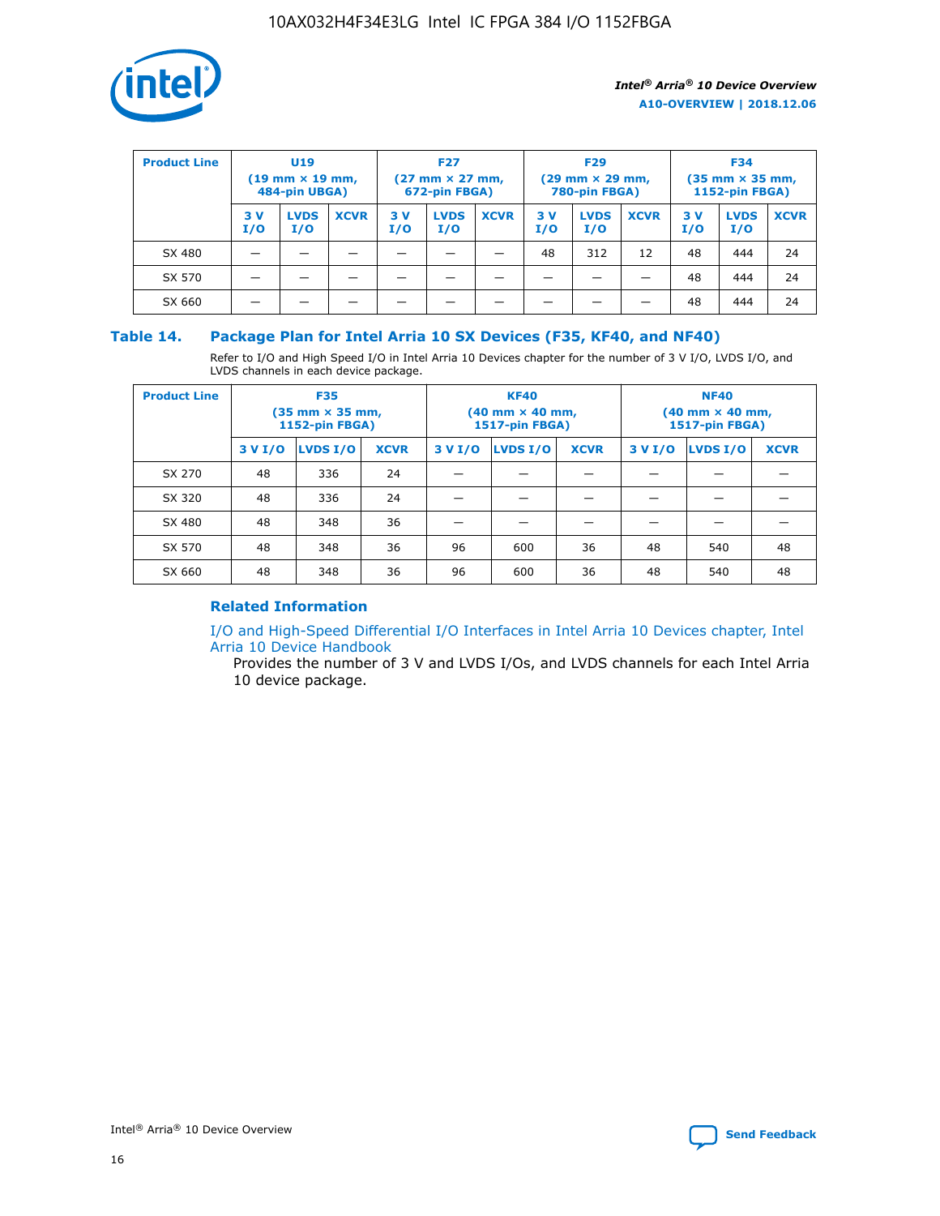| Product Line | U19 (19 mm × 19 mm, 484-pin UBGA) | | | F27 (27 mm × 27 mm, 672-pin FBGA) | | | F29 (29 mm × 29 mm, 780-pin FBGA) | | | F34 (35 mm × 35 mm, 1152-pin FBGA) | | |
|---|---|---|---|---|---|---|---|---|---|---|---|---|
| | 3 V I/O | LVDS I/O | XCVR | 3 V I/O | LVDS I/O | XCVR | 3 V I/O | LVDS I/O | XCVR | 3 V I/O | LVDS I/O | XCVR |
| SX 480 | — | — | — | — | — | — | 48 | 312 | 12 | 48 | 444 | 24 |
| SX 570 | — | — | — | — | — | — | — | — | — | 48 | 444 | 24 |
| SX 660 | — | — | — | — | — | — | — | — | — | 48 | 444 | 24 |

## Table 14. Package Plan for Intel Arria 10 SX Devices (F35, KF40, and NF40)

Refer to I/O and High Speed I/O in Intel Arria 10 Devices chapter for the number of 3 V I/O, LVDS I/O, and LVDS channels in each device package.

| Product Line | F35 (35 mm × 35 mm, 1152-pin FBGA) | | | KF40 (40 mm × 40 mm, 1517-pin FBGA) | | | NF40 (40 mm × 40 mm, 1517-pin FBGA) | | |
|---|---|---|---|---|---|---|---|---|---|
| | 3 V I/O | LVDS I/O | XCVR | 3 V I/O | LVDS I/O | XCVR | 3 V I/O | LVDS I/O | XCVR |
| SX 270 | 48 | 336 | 24 | — | — | — | — | — | — |
| SX 320 | 48 | 336 | 24 | — | — | — | — | — | — |
| SX 480 | 48 | 348 | 36 | — | — | — | — | — | — |
| SX 570 | 48 | 348 | 36 | 96 | 600 | 36 | 48 | 540 | 48 |
| SX 660 | 48 | 348 | 36 | 96 | 600 | 36 | 48 | 540 | 48 |

### Related Information

I/O and High-Speed Differential I/O Interfaces in Intel Arria 10 Devices chapter, Intel Arria 10 Device Handbook

Provides the number of 3 V and LVDS I/Os, and LVDS channels for each Intel Arria 10 device package.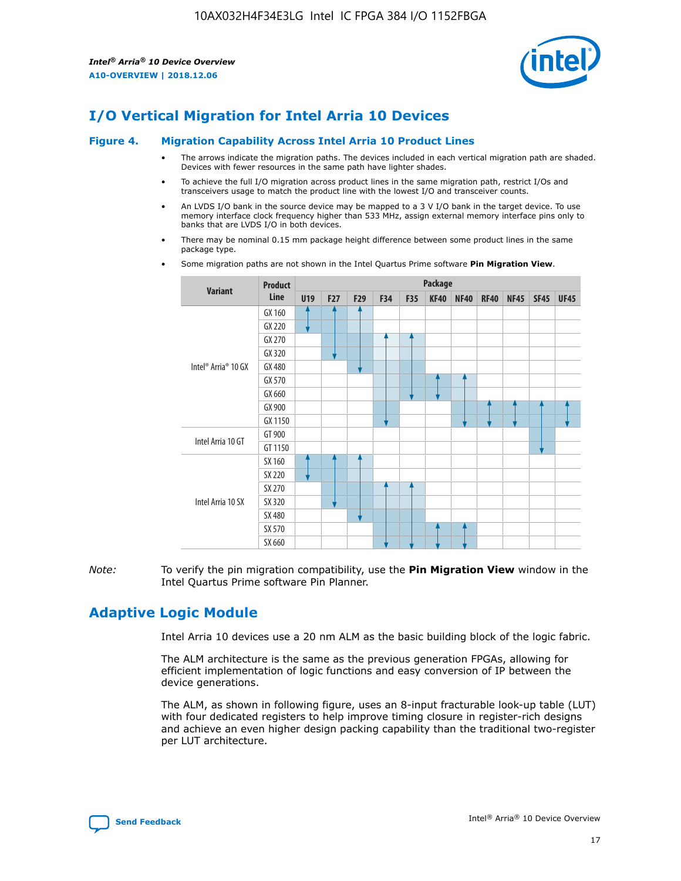# I/O Vertical Migration for Intel Arria 10 Devices

## Figure 4. Migration Capability Across Intel Arria 10 Product Lines

- The arrows indicate the migration paths. The devices included in each vertical migration path are shaded. Devices with fewer resources in the same path have lighter shades.
- To achieve the full I/O migration across product lines in the same migration path, restrict I/Os and transceivers usage to match the product line with the lowest I/O and transceiver counts.
- An LVDS I/O bank in the source device may be mapped to a 3 V I/O bank in the target device. To use memory interface clock frequency higher than 533 MHz, assign external memory interface pins only to banks that are LVDS I/O in both devices.
- There may be nominal 0.15 mm package height difference between some product lines in the same package type.
- Some migration paths are not shown in the Intel Quartus Prime software **Pin Migration View**.

| Variant | Product Line | Package | | | | | | | | | | |
|---|---|---|---|---|---|---|---|---|---|---|---|---|
| | | U19 | F27 | F29 | F34 | F35 | KF40 | NF40 | RF40 | NF45 | SF45 | UF45 |
| Intel® Arria® 10 GX | GX 160 | | | | | | | | | | | |
| | GX 220 | | | | | | | | | | | |
| | GX 270 | | | | | | | | | | | |
| | GX 320 | | | | | | | | | | | |
| | GX 480 | | | | | | | | | | | |
| | GX 570 | | | | | | | | | | | |
| | GX 660 | | | | | | | | | | | |
| | GX 900 | | | | | | | | | | | |
| | GX 1150 | | | | | | | | | | | |
| Intel Arria 10 GT | GT 900 | | | | | | | | | | | |
| | GT 1150 | | | | | | | | | | | |
| Intel Arria 10 SX | SX 160 | | | | | | | | | | | |
| | SX 220 | | | | | | | | | | | |
| | SX 270 | | | | | | | | | | | |
| | SX 320 | | | | | | | | | | | |
| | SX 480 | | | | | | | | | | | |
| | SX 570 | | | | | | | | | | | |
| | SX 660 | | | | | | | | | | | |

*Note:* To verify the pin migration compatibility, use the **Pin Migration View** window in the Intel Quartus Prime software Pin Planner.

# Adaptive Logic Module

Intel Arria 10 devices use a 20 nm ALM as the basic building block of the logic fabric.

The ALM architecture is the same as the previous generation FPGAs, allowing for efficient implementation of logic functions and easy conversion of IP between the device generations.

The ALM, as shown in following figure, uses an 8-input fracturable look-up table (LUT) with four dedicated registers to help improve timing closure in register-rich designs and achieve an even higher design packing capability than the traditional two-register per LUT architecture.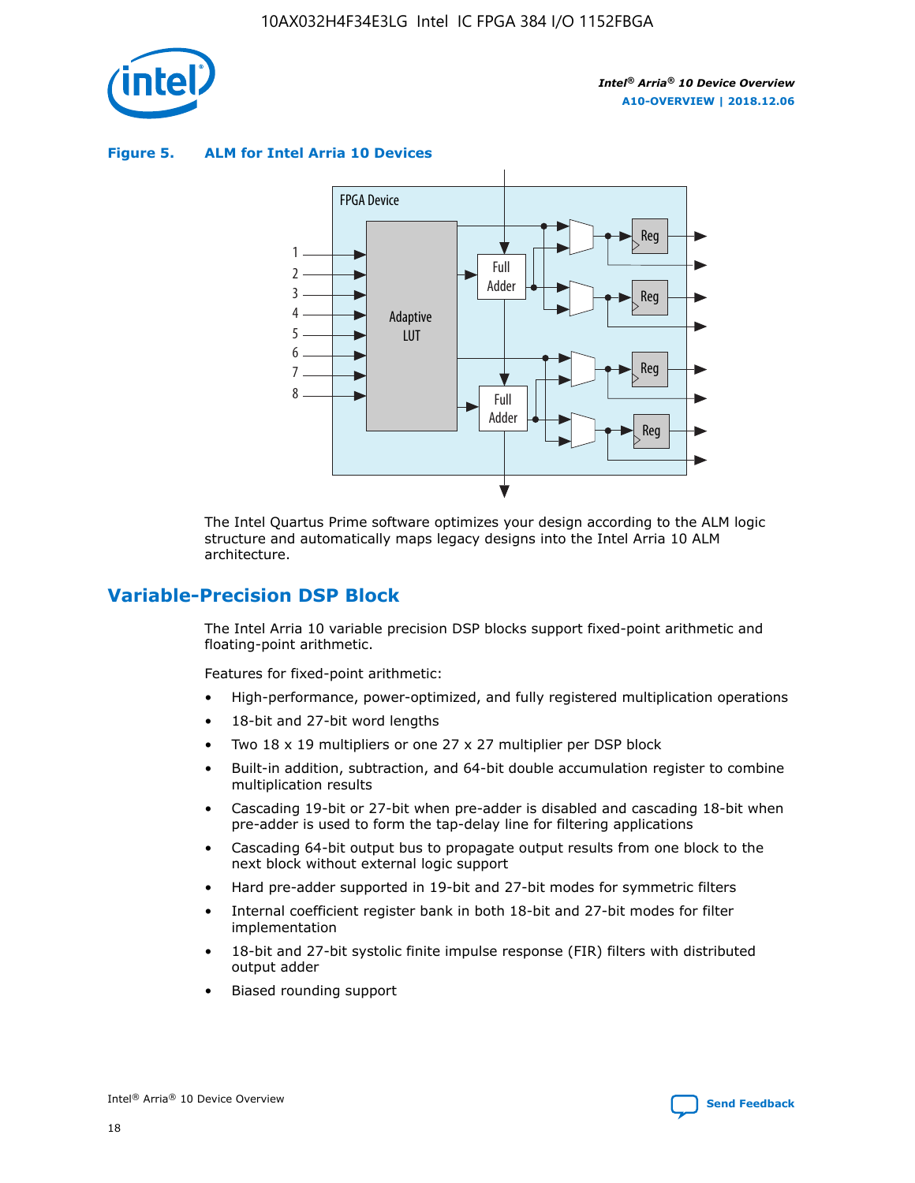**Figure 5. ALM for Intel Arria 10 Devices**

The Intel Quartus Prime software optimizes your design according to the ALM logic structure and automatically maps legacy designs into the Intel Arria 10 ALM architecture.

## Variable-Precision DSP Block

The Intel Arria 10 variable precision DSP blocks support fixed-point arithmetic and floating-point arithmetic.

Features for fixed-point arithmetic:

- High-performance, power-optimized, and fully registered multiplication operations
- 18-bit and 27-bit word lengths
- Two 18 x 19 multipliers or one 27 x 27 multiplier per DSP block
- Built-in addition, subtraction, and 64-bit double accumulation register to combine multiplication results
- Cascading 19-bit or 27-bit when pre-adder is disabled and cascading 18-bit when pre-adder is used to form the tap-delay line for filtering applications
- Cascading 64-bit output bus to propagate output results from one block to the next block without external logic support
- Hard pre-adder supported in 19-bit and 27-bit modes for symmetric filters
- Internal coefficient register bank in both 18-bit and 27-bit modes for filter implementation
- 18-bit and 27-bit systolic finite impulse response (FIR) filters with distributed output adder
- Biased rounding support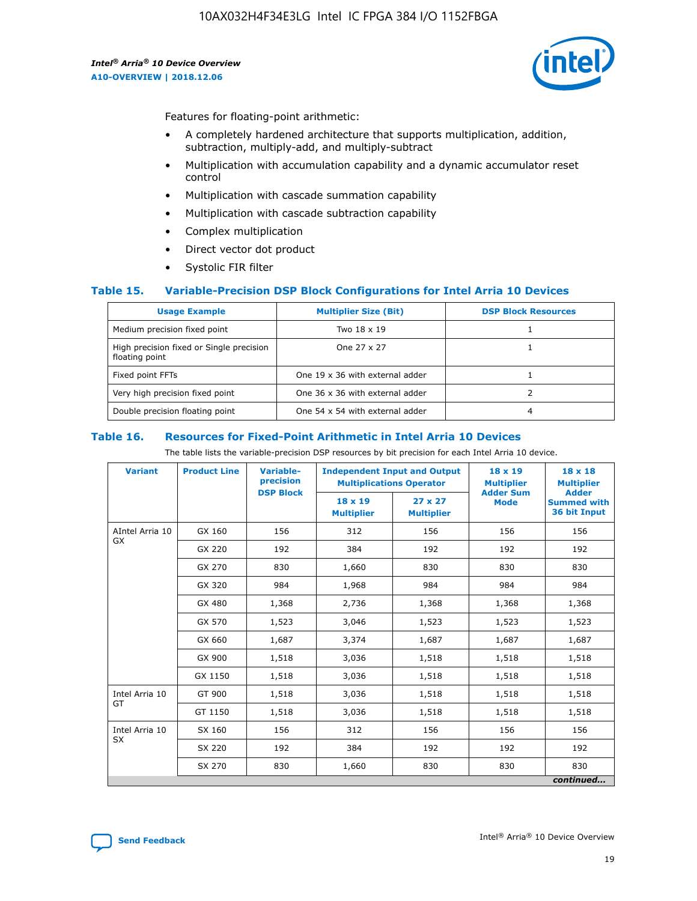Features for floating-point arithmetic:

- A completely hardened architecture that supports multiplication, addition, subtraction, multiply-add, and multiply-subtract
- Multiplication with accumulation capability and a dynamic accumulator reset control
- Multiplication with cascade summation capability
- Multiplication with cascade subtraction capability
- Complex multiplication
- Direct vector dot product
- Systolic FIR filter

### Table 15. Variable-Precision DSP Block Configurations for Intel Arria 10 Devices

| Usage Example | Multiplier Size (Bit) | DSP Block Resources |
|---|---|---|
| Medium precision fixed point | Two 18 x 19 | 1 |
| High precision fixed or Single precision floating point | One 27 x 27 | 1 |
| Fixed point FFTs | One 19 x 36 with external adder | 1 |
| Very high precision fixed point | One 36 x 36 with external adder | 2 |
| Double precision floating point | One 54 x 54 with external adder | 4 |

### Table 16. Resources for Fixed-Point Arithmetic in Intel Arria 10 Devices

The table lists the variable-precision DSP resources by bit precision for each Intel Arria 10 device.

| Variant | Product Line | Variable-precision DSP Block | Independent Input and Output Multiplications Operator | | 18 x 19 Multiplier Adder Sum Mode | 18 x 18 Multiplier Adder Summed with 36 bit Input |
|---|---|---|---|---|---|---|
| | | | 18 x 19 Multiplier | 27 x 27 Multiplier | | |
| AIntel Arria 10 GX | GX 160 | 156 | 312 | 156 | 156 | 156 |
| | GX 220 | 192 | 384 | 192 | 192 | 192 |
| | GX 270 | 830 | 1,660 | 830 | 830 | 830 |
| | GX 320 | 984 | 1,968 | 984 | 984 | 984 |
| | GX 480 | 1,368 | 2,736 | 1,368 | 1,368 | 1,368 |
| | GX 570 | 1,523 | 3,046 | 1,523 | 1,523 | 1,523 |
| | GX 660 | 1,687 | 3,374 | 1,687 | 1,687 | 1,687 |
| | GX 900 | 1,518 | 3,036 | 1,518 | 1,518 | 1,518 |
| | GX 1150 | 1,518 | 3,036 | 1,518 | 1,518 | 1,518 |
| Intel Arria 10 GT | GT 900 | 1,518 | 3,036 | 1,518 | 1,518 | 1,518 |
| | GT 1150 | 1,518 | 3,036 | 1,518 | 1,518 | 1,518 |
| Intel Arria 10 SX | SX 160 | 156 | 312 | 156 | 156 | 156 |
| | SX 220 | 192 | 384 | 192 | 192 | 192 |
| | SX 270 | 830 | 1,660 | 830 | 830 | 830 |

*continued...*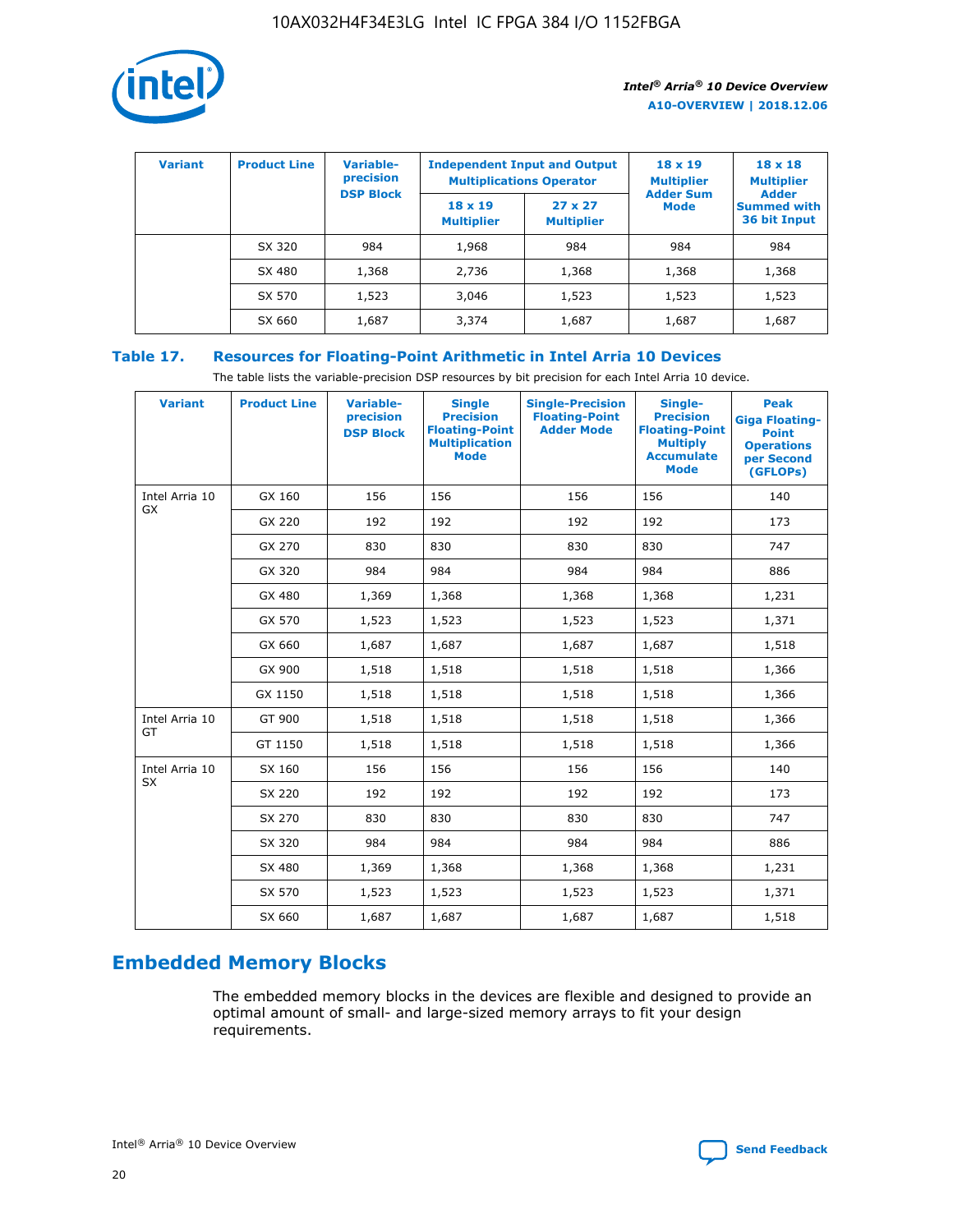| Variant | Product Line | Variable-precision DSP Block | Independent Input and Output Multiplications Operator | | 18 x 19 Multiplier Adder Sum Mode | 18 x 18 Multiplier Adder Summed with 36 bit Input |
|---|---|---|---|---|---|---|
| | | | 18 x 19 Multiplier | 27 x 27 Multiplier | | |
| | SX 320 | 984 | 1,968 | 984 | 984 | 984 |
| | SX 480 | 1,368 | 2,736 | 1,368 | 1,368 | 1,368 |
| | SX 570 | 1,523 | 3,046 | 1,523 | 1,523 | 1,523 |
| | SX 660 | 1,687 | 3,374 | 1,687 | 1,687 | 1,687 |

**Table 17. Resources for Floating-Point Arithmetic in Intel Arria 10 Devices**

The table lists the variable-precision DSP resources by bit precision for each Intel Arria 10 device.

| Variant | Product Line | Variable-precision DSP Block | Single Precision Floating-Point Multiplication Mode | Single-Precision Floating-Point Adder Mode | Single-Precision Floating-Point Multiply Accumulate Mode | Peak Giga Floating-Point Operations per Second (GFLOPs) |
|---|---|---|---|---|---|---|
| Intel Arria 10 GX | GX 160 | 156 | 156 | 156 | 156 | 140 |
| | GX 220 | 192 | 192 | 192 | 192 | 173 |
| | GX 270 | 830 | 830 | 830 | 830 | 747 |
| | GX 320 | 984 | 984 | 984 | 984 | 886 |
| | GX 480 | 1,369 | 1,368 | 1,368 | 1,368 | 1,231 |
| | GX 570 | 1,523 | 1,523 | 1,523 | 1,523 | 1,371 |
| | GX 660 | 1,687 | 1,687 | 1,687 | 1,687 | 1,518 |
| | GX 900 | 1,518 | 1,518 | 1,518 | 1,518 | 1,366 |
| | GX 1150 | 1,518 | 1,518 | 1,518 | 1,518 | 1,366 |
| Intel Arria 10 GT | GT 900 | 1,518 | 1,518 | 1,518 | 1,518 | 1,366 |
| | GT 1150 | 1,518 | 1,518 | 1,518 | 1,518 | 1,366 |
| Intel Arria 10 SX | SX 160 | 156 | 156 | 156 | 156 | 140 |
| | SX 220 | 192 | 192 | 192 | 192 | 173 |
| | SX 270 | 830 | 830 | 830 | 830 | 747 |
| | SX 320 | 984 | 984 | 984 | 984 | 886 |
| | SX 480 | 1,369 | 1,368 | 1,368 | 1,368 | 1,231 |
| | SX 570 | 1,523 | 1,523 | 1,523 | 1,523 | 1,371 |
| | SX 660 | 1,687 | 1,687 | 1,687 | 1,687 | 1,518 |

## Embedded Memory Blocks

The embedded memory blocks in the devices are flexible and designed to provide an optimal amount of small- and large-sized memory arrays to fit your design requirements.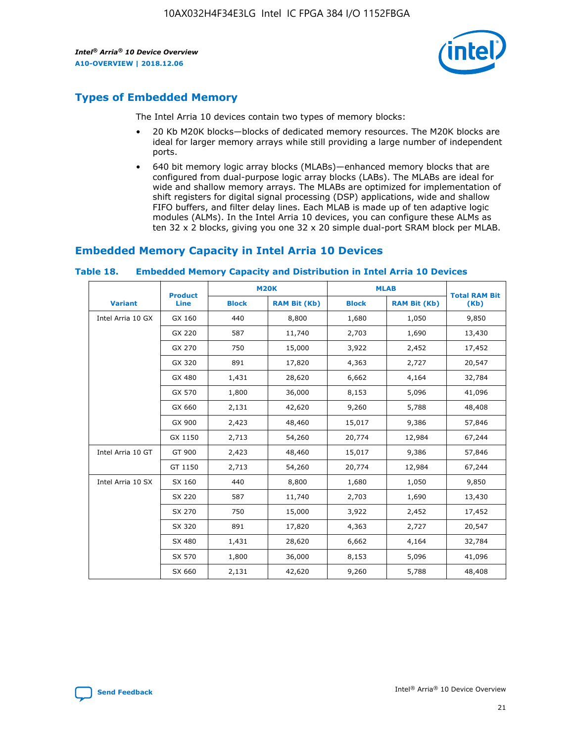## Types of Embedded Memory

The Intel Arria 10 devices contain two types of memory blocks:

- 20 Kb M20K blocks—blocks of dedicated memory resources. The M20K blocks are ideal for larger memory arrays while still providing a large number of independent ports.
- 640 bit memory logic array blocks (MLABs)—enhanced memory blocks that are configured from dual-purpose logic array blocks (LABs). The MLABs are ideal for wide and shallow memory arrays. The MLABs are optimized for implementation of shift registers for digital signal processing (DSP) applications, wide and shallow FIFO buffers, and filter delay lines. Each MLAB is made up of ten adaptive logic modules (ALMs). In the Intel Arria 10 devices, you can configure these ALMs as ten 32 x 2 blocks, giving you one 32 x 20 simple dual-port SRAM block per MLAB.

## Embedded Memory Capacity in Intel Arria 10 Devices

**Table 18. Embedded Memory Capacity and Distribution in Intel Arria 10 Devices**

| Variant | Product Line | M20K | | MLAB | | Total RAM Bit (Kb) |
|---|---|---|---|---|---|---|
| | | Block | RAM Bit (Kb) | Block | RAM Bit (Kb) | |
| Intel Arria 10 GX | GX 160 | 440 | 8,800 | 1,680 | 1,050 | 9,850 |
| | GX 220 | 587 | 11,740 | 2,703 | 1,690 | 13,430 |
| | GX 270 | 750 | 15,000 | 3,922 | 2,452 | 17,452 |
| | GX 320 | 891 | 17,820 | 4,363 | 2,727 | 20,547 |
| | GX 480 | 1,431 | 28,620 | 6,662 | 4,164 | 32,784 |
| | GX 570 | 1,800 | 36,000 | 8,153 | 5,096 | 41,096 |
| | GX 660 | 2,131 | 42,620 | 9,260 | 5,788 | 48,408 |
| | GX 900 | 2,423 | 48,460 | 15,017 | 9,386 | 57,846 |
| | GX 1150 | 2,713 | 54,260 | 20,774 | 12,984 | 67,244 |
| Intel Arria 10 GT | GT 900 | 2,423 | 48,460 | 15,017 | 9,386 | 57,846 |
| | GT 1150 | 2,713 | 54,260 | 20,774 | 12,984 | 67,244 |
| Intel Arria 10 SX | SX 160 | 440 | 8,800 | 1,680 | 1,050 | 9,850 |
| | SX 220 | 587 | 11,740 | 2,703 | 1,690 | 13,430 |
| | SX 270 | 750 | 15,000 | 3,922 | 2,452 | 17,452 |
| | SX 320 | 891 | 17,820 | 4,363 | 2,727 | 20,547 |
| | SX 480 | 1,431 | 28,620 | 6,662 | 4,164 | 32,784 |
| | SX 570 | 1,800 | 36,000 | 8,153 | 5,096 | 41,096 |
| | SX 660 | 2,131 | 42,620 | 9,260 | 5,788 | 48,408 |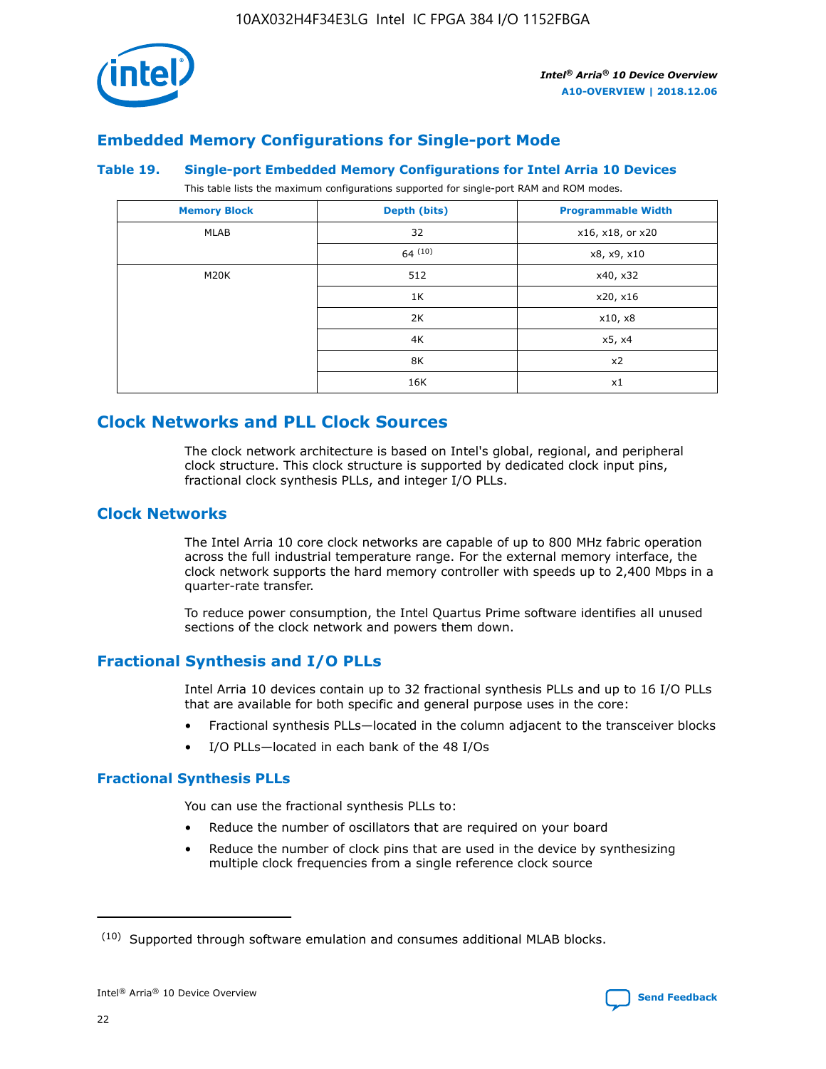## Embedded Memory Configurations for Single-port Mode

**Table 19. Single-port Embedded Memory Configurations for Intel Arria 10 Devices**

This table lists the maximum configurations supported for single-port RAM and ROM modes.

| Memory Block | Depth (bits) | Programmable Width |
| --- | --- | --- |
| MLAB | 32 | x16, x18, or x20 |
| | 64 [(10)] | x8, x9, x10 |
| M20K | 512 | x40, x32 |
| | 1K | x20, x16 |
| | 2K | x10, x8 |
| | 4K | x5, x4 |
| | 8K | x2 |
| | 16K | x1 |

# Clock Networks and PLL Clock Sources

The clock network architecture is based on Intel's global, regional, and peripheral clock structure. This clock structure is supported by dedicated clock input pins, fractional clock synthesis PLLs, and integer I/O PLLs.

## Clock Networks

The Intel Arria 10 core clock networks are capable of up to 800 MHz fabric operation across the full industrial temperature range. For the external memory interface, the clock network supports the hard memory controller with speeds up to 2,400 Mbps in a quarter-rate transfer.

To reduce power consumption, the Intel Quartus Prime software identifies all unused sections of the clock network and powers them down.

## Fractional Synthesis and I/O PLLs

Intel Arria 10 devices contain up to 32 fractional synthesis PLLs and up to 16 I/O PLLs that are available for both specific and general purpose uses in the core:

- Fractional synthesis PLLs—located in the column adjacent to the transceiver blocks
- I/O PLLs—located in each bank of the 48 I/Os

### Fractional Synthesis PLLs

You can use the fractional synthesis PLLs to:

- Reduce the number of oscillators that are required on your board
- Reduce the number of clock pins that are used in the device by synthesizing multiple clock frequencies from a single reference clock source

(10) Supported through software emulation and consumes additional MLAB blocks.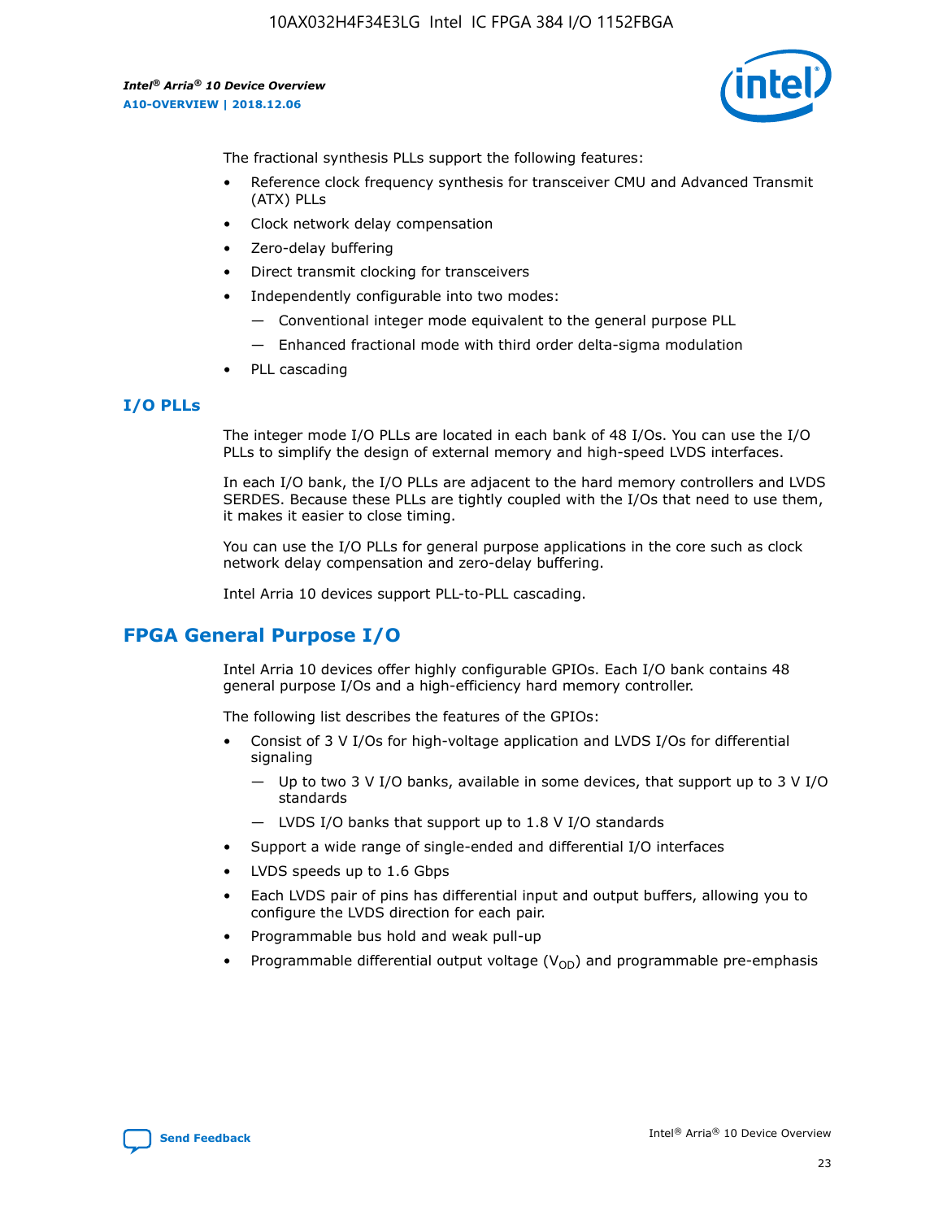The fractional synthesis PLLs support the following features:

- Reference clock frequency synthesis for transceiver CMU and Advanced Transmit (ATX) PLLs
- Clock network delay compensation
- Zero-delay buffering
- Direct transmit clocking for transceivers
- Independently configurable into two modes:
  - — Conventional integer mode equivalent to the general purpose PLL
  - — Enhanced fractional mode with third order delta-sigma modulation
- PLL cascading

### I/O PLLs

The integer mode I/O PLLs are located in each bank of 48 I/Os. You can use the I/O PLLs to simplify the design of external memory and high-speed LVDS interfaces.

In each I/O bank, the I/O PLLs are adjacent to the hard memory controllers and LVDS SERDES. Because these PLLs are tightly coupled with the I/Os that need to use them, it makes it easier to close timing.

You can use the I/O PLLs for general purpose applications in the core such as clock network delay compensation and zero-delay buffering.

Intel Arria 10 devices support PLL-to-PLL cascading.

## FPGA General Purpose I/O

Intel Arria 10 devices offer highly configurable GPIOs. Each I/O bank contains 48 general purpose I/Os and a high-efficiency hard memory controller.

The following list describes the features of the GPIOs:

- Consist of 3 V I/Os for high-voltage application and LVDS I/Os for differential signaling
  - — Up to two 3 V I/O banks, available in some devices, that support up to 3 V I/O standards
  - — LVDS I/O banks that support up to 1.8 V I/O standards
- Support a wide range of single-ended and differential I/O interfaces
- LVDS speeds up to 1.6 Gbps
- Each LVDS pair of pins has differential input and output buffers, allowing you to configure the LVDS direction for each pair.
- Programmable bus hold and weak pull-up
- Programmable differential output voltage ($V_{OD}$) and programmable pre-emphasis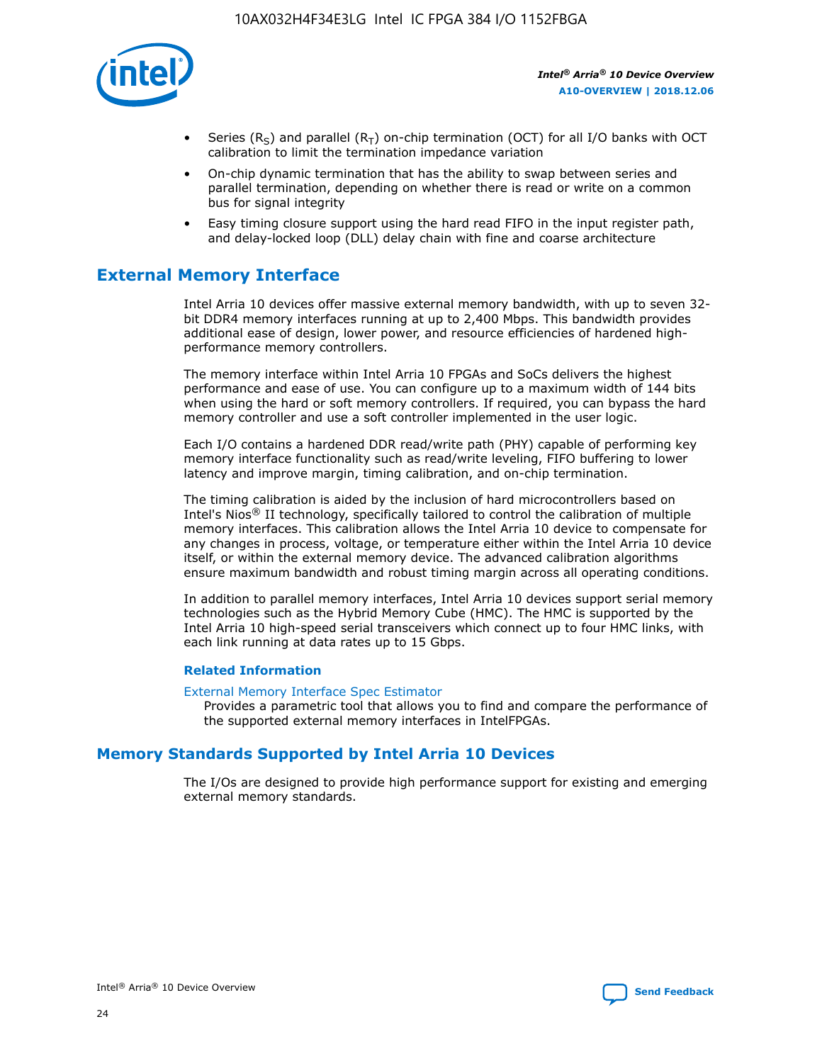- Series ($R_S$) and parallel ($R_T$) on-chip termination (OCT) for all I/O banks with OCT calibration to limit the termination impedance variation
- On-chip dynamic termination that has the ability to swap between series and parallel termination, depending on whether there is read or write on a common bus for signal integrity
- Easy timing closure support using the hard read FIFO in the input register path, and delay-locked loop (DLL) delay chain with fine and coarse architecture

## External Memory Interface

Intel Arria 10 devices offer massive external memory bandwidth, with up to seven 32-bit DDR4 memory interfaces running at up to 2,400 Mbps. This bandwidth provides additional ease of design, lower power, and resource efficiencies of hardened high-performance memory controllers.

The memory interface within Intel Arria 10 FPGAs and SoCs delivers the highest performance and ease of use. You can configure up to a maximum width of 144 bits when using the hard or soft memory controllers. If required, you can bypass the hard memory controller and use a soft controller implemented in the user logic.

Each I/O contains a hardened DDR read/write path (PHY) capable of performing key memory interface functionality such as read/write leveling, FIFO buffering to lower latency and improve margin, timing calibration, and on-chip termination.

The timing calibration is aided by the inclusion of hard microcontrollers based on Intel's Nios® II technology, specifically tailored to control the calibration of multiple memory interfaces. This calibration allows the Intel Arria 10 device to compensate for any changes in process, voltage, or temperature either within the Intel Arria 10 device itself, or within the external memory device. The advanced calibration algorithms ensure maximum bandwidth and robust timing margin across all operating conditions.

In addition to parallel memory interfaces, Intel Arria 10 devices support serial memory technologies such as the Hybrid Memory Cube (HMC). The HMC is supported by the Intel Arria 10 high-speed serial transceivers which connect up to four HMC links, with each link running at data rates up to 15 Gbps.

#### Related Information

External Memory Interface Spec Estimator
Provides a parametric tool that allows you to find and compare the performance of the supported external memory interfaces in IntelFPGAs.

## Memory Standards Supported by Intel Arria 10 Devices

The I/Os are designed to provide high performance support for existing and emerging external memory standards.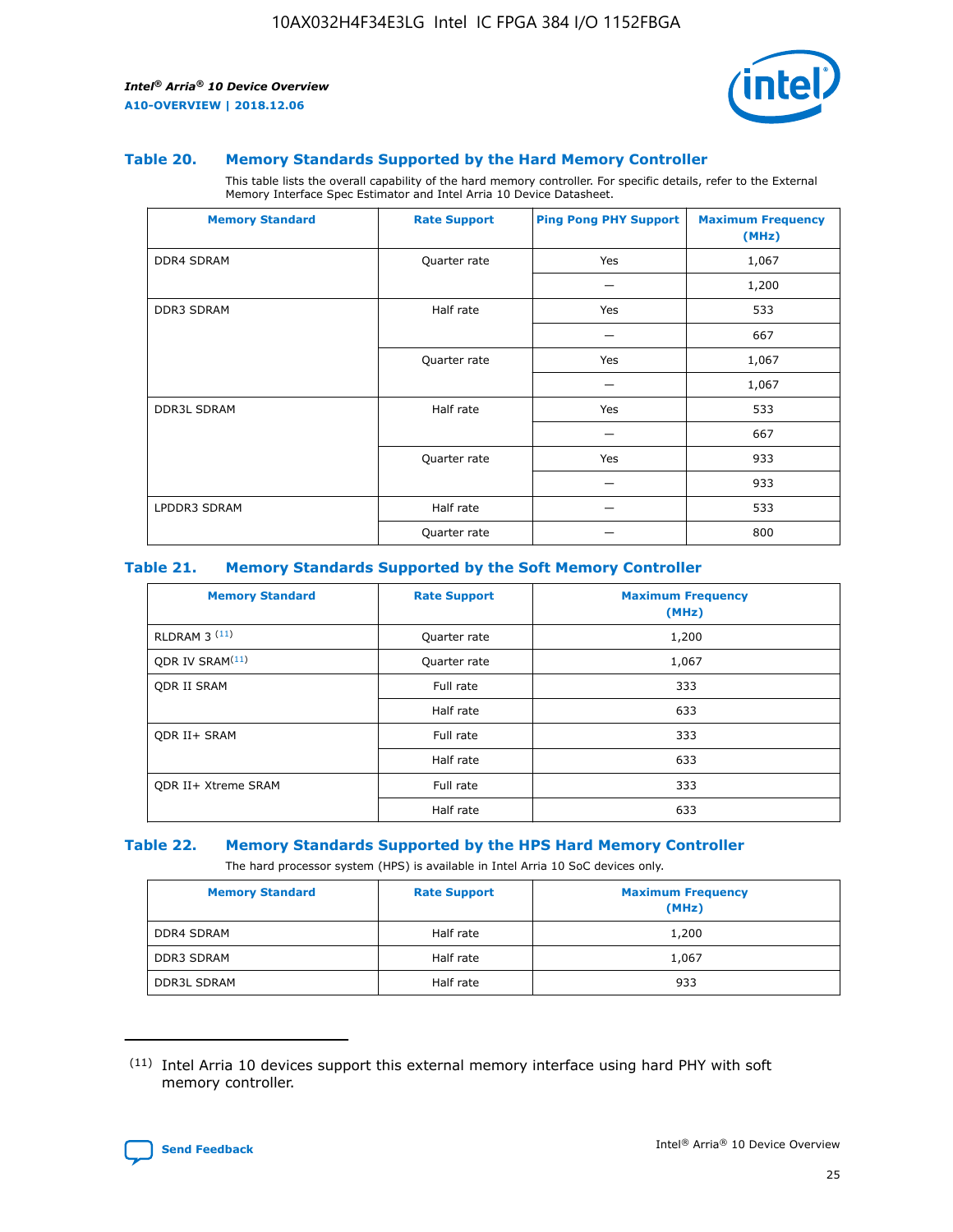### Table 20. Memory Standards Supported by the Hard Memory Controller

This table lists the overall capability of the hard memory controller. For specific details, refer to the External Memory Interface Spec Estimator and Intel Arria 10 Device Datasheet.

| Memory Standard | Rate Support | Ping Pong PHY Support | Maximum Frequency (MHz) |
|---|---|---|---|
| DDR4 SDRAM | Quarter rate | Yes | 1,067 |
| | | — | 1,200 |
| DDR3 SDRAM | Half rate | Yes | 533 |
| | | — | 667 |
| | Quarter rate | Yes | 1,067 |
| | | — | 1,067 |
| DDR3L SDRAM | Half rate | Yes | 533 |
| | | — | 667 |
| | Quarter rate | Yes | 933 |
| | | — | 933 |
| LPDDR3 SDRAM | Half rate | — | 533 |
| | Quarter rate | — | 800 |

### Table 21. Memory Standards Supported by the Soft Memory Controller

| Memory Standard | Rate Support | Maximum Frequency (MHz) |
|---|---|---|
| RLDRAM 3 (11) | Quarter rate | 1,200 |
| QDR IV SRAM(11) | Quarter rate | 1,067 |
| QDR II SRAM | Full rate | 333 |
| | Half rate | 633 |
| QDR II+ SRAM | Full rate | 333 |
| | Half rate | 633 |
| QDR II+ Xtreme SRAM | Full rate | 333 |
| | Half rate | 633 |

### Table 22. Memory Standards Supported by the HPS Hard Memory Controller

The hard processor system (HPS) is available in Intel Arria 10 SoC devices only.

| Memory Standard | Rate Support | Maximum Frequency (MHz) |
|---|---|---|
| DDR4 SDRAM | Half rate | 1,200 |
| DDR3 SDRAM | Half rate | 1,067 |
| DDR3L SDRAM | Half rate | 933 |

(11) Intel Arria 10 devices support this external memory interface using hard PHY with soft memory controller.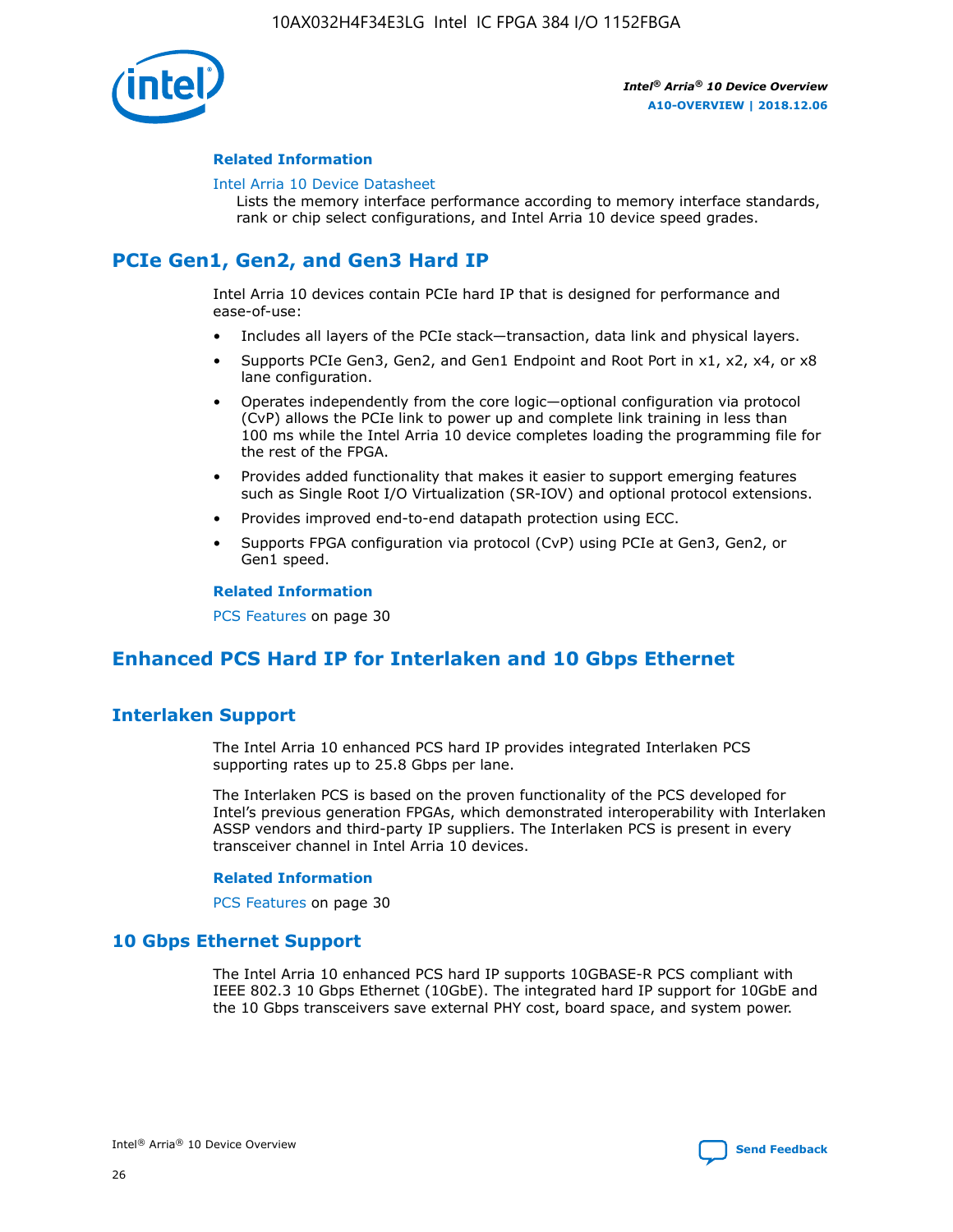### Related Information

Intel Arria 10 Device Datasheet
Lists the memory interface performance according to memory interface standards, rank or chip select configurations, and Intel Arria 10 device speed grades.

## PCIe Gen1, Gen2, and Gen3 Hard IP

Intel Arria 10 devices contain PCIe hard IP that is designed for performance and ease-of-use:

- Includes all layers of the PCIe stack—transaction, data link and physical layers.
- Supports PCIe Gen3, Gen2, and Gen1 Endpoint and Root Port in x1, x2, x4, or x8 lane configuration.
- Operates independently from the core logic—optional configuration via protocol (CvP) allows the PCIe link to power up and complete link training in less than 100 ms while the Intel Arria 10 device completes loading the programming file for the rest of the FPGA.
- Provides added functionality that makes it easier to support emerging features such as Single Root I/O Virtualization (SR-IOV) and optional protocol extensions.
- Provides improved end-to-end datapath protection using ECC.
- Supports FPGA configuration via protocol (CvP) using PCIe at Gen3, Gen2, or Gen1 speed.

### Related Information

PCS Features on page 30

## Enhanced PCS Hard IP for Interlaken and 10 Gbps Ethernet

## Interlaken Support

The Intel Arria 10 enhanced PCS hard IP provides integrated Interlaken PCS supporting rates up to 25.8 Gbps per lane.

The Interlaken PCS is based on the proven functionality of the PCS developed for Intel's previous generation FPGAs, which demonstrated interoperability with Interlaken ASSP vendors and third-party IP suppliers. The Interlaken PCS is present in every transceiver channel in Intel Arria 10 devices.

### Related Information

PCS Features on page 30

## 10 Gbps Ethernet Support

The Intel Arria 10 enhanced PCS hard IP supports 10GBASE-R PCS compliant with IEEE 802.3 10 Gbps Ethernet (10GbE). The integrated hard IP support for 10GbE and the 10 Gbps transceivers save external PHY cost, board space, and system power.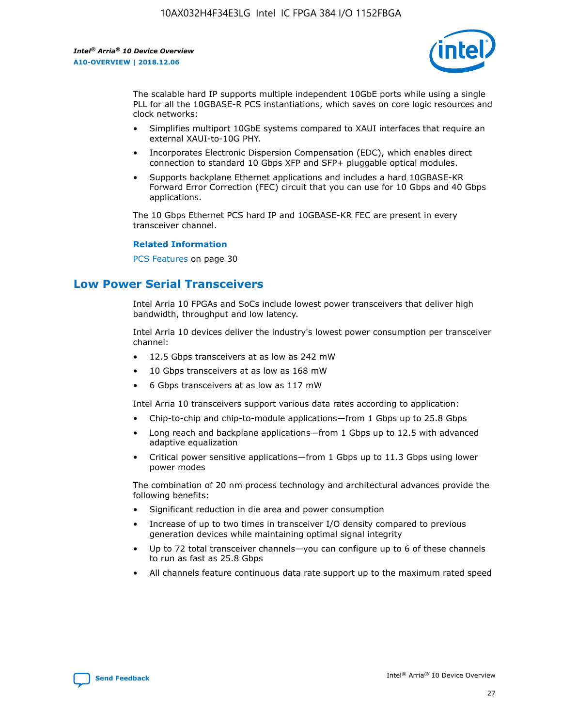The scalable hard IP supports multiple independent 10GbE ports while using a single PLL for all the 10GBASE-R PCS instantiations, which saves on core logic resources and clock networks:

- Simplifies multiport 10GbE systems compared to XAUI interfaces that require an external XAUI-to-10G PHY.
- Incorporates Electronic Dispersion Compensation (EDC), which enables direct connection to standard 10 Gbps XFP and SFP+ pluggable optical modules.
- Supports backplane Ethernet applications and includes a hard 10GBASE-KR Forward Error Correction (FEC) circuit that you can use for 10 Gbps and 40 Gbps applications.

The 10 Gbps Ethernet PCS hard IP and 10GBASE-KR FEC are present in every transceiver channel.

**Related Information**

PCS Features on page 30

## Low Power Serial Transceivers

Intel Arria 10 FPGAs and SoCs include lowest power transceivers that deliver high bandwidth, throughput and low latency.

Intel Arria 10 devices deliver the industry's lowest power consumption per transceiver channel:

- 12.5 Gbps transceivers at as low as 242 mW
- 10 Gbps transceivers at as low as 168 mW
- 6 Gbps transceivers at as low as 117 mW

Intel Arria 10 transceivers support various data rates according to application:

- Chip-to-chip and chip-to-module applications—from 1 Gbps up to 25.8 Gbps
- Long reach and backplane applications—from 1 Gbps up to 12.5 with advanced adaptive equalization
- Critical power sensitive applications—from 1 Gbps up to 11.3 Gbps using lower power modes

The combination of 20 nm process technology and architectural advances provide the following benefits:

- Significant reduction in die area and power consumption
- Increase of up to two times in transceiver I/O density compared to previous generation devices while maintaining optimal signal integrity
- Up to 72 total transceiver channels—you can configure up to 6 of these channels to run as fast as 25.8 Gbps
- All channels feature continuous data rate support up to the maximum rated speed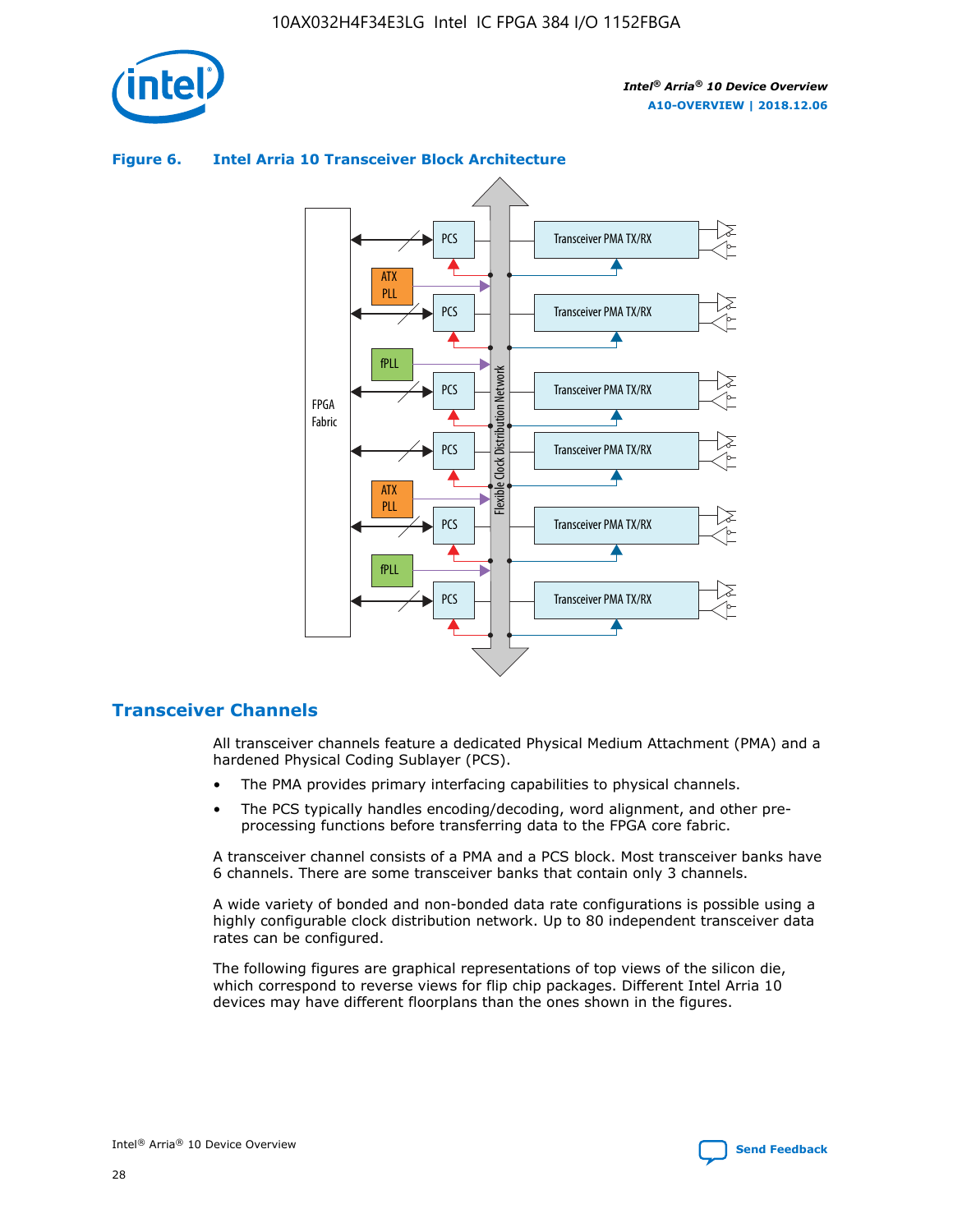**Figure 6. Intel Arria 10 Transceiver Block Architecture**

## Transceiver Channels

All transceiver channels feature a dedicated Physical Medium Attachment (PMA) and a hardened Physical Coding Sublayer (PCS).

- The PMA provides primary interfacing capabilities to physical channels.
- The PCS typically handles encoding/decoding, word alignment, and other pre-processing functions before transferring data to the FPGA core fabric.

A transceiver channel consists of a PMA and a PCS block. Most transceiver banks have 6 channels. There are some transceiver banks that contain only 3 channels.

A wide variety of bonded and non-bonded data rate configurations is possible using a highly configurable clock distribution network. Up to 80 independent transceiver data rates can be configured.

The following figures are graphical representations of top views of the silicon die, which correspond to reverse views for flip chip packages. Different Intel Arria 10 devices may have different floorplans than the ones shown in the figures.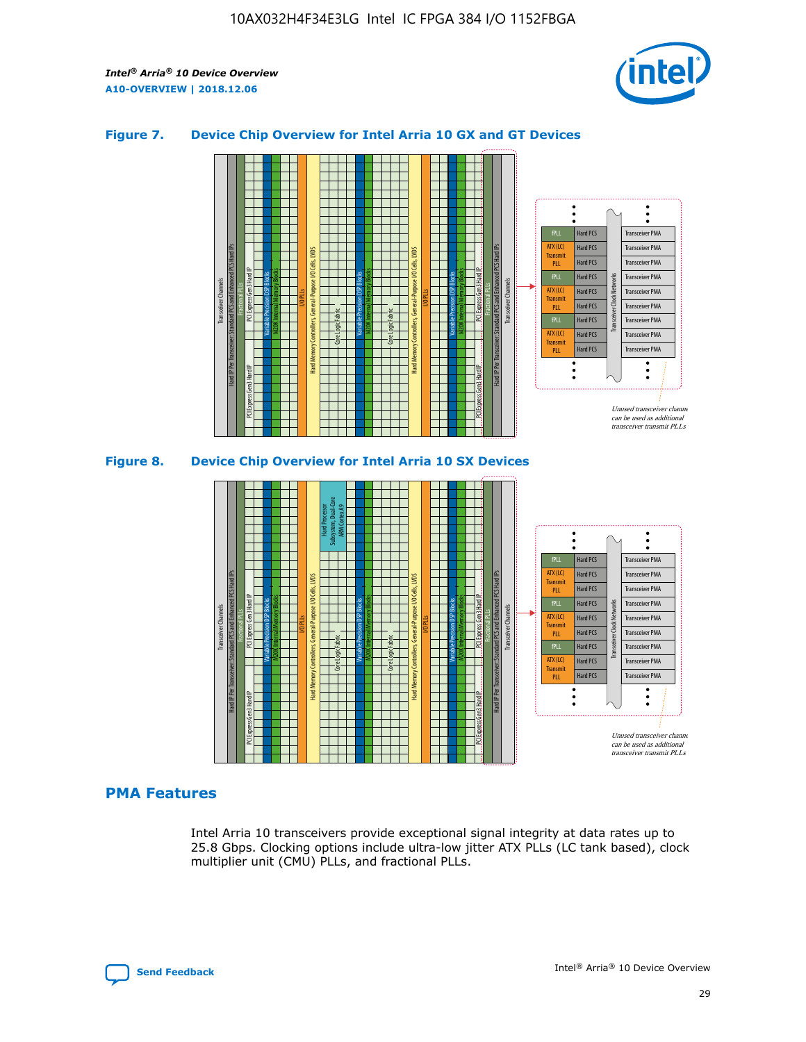**Figure 7. Device Chip Overview for Intel Arria 10 GX and GT Devices**

**Figure 8. Device Chip Overview for Intel Arria 10 SX Devices**

## PMA Features

Intel Arria 10 transceivers provide exceptional signal integrity at data rates up to 25.8 Gbps. Clocking options include ultra-low jitter ATX PLLs (LC tank based), clock multiplier unit (CMU) PLLs, and fractional PLLs.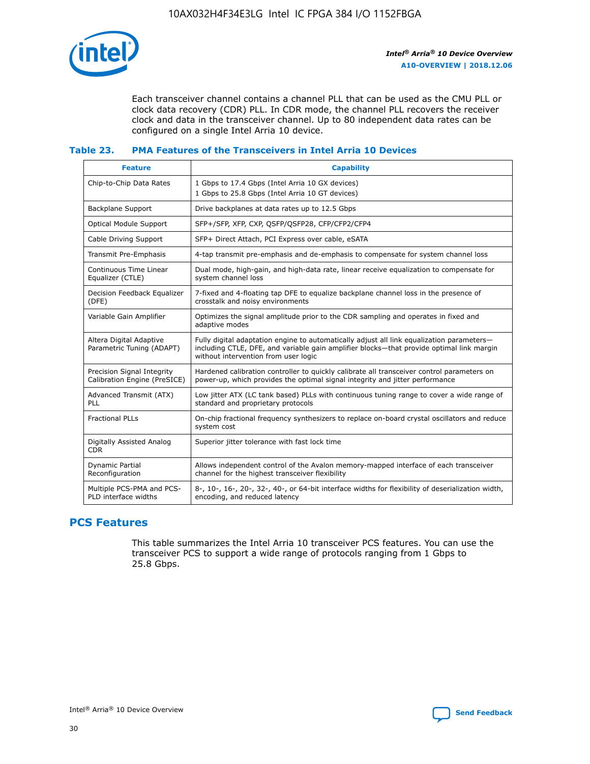Each transceiver channel contains a channel PLL that can be used as the CMU PLL or clock data recovery (CDR) PLL. In CDR mode, the channel PLL recovers the receiver clock and data in the transceiver channel. Up to 80 independent data rates can be configured on a single Intel Arria 10 device.

### Table 23. PMA Features of the Transceivers in Intel Arria 10 Devices

| Feature | Capability |
| --- | --- |
| Chip-to-Chip Data Rates | 1 Gbps to 17.4 Gbps (Intel Arria 10 GX devices)<br>1 Gbps to 25.8 Gbps (Intel Arria 10 GT devices) |
| Backplane Support | Drive backplanes at data rates up to 12.5 Gbps |
| Optical Module Support | SFP+/SFP, XFP, CXP, QSFP/QSFP28, CFP/CFP2/CFP4 |
| Cable Driving Support | SFP+ Direct Attach, PCI Express over cable, eSATA |
| Transmit Pre-Emphasis | 4-tap transmit pre-emphasis and de-emphasis to compensate for system channel loss |
| Continuous Time Linear Equalizer (CTLE) | Dual mode, high-gain, and high-data rate, linear receive equalization to compensate for system channel loss |
| Decision Feedback Equalizer (DFE) | 7-fixed and 4-floating tap DFE to equalize backplane channel loss in the presence of crosstalk and noisy environments |
| Variable Gain Amplifier | Optimizes the signal amplitude prior to the CDR sampling and operates in fixed and adaptive modes |
| Altera Digital Adaptive Parametric Tuning (ADAPT) | Fully digital adaptation engine to automatically adjust all link equalization parameters—including CTLE, DFE, and variable gain amplifier blocks—that provide optimal link margin without intervention from user logic |
| Precision Signal Integrity Calibration Engine (PreSICE) | Hardened calibration controller to quickly calibrate all transceiver control parameters on power-up, which provides the optimal signal integrity and jitter performance |
| Advanced Transmit (ATX) PLL | Low jitter ATX (LC tank based) PLLs with continuous tuning range to cover a wide range of standard and proprietary protocols |
| Fractional PLLs | On-chip fractional frequency synthesizers to replace on-board crystal oscillators and reduce system cost |
| Digitally Assisted Analog CDR | Superior jitter tolerance with fast lock time |
| Dynamic Partial Reconfiguration | Allows independent control of the Avalon memory-mapped interface of each transceiver channel for the highest transceiver flexibility |
| Multiple PCS-PMA and PCS-PLD interface widths | 8-, 10-, 16-, 20-, 32-, 40-, or 64-bit interface widths for flexibility of deserialization width, encoding, and reduced latency |

## PCS Features

This table summarizes the Intel Arria 10 transceiver PCS features. You can use the transceiver PCS to support a wide range of protocols ranging from 1 Gbps to 25.8 Gbps.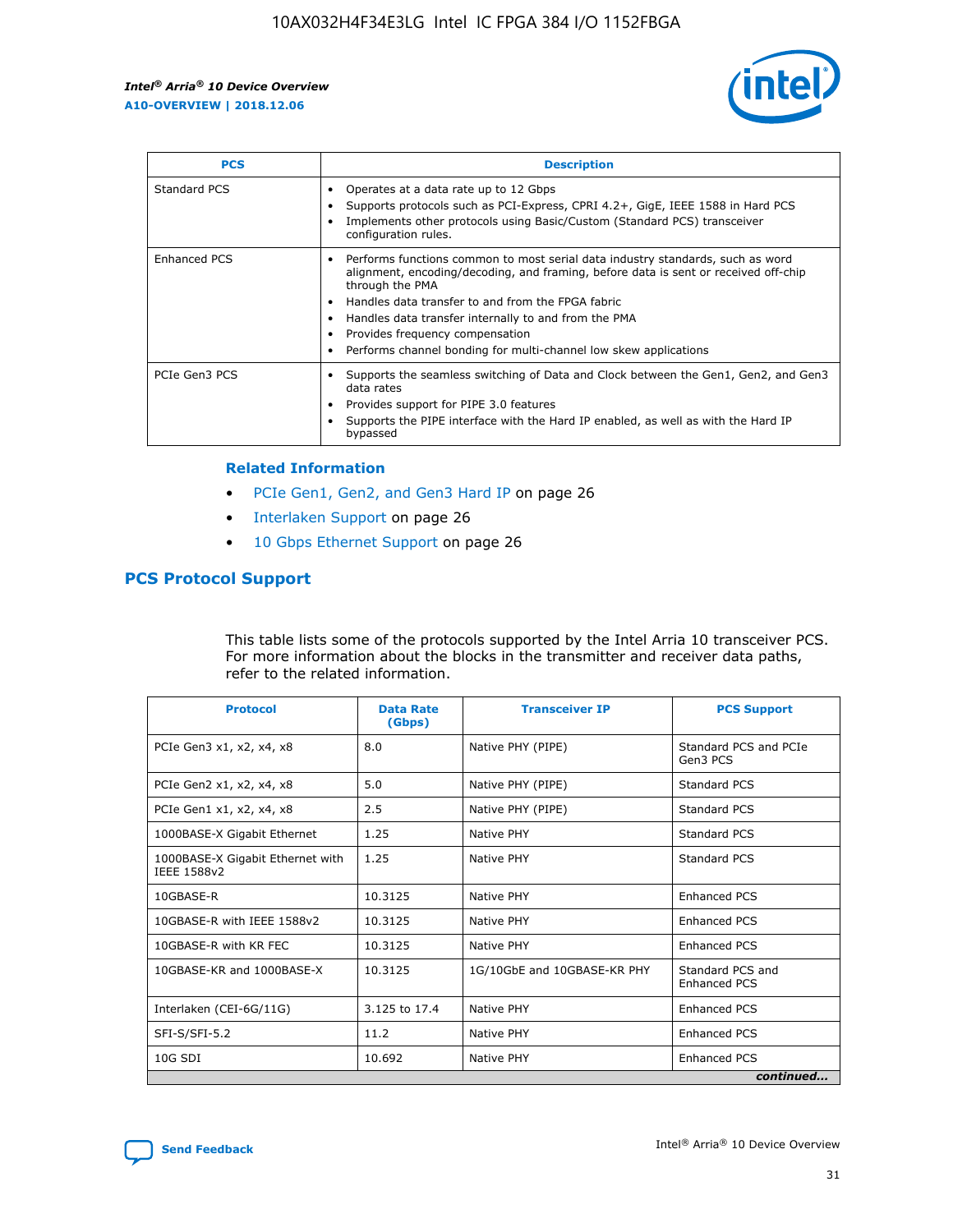| PCS | Description |
| --- | --- |
| Standard PCS | • Operates at a data rate up to 12 Gbps<br>• Supports protocols such as PCI-Express, CPRI 4.2+, GigE, IEEE 1588 in Hard PCS<br>• Implements other protocols using Basic/Custom (Standard PCS) transceiver configuration rules. |
| Enhanced PCS | • Performs functions common to most serial data industry standards, such as word alignment, encoding/decoding, and framing, before data is sent or received off-chip through the PMA<br>• Handles data transfer to and from the FPGA fabric<br>• Handles data transfer internally to and from the PMA<br>• Provides frequency compensation<br>• Performs channel bonding for multi-channel low skew applications |
| PCIe Gen3 PCS | • Supports the seamless switching of Data and Clock between the Gen1, Gen2, and Gen3 data rates<br>• Provides support for PIPE 3.0 features<br>• Supports the PIPE interface with the Hard IP enabled, as well as with the Hard IP bypassed |

**Related Information**

- PCIe Gen1, Gen2, and Gen3 Hard IP on page 26
- Interlaken Support on page 26
- 10 Gbps Ethernet Support on page 26

## PCS Protocol Support

This table lists some of the protocols supported by the Intel Arria 10 transceiver PCS. For more information about the blocks in the transmitter and receiver data paths, refer to the related information.

| Protocol | Data Rate (Gbps) | Transceiver IP | PCS Support |
| --- | --- | --- | --- |
| PCIe Gen3 x1, x2, x4, x8 | 8.0 | Native PHY (PIPE) | Standard PCS and PCIe Gen3 PCS |
| PCIe Gen2 x1, x2, x4, x8 | 5.0 | Native PHY (PIPE) | Standard PCS |
| PCIe Gen1 x1, x2, x4, x8 | 2.5 | Native PHY (PIPE) | Standard PCS |
| 1000BASE-X Gigabit Ethernet | 1.25 | Native PHY | Standard PCS |
| 1000BASE-X Gigabit Ethernet with IEEE 1588v2 | 1.25 | Native PHY | Standard PCS |
| 10GBASE-R | 10.3125 | Native PHY | Enhanced PCS |
| 10GBASE-R with IEEE 1588v2 | 10.3125 | Native PHY | Enhanced PCS |
| 10GBASE-R with KR FEC | 10.3125 | Native PHY | Enhanced PCS |
| 10GBASE-KR and 1000BASE-X | 10.3125 | 1G/10GbE and 10GBASE-KR PHY | Standard PCS and Enhanced PCS |
| Interlaken (CEI-6G/11G) | 3.125 to 17.4 | Native PHY | Enhanced PCS |
| SFI-S/SFI-5.2 | 11.2 | Native PHY | Enhanced PCS |
| 10G SDI | 10.692 | Native PHY | Enhanced PCS |

*continued...*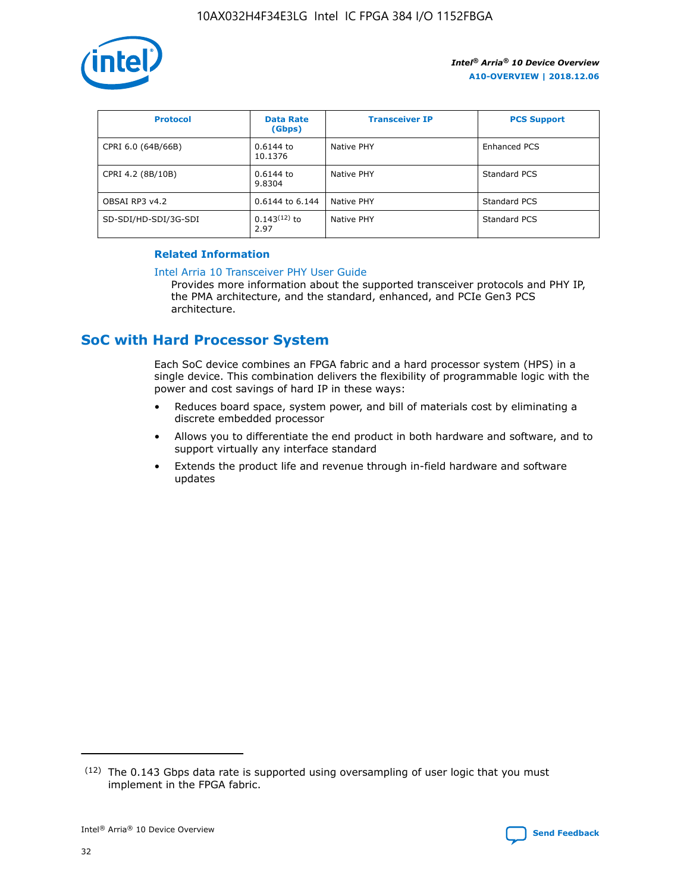| Protocol | Data Rate (Gbps) | Transceiver IP | PCS Support |
|---|---|---|---|
| CPRI 6.0 (64B/66B) | 0.6144 to 10.1376 | Native PHY | Enhanced PCS |
| CPRI 4.2 (8B/10B) | 0.6144 to 9.8304 | Native PHY | Standard PCS |
| OBSAI RP3 v4.2 | 0.6144 to 6.144 | Native PHY | Standard PCS |
| SD-SDI/HD-SDI/3G-SDI | 0.143[12] to 2.97 | Native PHY | Standard PCS |

### Related Information

Intel Arria 10 Transceiver PHY User Guide
Provides more information about the supported transceiver protocols and PHY IP, the PMA architecture, and the standard, enhanced, and PCIe Gen3 PCS architecture.

## SoC with Hard Processor System

Each SoC device combines an FPGA fabric and a hard processor system (HPS) in a single device. This combination delivers the flexibility of programmable logic with the power and cost savings of hard IP in these ways:

- Reduces board space, system power, and bill of materials cost by eliminating a discrete embedded processor
- Allows you to differentiate the end product in both hardware and software, and to support virtually any interface standard
- Extends the product life and revenue through in-field hardware and software updates

[12] The 0.143 Gbps data rate is supported using oversampling of user logic that you must implement in the FPGA fabric.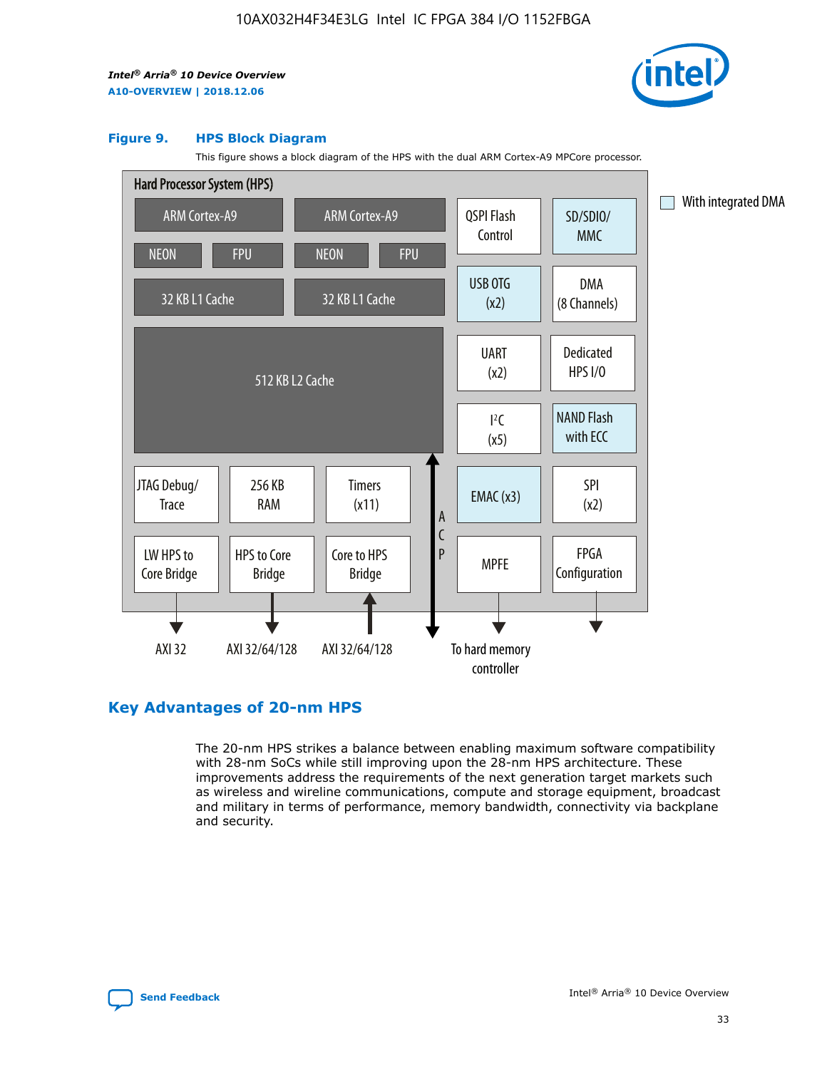**Figure 9. HPS Block Diagram**

This figure shows a block diagram of the HPS with the dual ARM Cortex-A9 MPCore processor.

Hard Processor System (HPS)

ARM Cortex-A9 | ARM Cortex-A9 | QSPI Flash Control | SD/SDIO/MMC

NEON | FPU | NEON | FPU

32 KB L1 Cache | 32 KB L1 Cache | USB OTG (x2) | DMA (8 Channels)

512 KB L2 Cache | UART (x2) | Dedicated HPS I/O | I²C (x5) | NAND Flash with ECC

JTAG Debug/Trace | 256 KB RAM | Timers (x11) | ACP | EMAC (x3) | SPI (x2)

LW HPS to Core Bridge | HPS to Core Bridge | Core to HPS Bridge | MPFE | FPGA Configuration

AXI 32 | AXI 32/64/128 | AXI 32/64/128 | To hard memory controller

With integrated DMA

## Key Advantages of 20-nm HPS

The 20-nm HPS strikes a balance between enabling maximum software compatibility with 28-nm SoCs while still improving upon the 28-nm HPS architecture. These improvements address the requirements of the next generation target markets such as wireless and wireline communications, compute and storage equipment, broadcast and military in terms of performance, memory bandwidth, connectivity via backplane and security.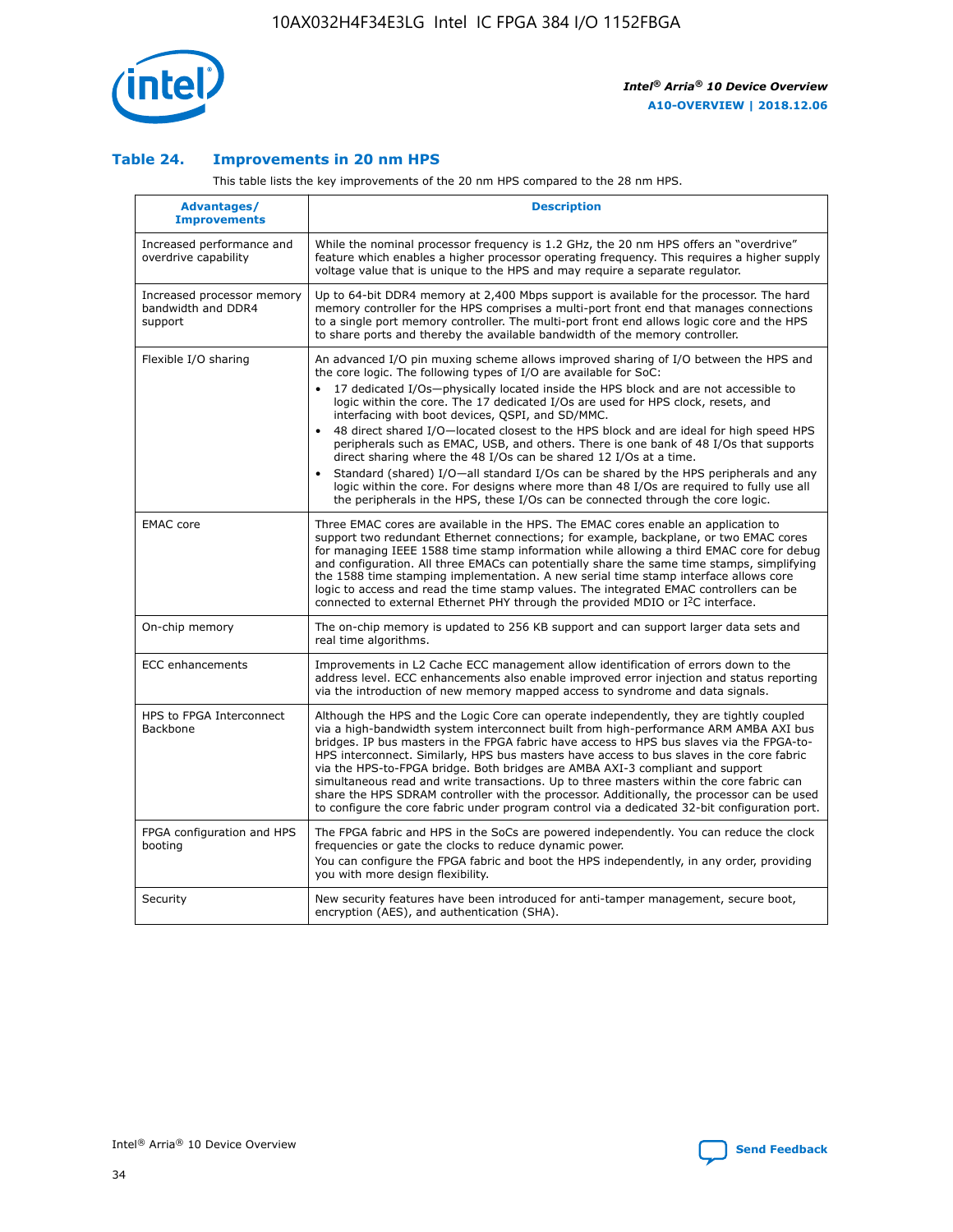### Table 24. Improvements in 20 nm HPS

This table lists the key improvements of the 20 nm HPS compared to the 28 nm HPS.

| Advantages/ Improvements | Description |
|---|---|
| Increased performance and overdrive capability | While the nominal processor frequency is 1.2 GHz, the 20 nm HPS offers an "overdrive" feature which enables a higher processor operating frequency. This requires a higher supply voltage value that is unique to the HPS and may require a separate regulator. |
| Increased processor memory bandwidth and DDR4 support | Up to 64-bit DDR4 memory at 2,400 Mbps support is available for the processor. The hard memory controller for the HPS comprises a multi-port front end that manages connections to a single port memory controller. The multi-port front end allows logic core and the HPS to share ports and thereby the available bandwidth of the memory controller. |
| Flexible I/O sharing | An advanced I/O pin muxing scheme allows improved sharing of I/O between the HPS and the core logic. The following types of I/O are available for SoC: <br>• 17 dedicated I/Os—physically located inside the HPS block and are not accessible to logic within the core. The 17 dedicated I/Os are used for HPS clock, resets, and interfacing with boot devices, QSPI, and SD/MMC. <br>• 48 direct shared I/O—located closest to the HPS block and are ideal for high speed HPS peripherals such as EMAC, USB, and others. There is one bank of 48 I/Os that supports direct sharing where the 48 I/Os can be shared 12 I/Os at a time. <br>• Standard (shared) I/O—all standard I/Os can be shared by the HPS peripherals and any logic within the core. For designs where more than 48 I/Os are required to fully use all the peripherals in the HPS, these I/Os can be connected through the core logic. |
| EMAC core | Three EMAC cores are available in the HPS. The EMAC cores enable an application to support two redundant Ethernet connections; for example, backplane, or two EMAC cores for managing IEEE 1588 time stamp information while allowing a third EMAC core for debug and configuration. All three EMACs can potentially share the same time stamps, simplifying the 1588 time stamping implementation. A new serial time stamp interface allows core logic to access and read the time stamp values. The integrated EMAC controllers can be connected to external Ethernet PHY through the provided MDIO or I²C interface. |
| On-chip memory | The on-chip memory is updated to 256 KB support and can support larger data sets and real time algorithms. |
| ECC enhancements | Improvements in L2 Cache ECC management allow identification of errors down to the address level. ECC enhancements also enable improved error injection and status reporting via the introduction of new memory mapped access to syndrome and data signals. |
| HPS to FPGA Interconnect Backbone | Although the HPS and the Logic Core can operate independently, they are tightly coupled via a high-bandwidth system interconnect built from high-performance ARM AMBA AXI bus bridges. IP bus masters in the FPGA fabric have access to HPS bus slaves via the FPGA-to-HPS interconnect. Similarly, HPS bus masters have access to bus slaves in the core fabric via the HPS-to-FPGA bridge. Both bridges are AMBA AXI-3 compliant and support simultaneous read and write transactions. Up to three masters within the core fabric can share the HPS SDRAM controller with the processor. Additionally, the processor can be used to configure the core fabric under program control via a dedicated 32-bit configuration port. |
| FPGA configuration and HPS booting | The FPGA fabric and HPS in the SoCs are powered independently. You can reduce the clock frequencies or gate the clocks to reduce dynamic power. <br>You can configure the FPGA fabric and boot the HPS independently, in any order, providing you with more design flexibility. |
| Security | New security features have been introduced for anti-tamper management, secure boot, encryption (AES), and authentication (SHA). |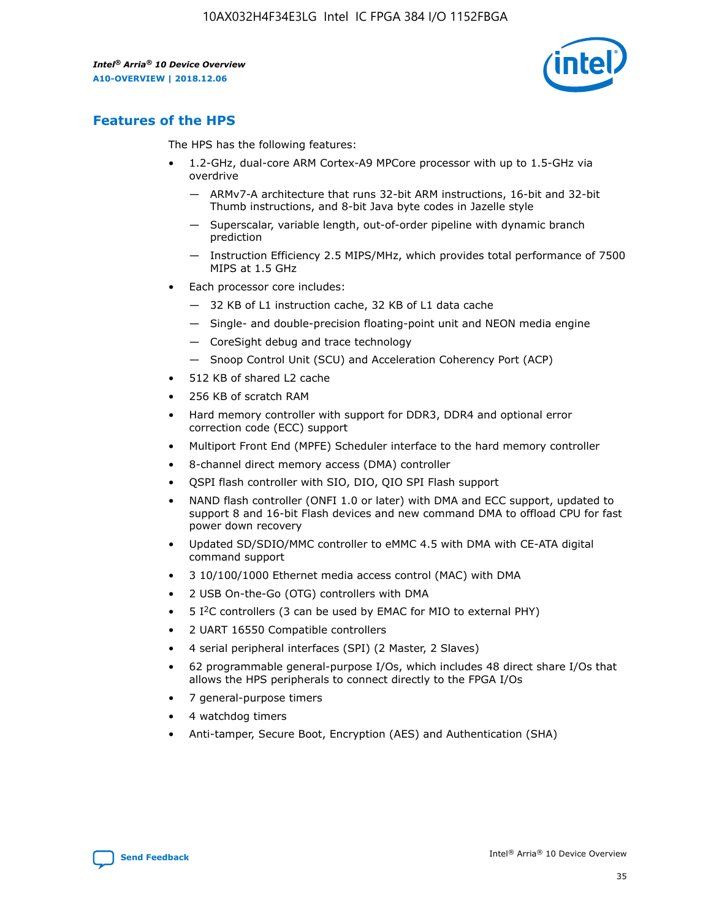## Features of the HPS

The HPS has the following features:

- 1.2-GHz, dual-core ARM Cortex-A9 MPCore processor with up to 1.5-GHz via overdrive
  - — ARMv7-A architecture that runs 32-bit ARM instructions, 16-bit and 32-bit Thumb instructions, and 8-bit Java byte codes in Jazelle style
  - — Superscalar, variable length, out-of-order pipeline with dynamic branch prediction
  - — Instruction Efficiency 2.5 MIPS/MHz, which provides total performance of 7500 MIPS at 1.5 GHz
- Each processor core includes:
  - — 32 KB of L1 instruction cache, 32 KB of L1 data cache
  - — Single- and double-precision floating-point unit and NEON media engine
  - — CoreSight debug and trace technology
  - — Snoop Control Unit (SCU) and Acceleration Coherency Port (ACP)
- 512 KB of shared L2 cache
- 256 KB of scratch RAM
- Hard memory controller with support for DDR3, DDR4 and optional error correction code (ECC) support
- Multiport Front End (MPFE) Scheduler interface to the hard memory controller
- 8-channel direct memory access (DMA) controller
- QSPI flash controller with SIO, DIO, QIO SPI Flash support
- NAND flash controller (ONFI 1.0 or later) with DMA and ECC support, updated to support 8 and 16-bit Flash devices and new command DMA to offload CPU for fast power down recovery
- Updated SD/SDIO/MMC controller to eMMC 4.5 with DMA with CE-ATA digital command support
- 3 10/100/1000 Ethernet media access control (MAC) with DMA
- 2 USB On-the-Go (OTG) controllers with DMA
- 5 I²C controllers (3 can be used by EMAC for MIO to external PHY)
- 2 UART 16550 Compatible controllers
- 4 serial peripheral interfaces (SPI) (2 Master, 2 Slaves)
- 62 programmable general-purpose I/Os, which includes 48 direct share I/Os that allows the HPS peripherals to connect directly to the FPGA I/Os
- 7 general-purpose timers
- 4 watchdog timers
- Anti-tamper, Secure Boot, Encryption (AES) and Authentication (SHA)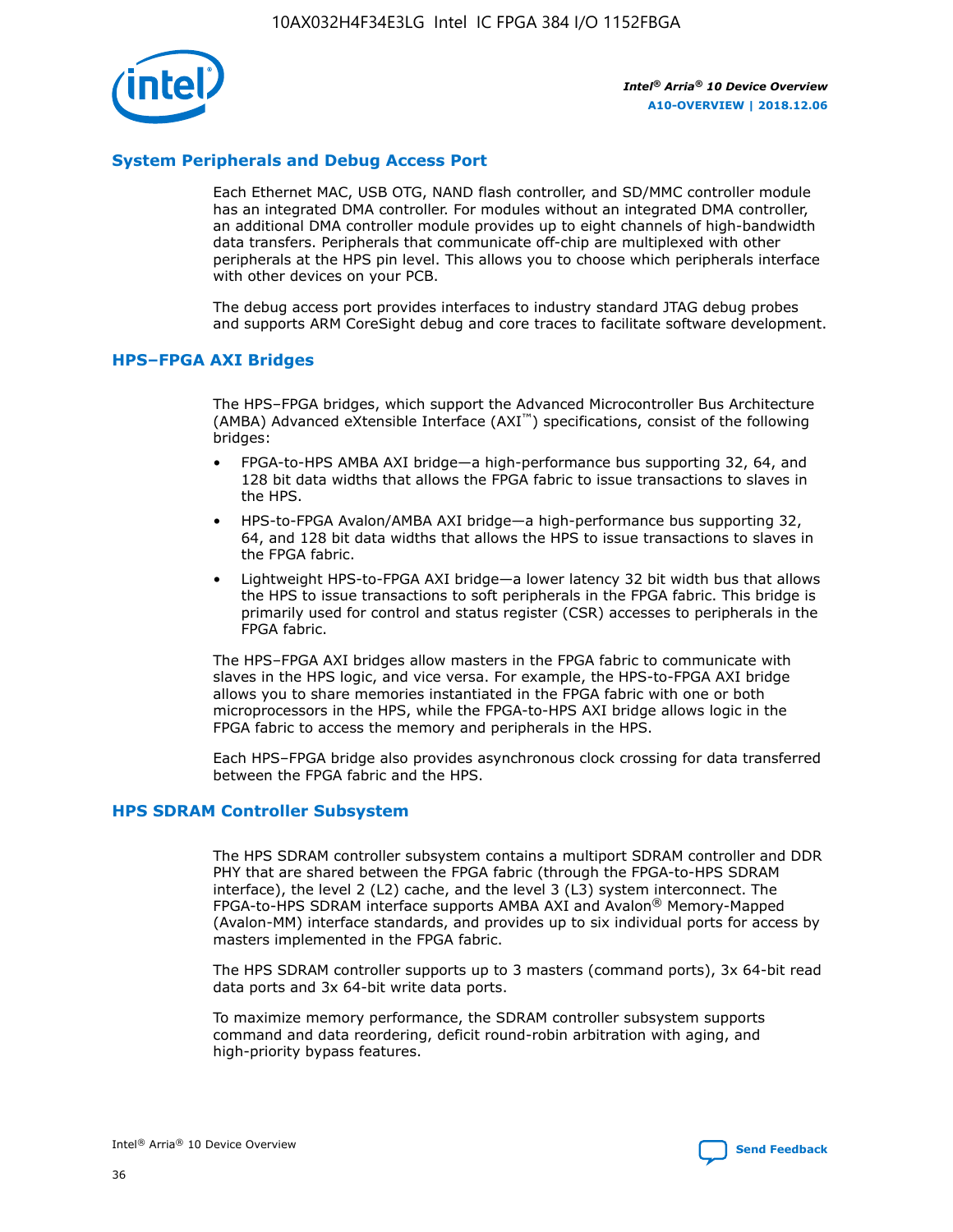## System Peripherals and Debug Access Port

Each Ethernet MAC, USB OTG, NAND flash controller, and SD/MMC controller module has an integrated DMA controller. For modules without an integrated DMA controller, an additional DMA controller module provides up to eight channels of high-bandwidth data transfers. Peripherals that communicate off-chip are multiplexed with other peripherals at the HPS pin level. This allows you to choose which peripherals interface with other devices on your PCB.

The debug access port provides interfaces to industry standard JTAG debug probes and supports ARM CoreSight debug and core traces to facilitate software development.

## HPS–FPGA AXI Bridges

The HPS–FPGA bridges, which support the Advanced Microcontroller Bus Architecture (AMBA) Advanced eXtensible Interface (AXI™) specifications, consist of the following bridges:

- FPGA-to-HPS AMBA AXI bridge—a high-performance bus supporting 32, 64, and 128 bit data widths that allows the FPGA fabric to issue transactions to slaves in the HPS.
- HPS-to-FPGA Avalon/AMBA AXI bridge—a high-performance bus supporting 32, 64, and 128 bit data widths that allows the HPS to issue transactions to slaves in the FPGA fabric.
- Lightweight HPS-to-FPGA AXI bridge—a lower latency 32 bit width bus that allows the HPS to issue transactions to soft peripherals in the FPGA fabric. This bridge is primarily used for control and status register (CSR) accesses to peripherals in the FPGA fabric.

The HPS–FPGA AXI bridges allow masters in the FPGA fabric to communicate with slaves in the HPS logic, and vice versa. For example, the HPS-to-FPGA AXI bridge allows you to share memories instantiated in the FPGA fabric with one or both microprocessors in the HPS, while the FPGA-to-HPS AXI bridge allows logic in the FPGA fabric to access the memory and peripherals in the HPS.

Each HPS–FPGA bridge also provides asynchronous clock crossing for data transferred between the FPGA fabric and the HPS.

## HPS SDRAM Controller Subsystem

The HPS SDRAM controller subsystem contains a multiport SDRAM controller and DDR PHY that are shared between the FPGA fabric (through the FPGA-to-HPS SDRAM interface), the level 2 (L2) cache, and the level 3 (L3) system interconnect. The FPGA-to-HPS SDRAM interface supports AMBA AXI and Avalon® Memory-Mapped (Avalon-MM) interface standards, and provides up to six individual ports for access by masters implemented in the FPGA fabric.

The HPS SDRAM controller supports up to 3 masters (command ports), 3x 64-bit read data ports and 3x 64-bit write data ports.

To maximize memory performance, the SDRAM controller subsystem supports command and data reordering, deficit round-robin arbitration with aging, and high-priority bypass features.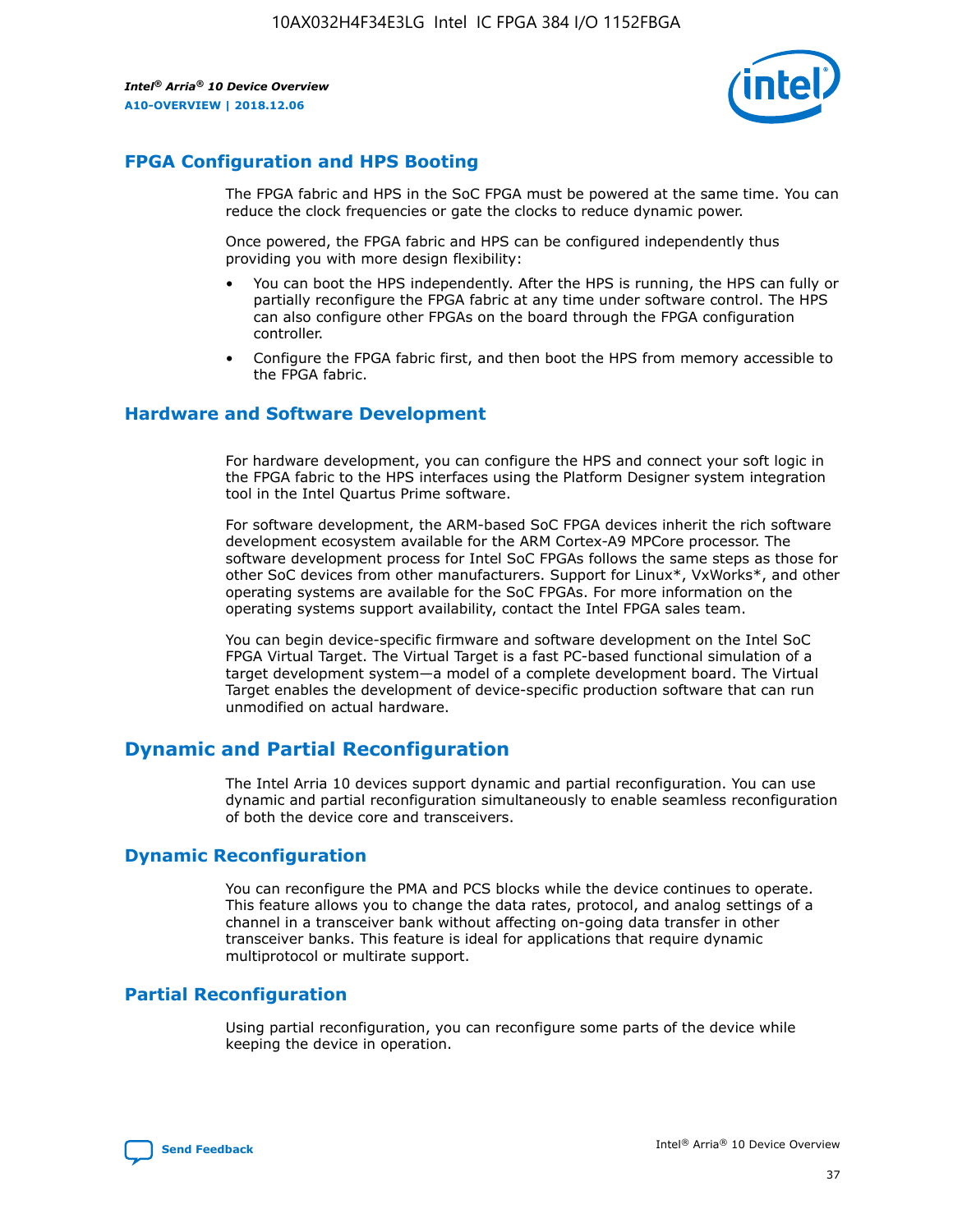## FPGA Configuration and HPS Booting

The FPGA fabric and HPS in the SoC FPGA must be powered at the same time. You can reduce the clock frequencies or gate the clocks to reduce dynamic power.

Once powered, the FPGA fabric and HPS can be configured independently thus providing you with more design flexibility:

- You can boot the HPS independently. After the HPS is running, the HPS can fully or partially reconfigure the FPGA fabric at any time under software control. The HPS can also configure other FPGAs on the board through the FPGA configuration controller.
- Configure the FPGA fabric first, and then boot the HPS from memory accessible to the FPGA fabric.

## Hardware and Software Development

For hardware development, you can configure the HPS and connect your soft logic in the FPGA fabric to the HPS interfaces using the Platform Designer system integration tool in the Intel Quartus Prime software.

For software development, the ARM-based SoC FPGA devices inherit the rich software development ecosystem available for the ARM Cortex-A9 MPCore processor. The software development process for Intel SoC FPGAs follows the same steps as those for other SoC devices from other manufacturers. Support for Linux*, VxWorks*, and other operating systems are available for the SoC FPGAs. For more information on the operating systems support availability, contact the Intel FPGA sales team.

You can begin device-specific firmware and software development on the Intel SoC FPGA Virtual Target. The Virtual Target is a fast PC-based functional simulation of a target development system—a model of a complete development board. The Virtual Target enables the development of device-specific production software that can run unmodified on actual hardware.

# Dynamic and Partial Reconfiguration

The Intel Arria 10 devices support dynamic and partial reconfiguration. You can use dynamic and partial reconfiguration simultaneously to enable seamless reconfiguration of both the device core and transceivers.

## Dynamic Reconfiguration

You can reconfigure the PMA and PCS blocks while the device continues to operate. This feature allows you to change the data rates, protocol, and analog settings of a channel in a transceiver bank without affecting on-going data transfer in other transceiver banks. This feature is ideal for applications that require dynamic multiprotocol or multirate support.

## Partial Reconfiguration

Using partial reconfiguration, you can reconfigure some parts of the device while keeping the device in operation.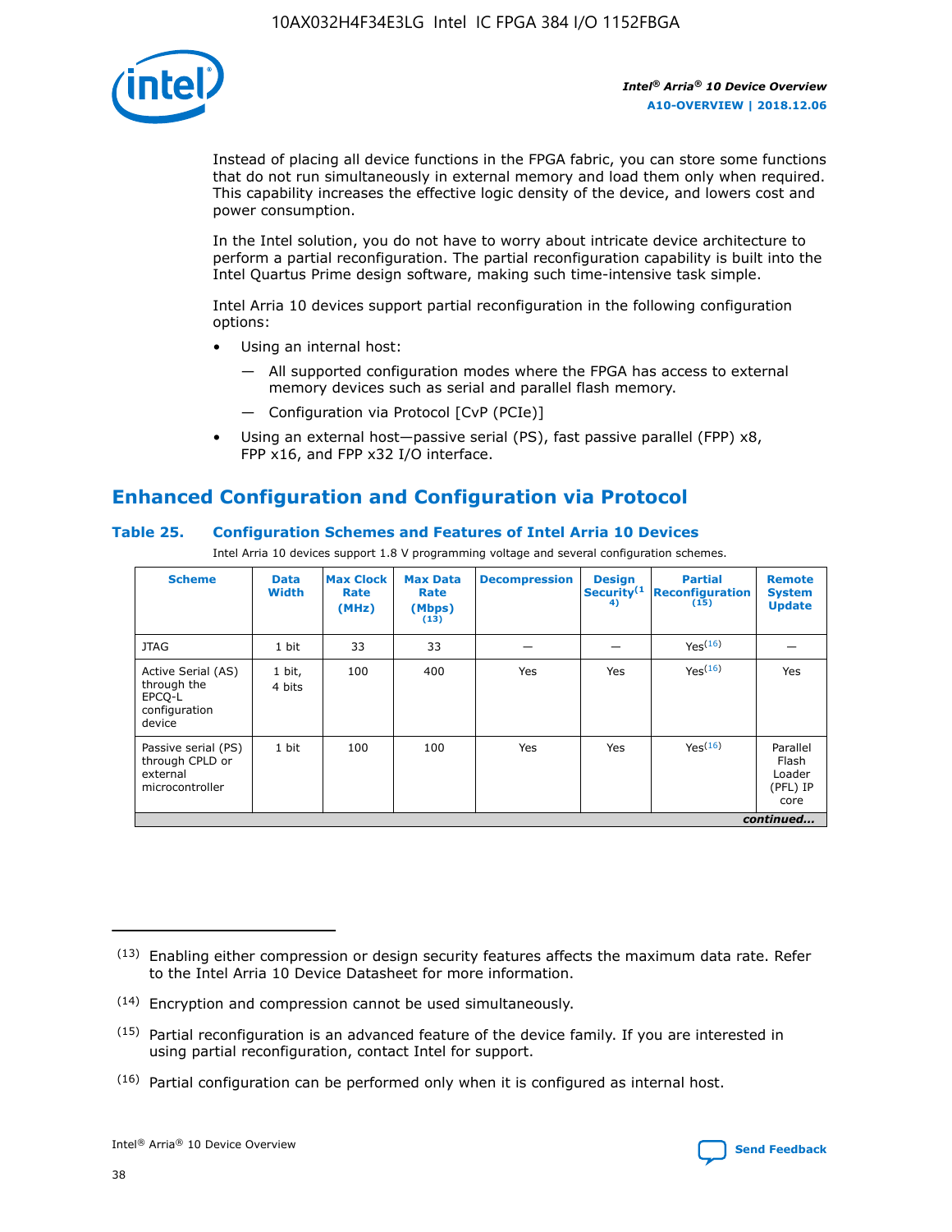Instead of placing all device functions in the FPGA fabric, you can store some functions that do not run simultaneously in external memory and load them only when required. This capability increases the effective logic density of the device, and lowers cost and power consumption.

In the Intel solution, you do not have to worry about intricate device architecture to perform a partial reconfiguration. The partial reconfiguration capability is built into the Intel Quartus Prime design software, making such time-intensive task simple.

Intel Arria 10 devices support partial reconfiguration in the following configuration options:

- Using an internal host:
  - All supported configuration modes where the FPGA has access to external memory devices such as serial and parallel flash memory.
  - Configuration via Protocol [CvP (PCIe)]
- Using an external host—passive serial (PS), fast passive parallel (FPP) x8, FPP x16, and FPP x32 I/O interface.

## Enhanced Configuration and Configuration via Protocol

### Table 25. Configuration Schemes and Features of Intel Arria 10 Devices

Intel Arria 10 devices support 1.8 V programming voltage and several configuration schemes.

| Scheme | Data Width | Max Clock Rate (MHz) | Max Data Rate (Mbps) [13] | Decompression | Design Security [14] | Partial Reconfiguration [15] | Remote System Update |
|---|---|---|---|---|---|---|---|
| JTAG | 1 bit | 33 | 33 | — | — | Yes [16] | — |
| Active Serial (AS) through the EPCQ-L configuration device | 1 bit, 4 bits | 100 | 400 | Yes | Yes | Yes [16] | Yes |
| Passive serial (PS) through CPLD or external microcontroller | 1 bit | 100 | 100 | Yes | Yes | Yes [16] | Parallel Flash Loader (PFL) IP core |

*continued...*

(13) Enabling either compression or design security features affects the maximum data rate. Refer to the Intel Arria 10 Device Datasheet for more information.

(14) Encryption and compression cannot be used simultaneously.

(15) Partial reconfiguration is an advanced feature of the device family. If you are interested in using partial reconfiguration, contact Intel for support.

(16) Partial configuration can be performed only when it is configured as internal host.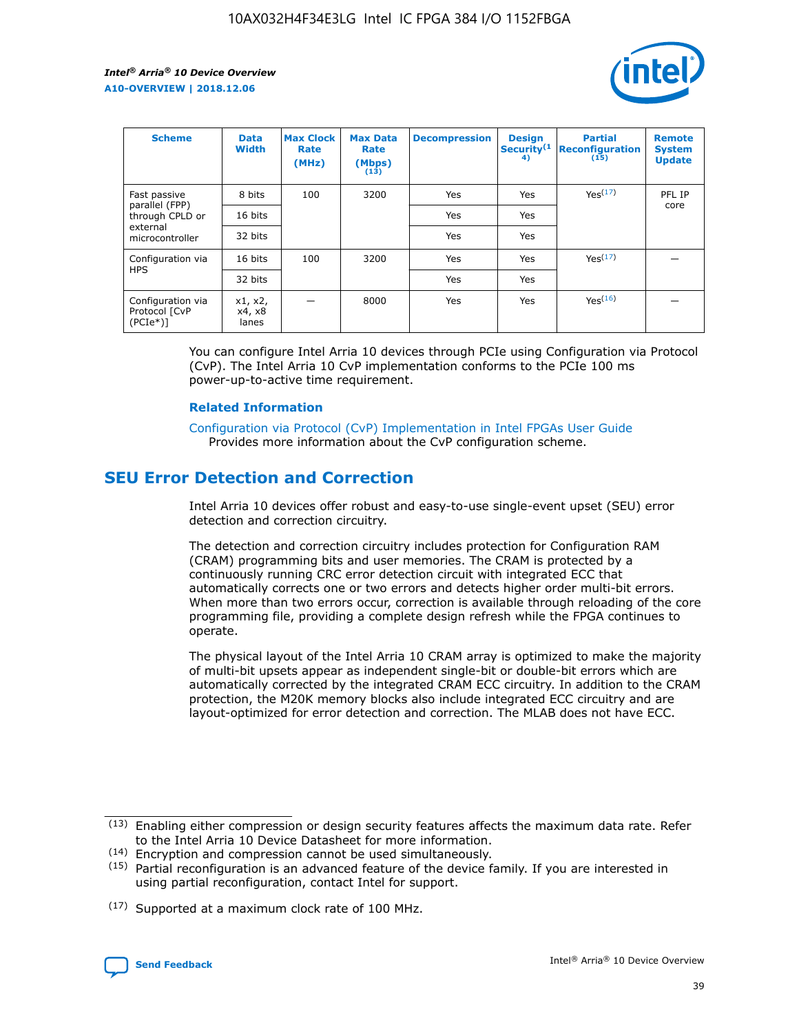| Scheme | Data Width | Max Clock Rate (MHz) | Max Data Rate (Mbps) (13) | Decompression | Design Security(14) | Partial Reconfiguration (15) | Remote System Update |
|---|---|---|---|---|---|---|---|
| Fast passive parallel (FPP) through CPLD or external microcontroller | 8 bits | 100 | 3200 | Yes | Yes | Yes(17) | PFL IP core |
| | 16 bits | | | Yes | Yes | | |
| | 32 bits | | | Yes | Yes | | |
| Configuration via HPS | 16 bits | 100 | 3200 | Yes | Yes | Yes(17) | — |
| | 32 bits | | | Yes | Yes | | |
| Configuration via Protocol [CvP (PCIe*)] | x1, x2, x4, x8 lanes | — | 8000 | Yes | Yes | Yes(16) | — |

You can configure Intel Arria 10 devices through PCIe using Configuration via Protocol (CvP). The Intel Arria 10 CvP implementation conforms to the PCIe 100 ms power-up-to-active time requirement.

**Related Information**

Configuration via Protocol (CvP) Implementation in Intel FPGAs User Guide
Provides more information about the CvP configuration scheme.

## SEU Error Detection and Correction

Intel Arria 10 devices offer robust and easy-to-use single-event upset (SEU) error detection and correction circuitry.

The detection and correction circuitry includes protection for Configuration RAM (CRAM) programming bits and user memories. The CRAM is protected by a continuously running CRC error detection circuit with integrated ECC that automatically corrects one or two errors and detects higher order multi-bit errors. When more than two errors occur, correction is available through reloading of the core programming file, providing a complete design refresh while the FPGA continues to operate.

The physical layout of the Intel Arria 10 CRAM array is optimized to make the majority of multi-bit upsets appear as independent single-bit or double-bit errors which are automatically corrected by the integrated CRAM ECC circuitry. In addition to the CRAM protection, the M20K memory blocks also include integrated ECC circuitry and are layout-optimized for error detection and correction. The MLAB does not have ECC.

(13) Enabling either compression or design security features affects the maximum data rate. Refer to the Intel Arria 10 Device Datasheet for more information.

(14) Encryption and compression cannot be used simultaneously.

(15) Partial reconfiguration is an advanced feature of the device family. If you are interested in using partial reconfiguration, contact Intel for support.

(17) Supported at a maximum clock rate of 100 MHz.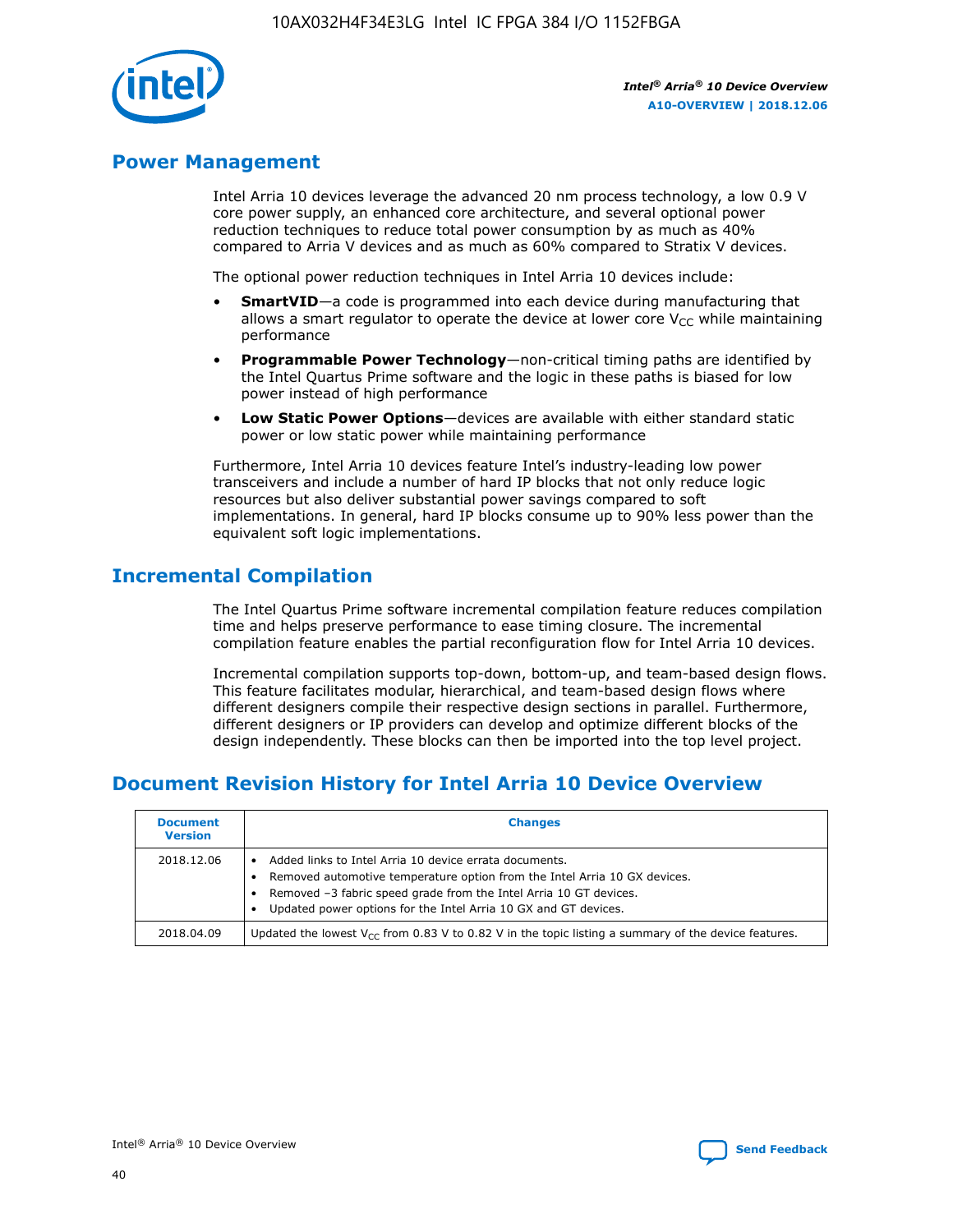## Power Management

Intel Arria 10 devices leverage the advanced 20 nm process technology, a low 0.9 V core power supply, an enhanced core architecture, and several optional power reduction techniques to reduce total power consumption by as much as 40% compared to Arria V devices and as much as 60% compared to Stratix V devices.

The optional power reduction techniques in Intel Arria 10 devices include:

- **SmartVID**—a code is programmed into each device during manufacturing that allows a smart regulator to operate the device at lower core $V_{CC}$ while maintaining performance
- **Programmable Power Technology**—non-critical timing paths are identified by the Intel Quartus Prime software and the logic in these paths is biased for low power instead of high performance
- **Low Static Power Options**—devices are available with either standard static power or low static power while maintaining performance

Furthermore, Intel Arria 10 devices feature Intel's industry-leading low power transceivers and include a number of hard IP blocks that not only reduce logic resources but also deliver substantial power savings compared to soft implementations. In general, hard IP blocks consume up to 90% less power than the equivalent soft logic implementations.

## Incremental Compilation

The Intel Quartus Prime software incremental compilation feature reduces compilation time and helps preserve performance to ease timing closure. The incremental compilation feature enables the partial reconfiguration flow for Intel Arria 10 devices.

Incremental compilation supports top-down, bottom-up, and team-based design flows. This feature facilitates modular, hierarchical, and team-based design flows where different designers compile their respective design sections in parallel. Furthermore, different designers or IP providers can develop and optimize different blocks of the design independently. These blocks can then be imported into the top level project.

## Document Revision History for Intel Arria 10 Device Overview

| Document Version | Changes |
| --- | --- |
| 2018.12.06 | • Added links to Intel Arria 10 device errata documents.<br>• Removed automotive temperature option from the Intel Arria 10 GX devices.<br>• Removed –3 fabric speed grade from the Intel Arria 10 GT devices.<br>• Updated power options for the Intel Arria 10 GX and GT devices. |
| 2018.04.09 | Updated the lowest $V_{CC}$ from 0.83 V to 0.82 V in the topic listing a summary of the device features. |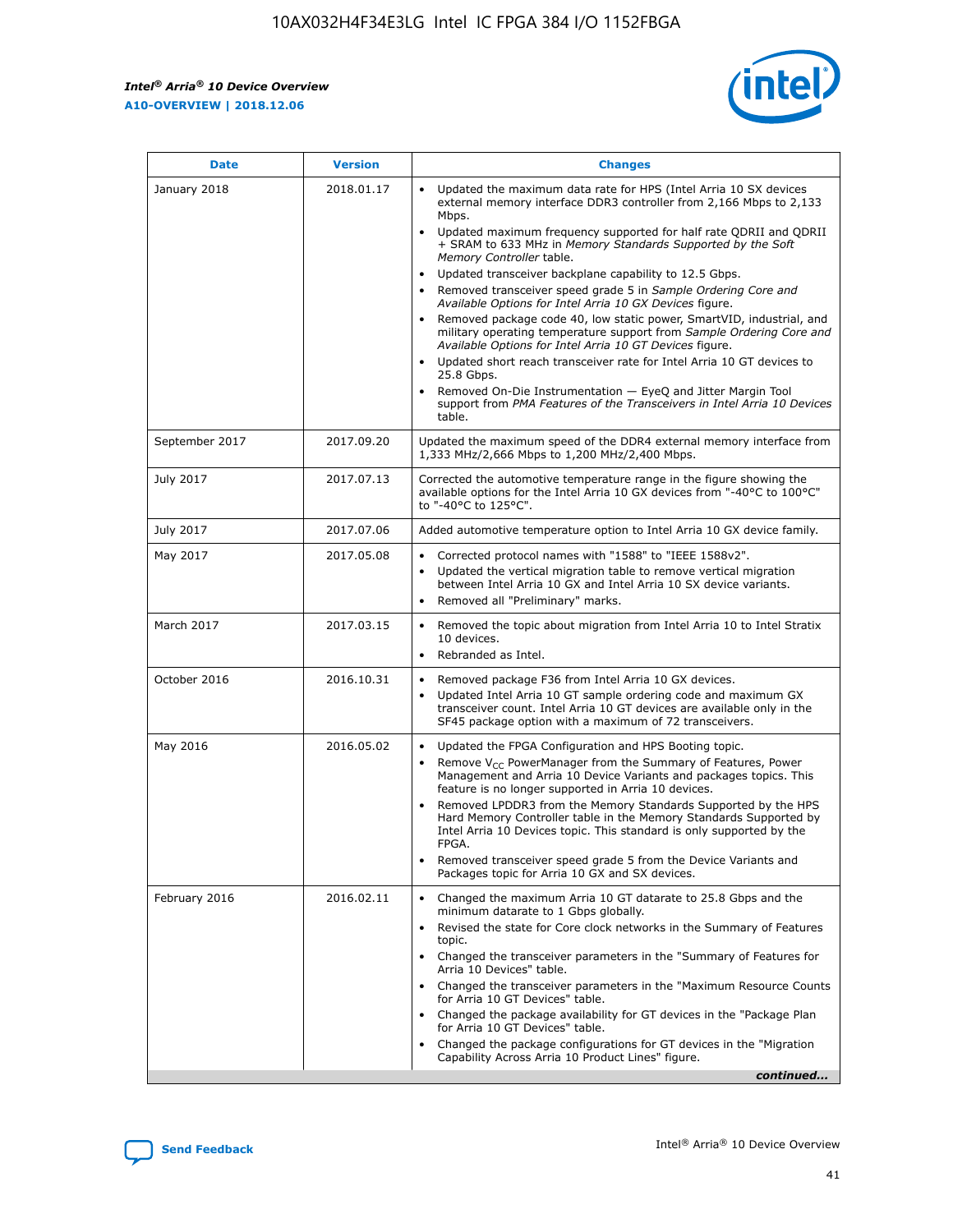| Date | Version | Changes |
| --- | --- | --- |
| January 2018 | 2018.01.17 | • Updated the maximum data rate for HPS (Intel Arria 10 SX devices external memory interface DDR3 controller from 2,166 Mbps to 2,133 Mbps.<br>• Updated maximum frequency supported for half rate QDRII and QDRII + SRAM to 633 MHz in *Memory Standards Supported by the Soft Memory Controller* table.<br>• Updated transceiver backplane capability to 12.5 Gbps.<br>• Removed transceiver speed grade 5 in *Sample Ordering Core and Available Options for Intel Arria 10 GX Devices* figure.<br>• Removed package code 40, low static power, SmartVID, industrial, and military operating temperature support from *Sample Ordering Core and Available Options for Intel Arria 10 GT Devices* figure.<br>• Updated short reach transceiver rate for Intel Arria 10 GT devices to 25.8 Gbps.<br>• Removed On-Die Instrumentation — EyeQ and Jitter Margin Tool support from *PMA Features of the Transceivers in Intel Arria 10 Devices* table. |
| September 2017 | 2017.09.20 | Updated the maximum speed of the DDR4 external memory interface from 1,333 MHz/2,666 Mbps to 1,200 MHz/2,400 Mbps. |
| July 2017 | 2017.07.13 | Corrected the automotive temperature range in the figure showing the available options for the Intel Arria 10 GX devices from "-40°C to 100°C" to "-40°C to 125°C". |
| July 2017 | 2017.07.06 | Added automotive temperature option to Intel Arria 10 GX device family. |
| May 2017 | 2017.05.08 | • Corrected protocol names with "1588" to "IEEE 1588v2".<br>• Updated the vertical migration table to remove vertical migration between Intel Arria 10 GX and Intel Arria 10 SX device variants.<br>• Removed all "Preliminary" marks. |
| March 2017 | 2017.03.15 | • Removed the topic about migration from Intel Arria 10 to Intel Stratix 10 devices.<br>• Rebranded as Intel. |
| October 2016 | 2016.10.31 | • Removed package F36 from Intel Arria 10 GX devices.<br>• Updated Intel Arria 10 GT sample ordering code and maximum GX transceiver count. Intel Arria 10 GT devices are available only in the SF45 package option with a maximum of 72 transceivers. |
| May 2016 | 2016.05.02 | • Updated the FPGA Configuration and HPS Booting topic.<br>• Remove $V_{CC}$ PowerManager from the Summary of Features, Power Management and Arria 10 Device Variants and packages topics. This feature is no longer supported in Arria 10 devices.<br>• Removed LPDDR3 from the Memory Standards Supported by the HPS Hard Memory Controller table in the Memory Standards Supported by Intel Arria 10 Devices topic. This standard is only supported by the FPGA.<br>• Removed transceiver speed grade 5 from the Device Variants and Packages topic for Arria 10 GX and SX devices. |
| February 2016 | 2016.02.11 | • Changed the maximum Arria 10 GT datarate to 25.8 Gbps and the minimum datarate to 1 Gbps globally.<br>• Revised the state for Core clock networks in the Summary of Features topic.<br>• Changed the transceiver parameters in the "Summary of Features for Arria 10 Devices" table.<br>• Changed the transceiver parameters in the "Maximum Resource Counts for Arria 10 GT Devices" table.<br>• Changed the package availability for GT devices in the "Package Plan for Arria 10 GT Devices" table.<br>• Changed the package configurations for GT devices in the "Migration Capability Across Arria 10 Product Lines" figure. |

*continued...*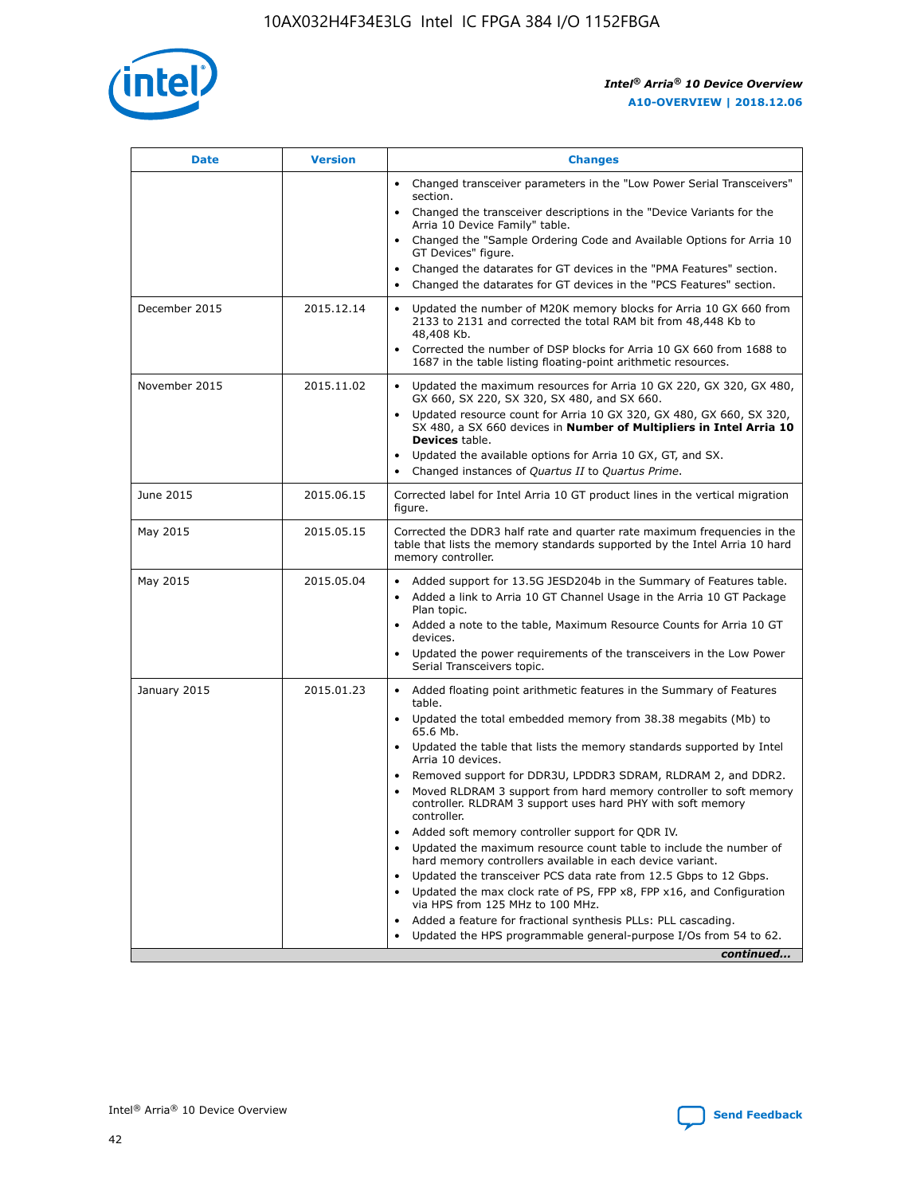| Date | Version | Changes |
| --- | --- | --- |
| | | • Changed transceiver parameters in the "Low Power Serial Transceivers" section.<br>• Changed the transceiver descriptions in the "Device Variants for the Arria 10 Device Family" table.<br>• Changed the "Sample Ordering Code and Available Options for Arria 10 GT Devices" figure.<br>• Changed the datarates for GT devices in the "PMA Features" section.<br>• Changed the datarates for GT devices in the "PCS Features" section. |
| December 2015 | 2015.12.14 | • Updated the number of M20K memory blocks for Arria 10 GX 660 from 2133 to 2131 and corrected the total RAM bit from 48,448 Kb to 48,408 Kb.<br>• Corrected the number of DSP blocks for Arria 10 GX 660 from 1688 to 1687 in the table listing floating-point arithmetic resources. |
| November 2015 | 2015.11.02 | • Updated the maximum resources for Arria 10 GX 220, GX 320, GX 480, GX 660, SX 220, SX 320, SX 480, and SX 660.<br>• Updated resource count for Arria 10 GX 320, GX 480, GX 660, SX 320, SX 480, a SX 660 devices in **Number of Multipliers in Intel Arria 10 Devices** table.<br>• Updated the available options for Arria 10 GX, GT, and SX.<br>• Changed instances of *Quartus II* to *Quartus Prime*. |
| June 2015 | 2015.06.15 | Corrected label for Intel Arria 10 GT product lines in the vertical migration figure. |
| May 2015 | 2015.05.15 | Corrected the DDR3 half rate and quarter rate maximum frequencies in the table that lists the memory standards supported by the Intel Arria 10 hard memory controller. |
| May 2015 | 2015.05.04 | • Added support for 13.5G JESD204b in the Summary of Features table.<br>• Added a link to Arria 10 GT Channel Usage in the Arria 10 GT Package Plan topic.<br>• Added a note to the table, Maximum Resource Counts for Arria 10 GT devices.<br>• Updated the power requirements of the transceivers in the Low Power Serial Transceivers topic. |
| January 2015 | 2015.01.23 | • Added floating point arithmetic features in the Summary of Features table.<br>• Updated the total embedded memory from 38.38 megabits (Mb) to 65.6 Mb.<br>• Updated the table that lists the memory standards supported by Intel Arria 10 devices.<br>• Removed support for DDR3U, LPDDR3 SDRAM, RLDRAM 2, and DDR2.<br>• Moved RLDRAM 3 support from hard memory controller to soft memory controller. RLDRAM 3 support uses hard PHY with soft memory controller.<br>• Added soft memory controller support for QDR IV.<br>• Updated the maximum resource count table to include the number of hard memory controllers available in each device variant.<br>• Updated the transceiver PCS data rate from 12.5 Gbps to 12 Gbps.<br>• Updated the max clock rate of PS, FPP x8, FPP x16, and Configuration via HPS from 125 MHz to 100 MHz.<br>• Added a feature for fractional synthesis PLLs: PLL cascading.<br>• Updated the HPS programmable general-purpose I/Os from 54 to 62. |

*continued...*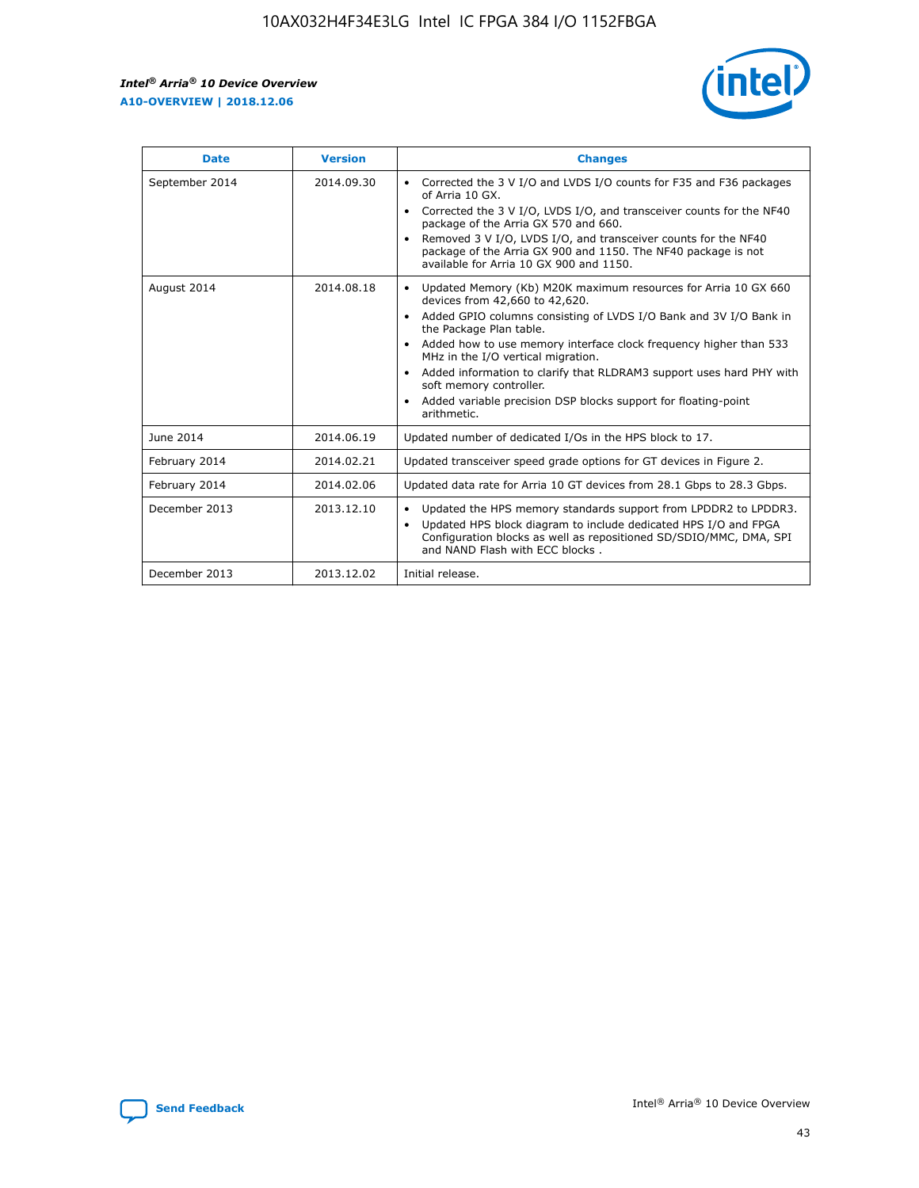| Date | Version | Changes |
| --- | --- | --- |
| September 2014 | 2014.09.30 | • Corrected the 3 V I/O and LVDS I/O counts for F35 and F36 packages of Arria 10 GX.<br>• Corrected the 3 V I/O, LVDS I/O, and transceiver counts for the NF40 package of the Arria GX 570 and 660.<br>• Removed 3 V I/O, LVDS I/O, and transceiver counts for the NF40 package of the Arria GX 900 and 1150. The NF40 package is not available for Arria 10 GX 900 and 1150. |
| August 2014 | 2014.08.18 | • Updated Memory (Kb) M20K maximum resources for Arria 10 GX 660 devices from 42,660 to 42,620.<br>• Added GPIO columns consisting of LVDS I/O Bank and 3V I/O Bank in the Package Plan table.<br>• Added how to use memory interface clock frequency higher than 533 MHz in the I/O vertical migration.<br>• Added information to clarify that RLDRAM3 support uses hard PHY with soft memory controller.<br>• Added variable precision DSP blocks support for floating-point arithmetic. |
| June 2014 | 2014.06.19 | Updated number of dedicated I/Os in the HPS block to 17. |
| February 2014 | 2014.02.21 | Updated transceiver speed grade options for GT devices in Figure 2. |
| February 2014 | 2014.02.06 | Updated data rate for Arria 10 GT devices from 28.1 Gbps to 28.3 Gbps. |
| December 2013 | 2013.12.10 | • Updated the HPS memory standards support from LPDDR2 to LPDDR3.<br>• Updated HPS block diagram to include dedicated HPS I/O and FPGA Configuration blocks as well as repositioned SD/SDIO/MMC, DMA, SPI and NAND Flash with ECC blocks . |
| December 2013 | 2013.12.02 | Initial release. |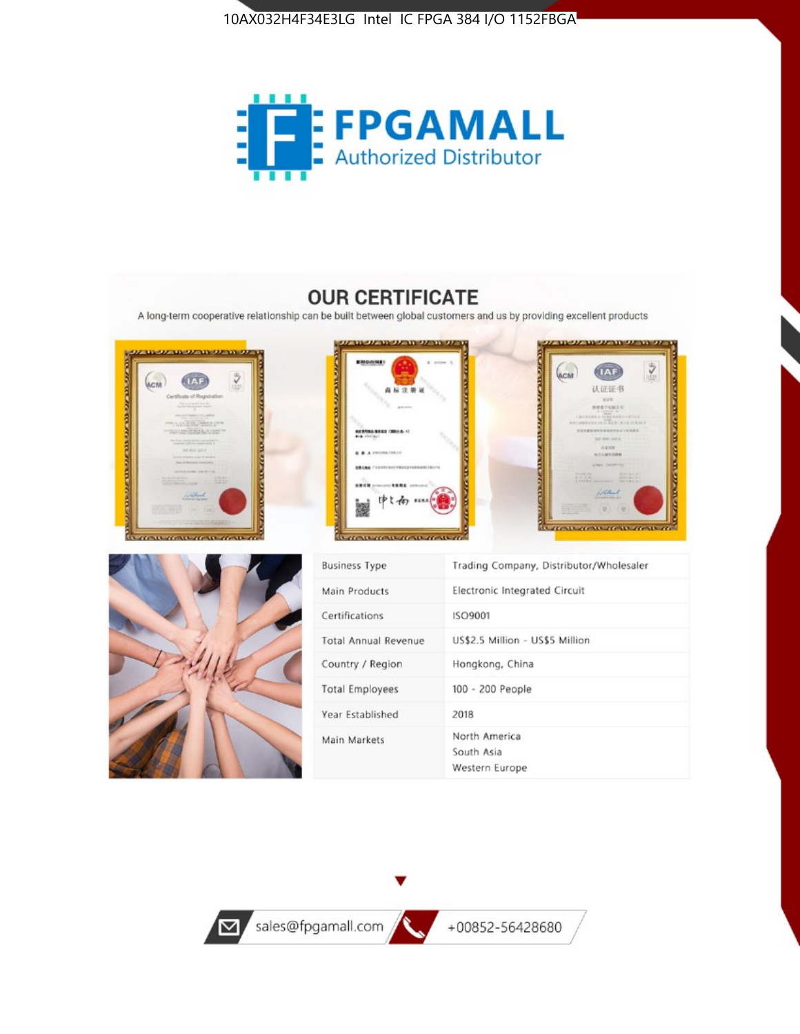FPGAMALL

Authorized Distributor

## OUR CERTIFICATE

A long-term cooperative relationship can be built between global customers and us by providing excellent products

| | |
|---|---|
| Business Type | Trading Company, Distributor/Wholesaler |
| Main Products | Electronic Integrated Circuit |
| Certifications | ISO9001 |
| Total Annual Revenue | US$2.5 Million - US$5 Million |
| Country / Region | Hongkong, China |
| Total Employees | 100 - 200 People |
| Year Established | 2018 |
| Main Markets | North America<br>South Asia<br>Western Europe |

sales@fpgamall.com

+00852-56428680